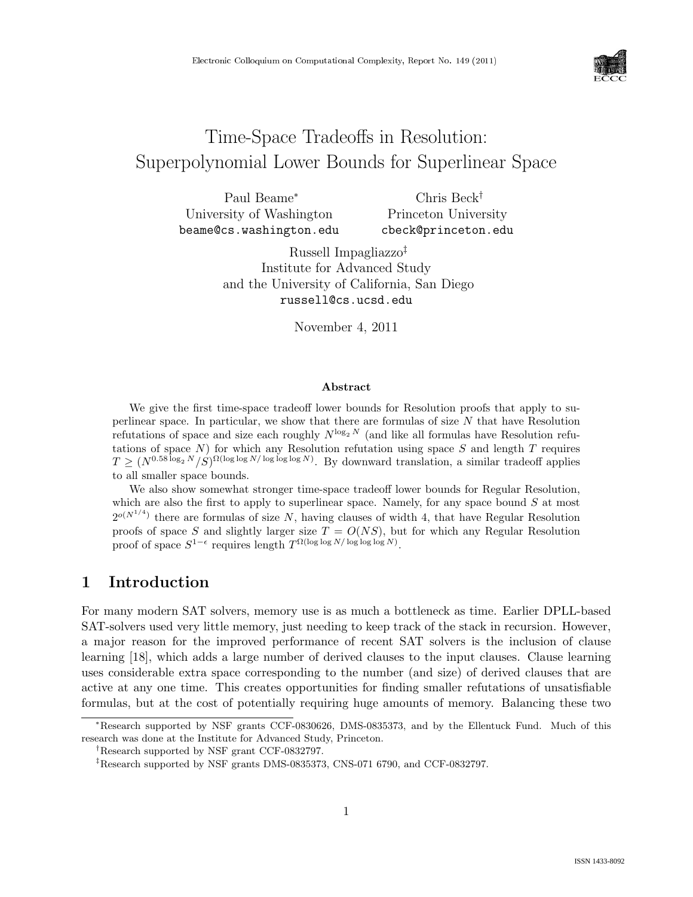# Time-Space Tradeoffs in Resolution: Superpolynomial Lower Bounds for Superlinear Space

Paul Beame*
University of Washington
beame@cs.washington.edu

Chris Beck†
Princeton University
cbeck@princeton.edu

Russell Impagliazzo‡
Institute for Advanced Study
and the University of California, San Diego
russell@cs.ucsd.edu

November 4, 2011

### Abstract

We give the first time-space tradeoff lower bounds for Resolution proofs that apply to superlinear space. In particular, we show that there are formulas of size $N$ that have Resolution refutations of space and size each roughly $N^{\log_2 N}$ (and like all formulas have Resolution refutations of space $N$) for which any Resolution refutation using space $S$ and length $T$ requires $T \geq (N^{0.58 \log_2 N}/S)^{\Omega(\log \log N/ \log \log \log N)}$. By downward translation, a similar tradeoff applies to all smaller space bounds.

We also show somewhat stronger time-space tradeoff lower bounds for Regular Resolution, which are also the first to apply to superlinear space. Namely, for any space bound $S$ at most $2^{o(N^{1/4})}$ there are formulas of size $N$, having clauses of width 4, that have Regular Resolution proofs of space $S$ and slightly larger size $T = O(NS)$, but for which any Regular Resolution proof of space $S^{1-\epsilon}$ requires length $T^{\Omega(\log \log N/ \log \log \log N)}$.

## 1 Introduction

For many modern SAT solvers, memory use is as much a bottleneck as time. Earlier DPLL-based SAT-solvers used very little memory, just needing to keep track of the stack in recursion. However, a major reason for the improved performance of recent SAT solvers is the inclusion of clause learning [18], which adds a large number of derived clauses to the input clauses. Clause learning uses considerable extra space corresponding to the number (and size) of derived clauses that are active at any one time. This creates opportunities for finding smaller refutations of unsatisfiable formulas, but at the cost of potentially requiring huge amounts of memory. Balancing these two

*Research supported by NSF grants CCF-0830626, DMS-0835373, and by the Ellentuck Fund. Much of this research was done at the Institute for Advanced Study, Princeton.

†Research supported by NSF grant CCF-0832797.

‡Research supported by NSF grants DMS-0835373, CNS-071 6790, and CCF-0832797.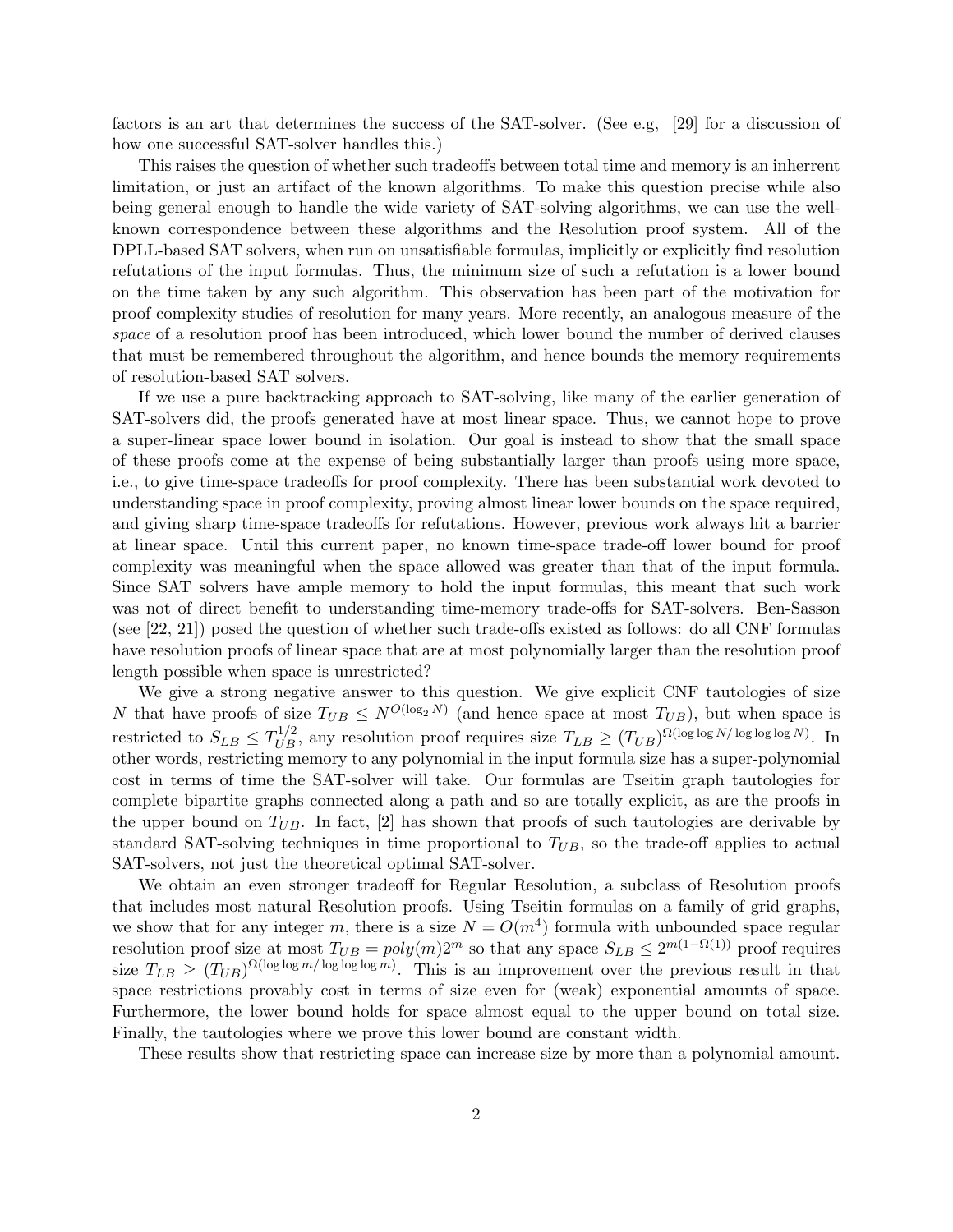factors is an art that determines the success of the SAT-solver. (See e.g, [29] for a discussion of how one successful SAT-solver handles this.)

This raises the question of whether such tradeoffs between total time and memory is an inherrent limitation, or just an artifact of the known algorithms. To make this question precise while also being general enough to handle the wide variety of SAT-solving algorithms, we can use the well-known correspondence between these algorithms and the Resolution proof system. All of the DPLL-based SAT solvers, when run on unsatisfiable formulas, implicitly or explicitly find resolution refutations of the input formulas. Thus, the minimum size of such a refutation is a lower bound on the time taken by any such algorithm. This observation has been part of the motivation for proof complexity studies of resolution for many years. More recently, an analogous measure of the *space* of a resolution proof has been introduced, which lower bound the number of derived clauses that must be remembered throughout the algorithm, and hence bounds the memory requirements of resolution-based SAT solvers.

If we use a pure backtracking approach to SAT-solving, like many of the earlier generation of SAT-solvers did, the proofs generated have at most linear space. Thus, we cannot hope to prove a super-linear space lower bound in isolation. Our goal is instead to show that the small space of these proofs come at the expense of being substantially larger than proofs using more space, i.e., to give time-space tradeoffs for proof complexity. There has been substantial work devoted to understanding space in proof complexity, proving almost linear lower bounds on the space required, and giving sharp time-space tradeoffs for refutations. However, previous work always hit a barrier at linear space. Until this current paper, no known time-space trade-off lower bound for proof complexity was meaningful when the space allowed was greater than that of the input formula. Since SAT solvers have ample memory to hold the input formulas, this meant that such work was not of direct benefit to understanding time-memory trade-offs for SAT-solvers. Ben-Sasson (see [22, 21]) posed the question of whether such trade-offs existed as follows: do all CNF formulas have resolution proofs of linear space that are at most polynomially larger than the resolution proof length possible when space is unrestricted?

We give a strong negative answer to this question. We give explicit CNF tautologies of size $N$ that have proofs of size $T_{UB} \leq N^{O(\log_2 N)}$ (and hence space at most $T_{UB}$), but when space is restricted to $S_{LB} \leq T_{UB}^{1/2}$, any resolution proof requires size $T_{LB} \geq (T_{UB})^{\Omega(\log\log N/\log\log\log N)}$. In other words, restricting memory to any polynomial in the input formula size has a super-polynomial cost in terms of time the SAT-solver will take. Our formulas are Tseitin graph tautologies for complete bipartite graphs connected along a path and so are totally explicit, as are the proofs in the upper bound on $T_{UB}$. In fact, [2] has shown that proofs of such tautologies are derivable by standard SAT-solving techniques in time proportional to $T_{UB}$, so the trade-off applies to actual SAT-solvers, not just the theoretical optimal SAT-solver.

We obtain an even stronger tradeoff for Regular Resolution, a subclass of Resolution proofs that includes most natural Resolution proofs. Using Tseitin formulas on a family of grid graphs, we show that for any integer $m$, there is a size $N = O(m^4)$ formula with unbounded space regular resolution proof size at most $T_{UB} = poly(m)2^m$ so that any space $S_{LB} \leq 2^{m(1-\Omega(1))}$ proof requires size $T_{LB} \geq (T_{UB})^{\Omega(\log\log m/\log\log\log m)}$. This is an improvement over the previous result in that space restrictions provably cost in terms of size even for (weak) exponential amounts of space. Furthermore, the lower bound holds for space almost equal to the upper bound on total size. Finally, the tautologies where we prove this lower bound are constant width.

These results show that restricting space can increase size by more than a polynomial amount.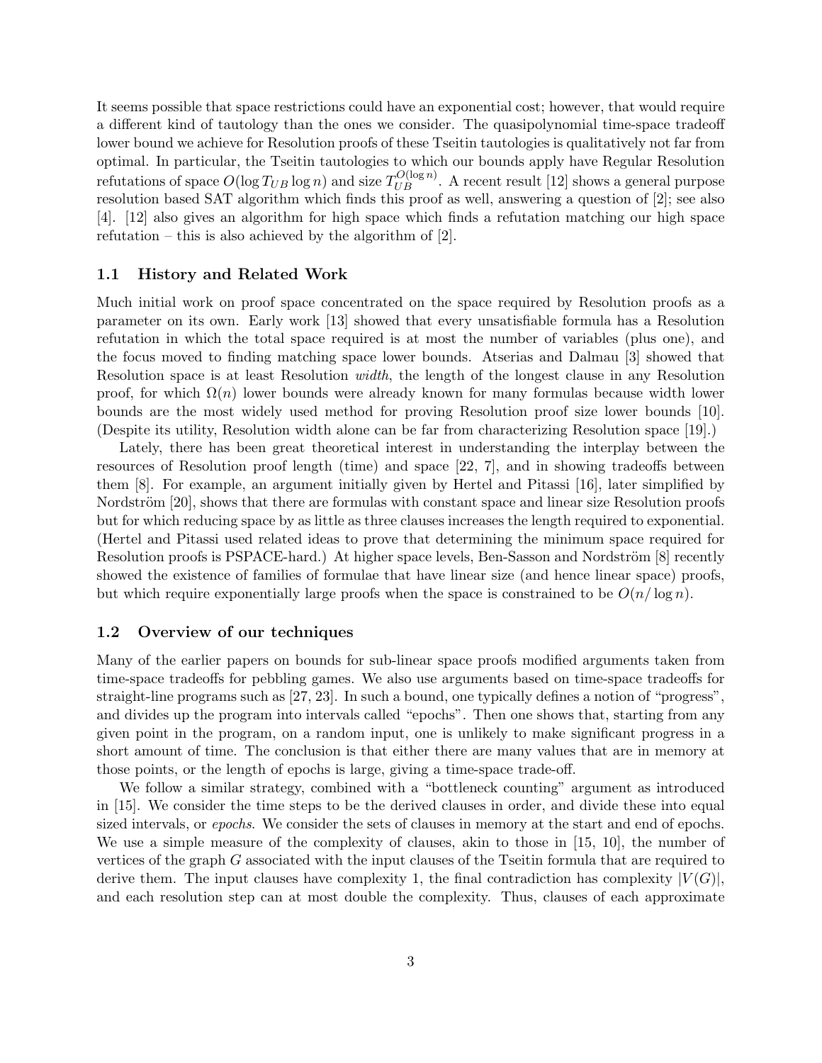It seems possible that space restrictions could have an exponential cost; however, that would require a different kind of tautology than the ones we consider. The quasipolynomial time-space tradeoff lower bound we achieve for Resolution proofs of these Tseitin tautologies is qualitatively not far from optimal. In particular, the Tseitin tautologies to which our bounds apply have Regular Resolution refutations of space $O(\log T_{UB} \log n)$ and size $T_{UB}^{O(\log n)}$. A recent result [12] shows a general purpose resolution based SAT algorithm which finds this proof as well, answering a question of [2]; see also [4]. [12] also gives an algorithm for high space which finds a refutation matching our high space refutation – this is also achieved by the algorithm of [2].

### 1.1 History and Related Work

Much initial work on proof space concentrated on the space required by Resolution proofs as a parameter on its own. Early work [13] showed that every unsatisfiable formula has a Resolution refutation in which the total space required is at most the number of variables (plus one), and the focus moved to finding matching space lower bounds. Atserias and Dalmau [3] showed that Resolution space is at least Resolution *width*, the length of the longest clause in any Resolution proof, for which $\Omega(n)$ lower bounds were already known for many formulas because width lower bounds are the most widely used method for proving Resolution proof size lower bounds [10]. (Despite its utility, Resolution width alone can be far from characterizing Resolution space [19].)

Lately, there has been great theoretical interest in understanding the interplay between the resources of Resolution proof length (time) and space [22, 7], and in showing tradeoffs between them [8]. For example, an argument initially given by Hertel and Pitassi [16], later simplified by Nordström [20], shows that there are formulas with constant space and linear size Resolution proofs but for which reducing space by as little as three clauses increases the length required to exponential. (Hertel and Pitassi used related ideas to prove that determining the minimum space required for Resolution proofs is PSPACE-hard.) At higher space levels, Ben-Sasson and Nordström [8] recently showed the existence of families of formulae that have linear size (and hence linear space) proofs, but which require exponentially large proofs when the space is constrained to be $O(n/\log n)$.

### 1.2 Overview of our techniques

Many of the earlier papers on bounds for sub-linear space proofs modified arguments taken from time-space tradeoffs for pebbling games. We also use arguments based on time-space tradeoffs for straight-line programs such as [27, 23]. In such a bound, one typically defines a notion of "progress", and divides up the program into intervals called "epochs". Then one shows that, starting from any given point in the program, on a random input, one is unlikely to make significant progress in a short amount of time. The conclusion is that either there are many values that are in memory at those points, or the length of epochs is large, giving a time-space trade-off.

We follow a similar strategy, combined with a "bottleneck counting" argument as introduced in [15]. We consider the time steps to be the derived clauses in order, and divide these into equal sized intervals, or *epochs*. We consider the sets of clauses in memory at the start and end of epochs. We use a simple measure of the complexity of clauses, akin to those in [15, 10], the number of vertices of the graph $G$ associated with the input clauses of the Tseitin formula that are required to derive them. The input clauses have complexity 1, the final contradiction has complexity $|V(G)|$, and each resolution step can at most double the complexity. Thus, clauses of each approximate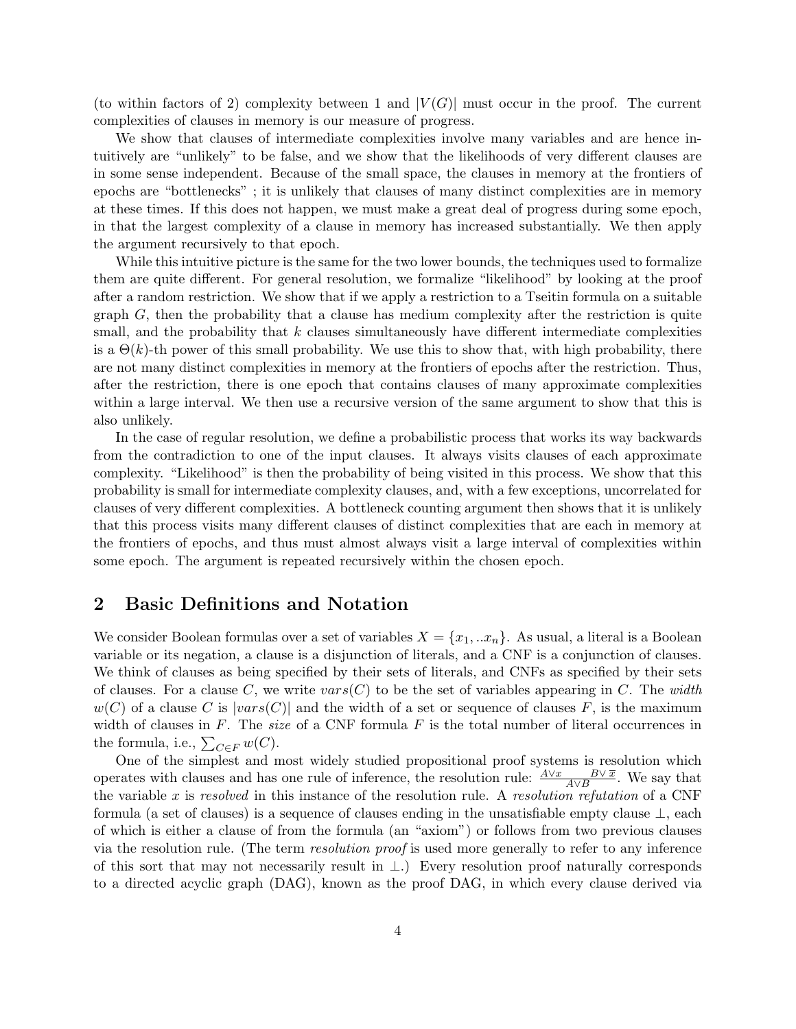(to within factors of 2) complexity between 1 and $|V(G)|$ must occur in the proof. The current complexities of clauses in memory is our measure of progress.

We show that clauses of intermediate complexities involve many variables and are hence intuitively are "unlikely" to be false, and we show that the likelihoods of very different clauses are in some sense independent. Because of the small space, the clauses in memory at the frontiers of epochs are "bottlenecks" ; it is unlikely that clauses of many distinct complexities are in memory at these times. If this does not happen, we must make a great deal of progress during some epoch, in that the largest complexity of a clause in memory has increased substantially. We then apply the argument recursively to that epoch.

While this intuitive picture is the same for the two lower bounds, the techniques used to formalize them are quite different. For general resolution, we formalize "likelihood" by looking at the proof after a random restriction. We show that if we apply a restriction to a Tseitin formula on a suitable graph $G$, then the probability that a clause has medium complexity after the restriction is quite small, and the probability that $k$ clauses simultaneously have different intermediate complexities is a $\Theta(k)$-th power of this small probability. We use this to show that, with high probability, there are not many distinct complexities in memory at the frontiers of epochs after the restriction. Thus, after the restriction, there is one epoch that contains clauses of many approximate complexities within a large interval. We then use a recursive version of the same argument to show that this is also unlikely.

In the case of regular resolution, we define a probabilistic process that works its way backwards from the contradiction to one of the input clauses. It always visits clauses of each approximate complexity. "Likelihood" is then the probability of being visited in this process. We show that this probability is small for intermediate complexity clauses, and, with a few exceptions, uncorrelated for clauses of very different complexities. A bottleneck counting argument then shows that it is unlikely that this process visits many different clauses of distinct complexities that are each in memory at the frontiers of epochs, and thus must almost always visit a large interval of complexities within some epoch. The argument is repeated recursively within the chosen epoch.

## 2 Basic Definitions and Notation

We consider Boolean formulas over a set of variables $X = \{x_1, ..x_n\}$. As usual, a literal is a Boolean variable or its negation, a clause is a disjunction of literals, and a CNF is a conjunction of clauses. We think of clauses as being specified by their sets of literals, and CNFs as specified by their sets of clauses. For a clause $C$, we write $vars(C)$ to be the set of variables appearing in $C$. The *width* $w(C)$ of a clause $C$ is $|vars(C)|$ and the width of a set or sequence of clauses $F$, is the maximum width of clauses in $F$. The *size* of a CNF formula $F$ is the total number of literal occurrences in the formula, i.e., $\sum_{C \in F} w(C)$.

One of the simplest and most widely studied propositional proof systems is resolution which operates with clauses and has one rule of inference, the resolution rule: $\frac{A \vee x \quad B \vee \overline{x}}{A \vee B}$. We say that the variable $x$ is *resolved* in this instance of the resolution rule. A *resolution refutation* of a CNF formula (a set of clauses) is a sequence of clauses ending in the unsatisfiable empty clause $\perp$, each of which is either a clause of from the formula (an "axiom") or follows from two previous clauses via the resolution rule. (The term *resolution proof* is used more generally to refer to any inference of this sort that may not necessarily result in $\perp$.) Every resolution proof naturally corresponds to a directed acyclic graph (DAG), known as the proof DAG, in which every clause derived via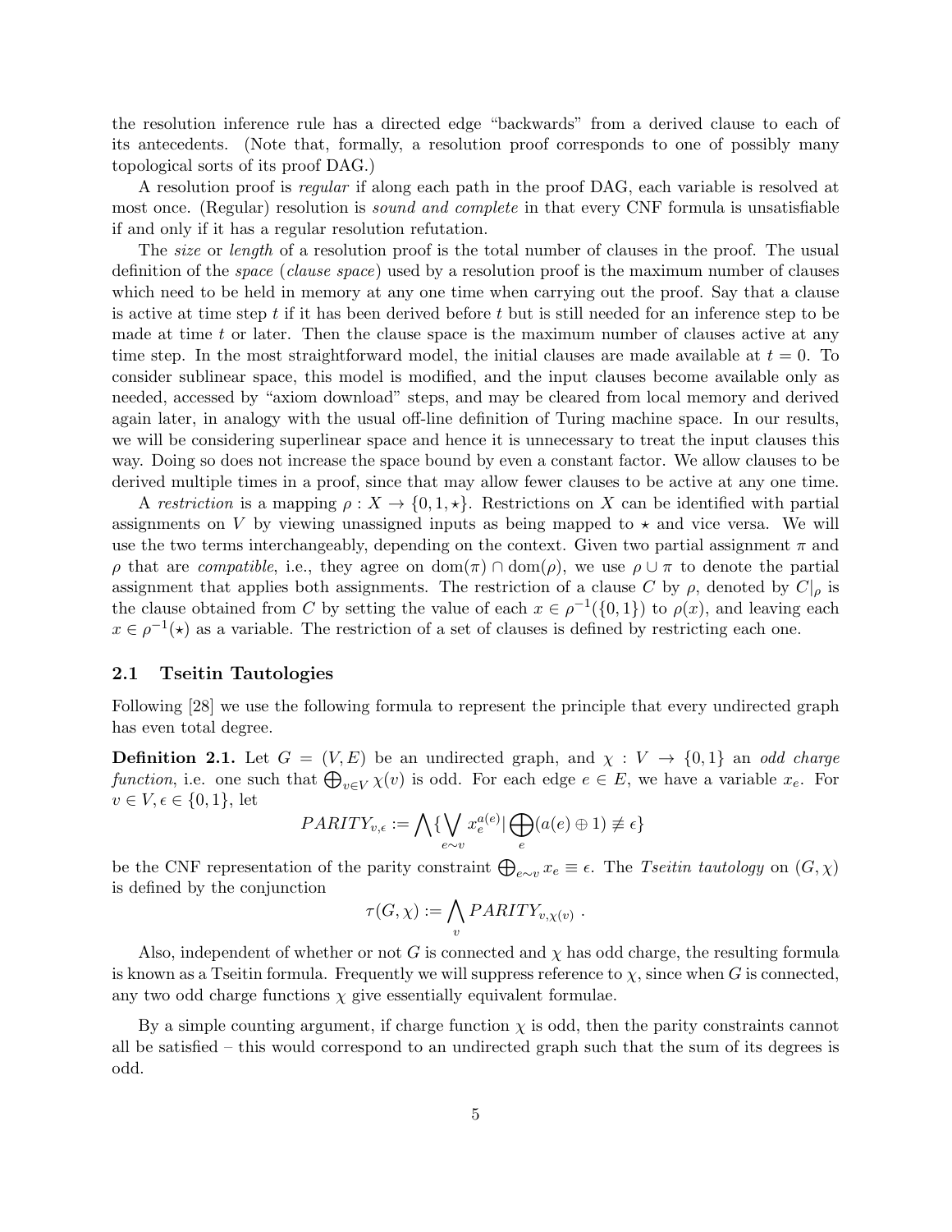the resolution inference rule has a directed edge "backwards" from a derived clause to each of its antecedents. (Note that, formally, a resolution proof corresponds to one of possibly many topological sorts of its proof DAG.)

A resolution proof is *regular* if along each path in the proof DAG, each variable is resolved at most once. (Regular) resolution is *sound and complete* in that every CNF formula is unsatisfiable if and only if it has a regular resolution refutation.

The *size* or *length* of a resolution proof is the total number of clauses in the proof. The usual definition of the *space* (*clause space*) used by a resolution proof is the maximum number of clauses which need to be held in memory at any one time when carrying out the proof. Say that a clause is active at time step $t$ if it has been derived before $t$ but is still needed for an inference step to be made at time $t$ or later. Then the clause space is the maximum number of clauses active at any time step. In the most straightforward model, the initial clauses are made available at $t = 0$. To consider sublinear space, this model is modified, and the input clauses become available only as needed, accessed by "axiom download" steps, and may be cleared from local memory and derived again later, in analogy with the usual off-line definition of Turing machine space. In our results, we will be considering superlinear space and hence it is unnecessary to treat the input clauses this way. Doing so does not increase the space bound by even a constant factor. We allow clauses to be derived multiple times in a proof, since that may allow fewer clauses to be active at any one time.

A *restriction* is a mapping $\rho : X \to \{0, 1, \star\}$. Restrictions on $X$ can be identified with partial assignments on $V$ by viewing unassigned inputs as being mapped to $\star$ and vice versa. We will use the two terms interchangeably, depending on the context. Given two partial assignment $\pi$ and $\rho$ that are *compatible*, i.e., they agree on $\mathrm{dom}(\pi) \cap \mathrm{dom}(\rho)$, we use $\rho \cup \pi$ to denote the partial assignment that applies both assignments. The restriction of a clause $C$ by $\rho$, denoted by $C|_\rho$ is the clause obtained from $C$ by setting the value of each $x \in \rho^{-1}(\{0, 1\})$ to $\rho(x)$, and leaving each $x \in \rho^{-1}(\star)$ as a variable. The restriction of a set of clauses is defined by restricting each one.

## 2.1 Tseitin Tautologies

Following [28] we use the following formula to represent the principle that every undirected graph has even total degree.

**Definition 2.1.** Let $G = (V, E)$ be an undirected graph, and $\chi : V \to \{0, 1\}$ an *odd charge function*, i.e. one such that $\bigoplus_{v \in V} \chi(v)$ is odd. For each edge $e \in E$, we have a variable $x_e$. For $v \in V, \epsilon \in \{0, 1\}$, let

$$PARITY_{v,\epsilon} := \bigwedge \{ \bigvee_{e \sim v} x_e^{a(e)} | \bigoplus_e (a(e) \oplus 1) \not\equiv \epsilon \}$$

be the CNF representation of the parity constraint $\bigoplus_{e \sim v} x_e \equiv \epsilon$. The *Tseitin tautology* on $(G, \chi)$ is defined by the conjunction

$$\tau(G, \chi) := \bigwedge_v PARITY_{v,\chi(v)} \ .$$

Also, independent of whether or not $G$ is connected and $\chi$ has odd charge, the resulting formula is known as a Tseitin formula. Frequently we will suppress reference to $\chi$, since when $G$ is connected, any two odd charge functions $\chi$ give essentially equivalent formulae.

By a simple counting argument, if charge function $\chi$ is odd, then the parity constraints cannot all be satisfied – this would correspond to an undirected graph such that the sum of its degrees is odd.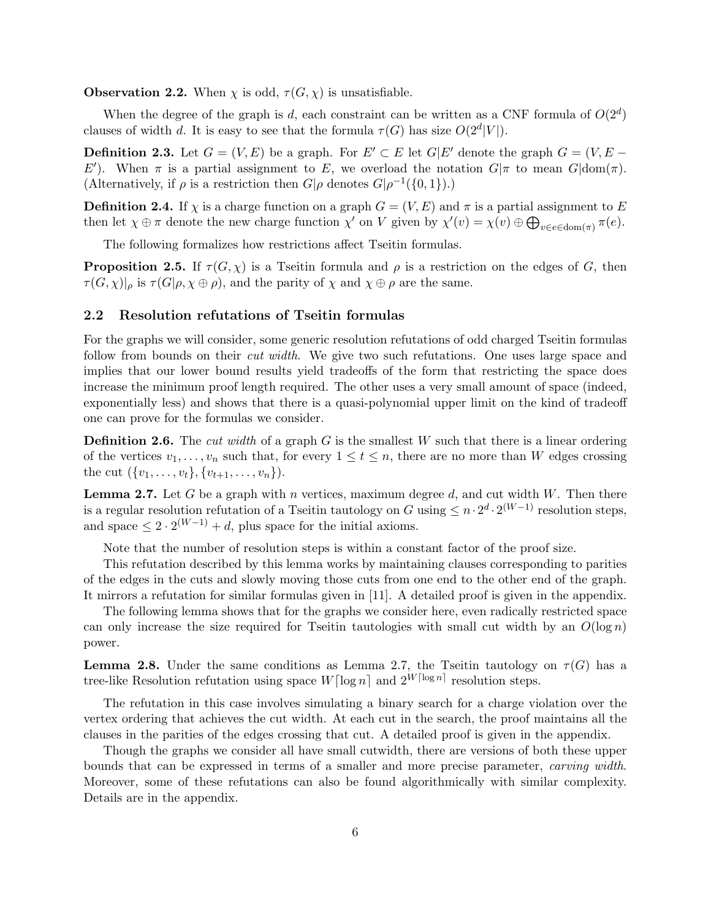**Observation 2.2.** When $\chi$ is odd, $\tau(G, \chi)$ is unsatisfiable.

When the degree of the graph is $d$, each constraint can be written as a CNF formula of $O(2^d)$ clauses of width $d$. It is easy to see that the formula $\tau(G)$ has size $O(2^d|V|)$.

**Definition 2.3.** Let $G = (V, E)$ be a graph. For $E' \subset E$ let $G|E'$ denote the graph $G = (V, E - E')$. When $\pi$ is a partial assignment to $E$, we overload the notation $G|\pi$ to mean $G|\mathrm{dom}(\pi)$. (Alternatively, if $\rho$ is a restriction then $G|\rho$ denotes $G|\rho^{-1}(\{0, 1\})$.)

**Definition 2.4.** If $\chi$ is a charge function on a graph $G = (V, E)$ and $\pi$ is a partial assignment to $E$ then let $\chi \oplus \pi$ denote the new charge function $\chi'$ on $V$ given by $\chi'(v) = \chi(v) \oplus \bigoplus_{v \in e \in \mathrm{dom}(\pi)} \pi(e)$.

The following formalizes how restrictions affect Tseitin formulas.

**Proposition 2.5.** If $\tau(G, \chi)$ is a Tseitin formula and $\rho$ is a restriction on the edges of $G$, then $\tau(G, \chi)|_\rho$ is $\tau(G|\rho, \chi \oplus \rho)$, and the parity of $\chi$ and $\chi \oplus \rho$ are the same.

## 2.2 Resolution refutations of Tseitin formulas

For the graphs we will consider, some generic resolution refutations of odd charged Tseitin formulas follow from bounds on their *cut width*. We give two such refutations. One uses large space and implies that our lower bound results yield tradeoffs of the form that restricting the space does increase the minimum proof length required. The other uses a very small amount of space (indeed, exponentially less) and shows that there is a quasi-polynomial upper limit on the kind of tradeoff one can prove for the formulas we consider.

**Definition 2.6.** The *cut width* of a graph $G$ is the smallest $W$ such that there is a linear ordering of the vertices $v_1, \ldots, v_n$ such that, for every $1 \leq t \leq n$, there are no more than $W$ edges crossing the cut $(\{v_1, \ldots, v_t\}, \{v_{t+1}, \ldots, v_n\})$.

**Lemma 2.7.** Let $G$ be a graph with $n$ vertices, maximum degree $d$, and cut width $W$. Then there is a regular resolution refutation of a Tseitin tautology on $G$ using $\leq n \cdot 2^d \cdot 2^{(W-1)}$ resolution steps, and space $\leq 2 \cdot 2^{(W-1)} + d$, plus space for the initial axioms.

Note that the number of resolution steps is within a constant factor of the proof size.

This refutation described by this lemma works by maintaining clauses corresponding to parities of the edges in the cuts and slowly moving those cuts from one end to the other end of the graph. It mirrors a refutation for similar formulas given in [11]. A detailed proof is given in the appendix.

The following lemma shows that for the graphs we consider here, even radically restricted space can only increase the size required for Tseitin tautologies with small cut width by an $O(\log n)$ power.

**Lemma 2.8.** Under the same conditions as Lemma 2.7, the Tseitin tautology on $\tau(G)$ has a tree-like Resolution refutation using space $W\lceil \log n \rceil$ and $2^{W\lceil \log n \rceil}$ resolution steps.

The refutation in this case involves simulating a binary search for a charge violation over the vertex ordering that achieves the cut width. At each cut in the search, the proof maintains all the clauses in the parities of the edges crossing that cut. A detailed proof is given in the appendix.

Though the graphs we consider all have small cutwidth, there are versions of both these upper bounds that can be expressed in terms of a smaller and more precise parameter, *carving width*. Moreover, some of these refutations can also be found algorithmically with similar complexity. Details are in the appendix.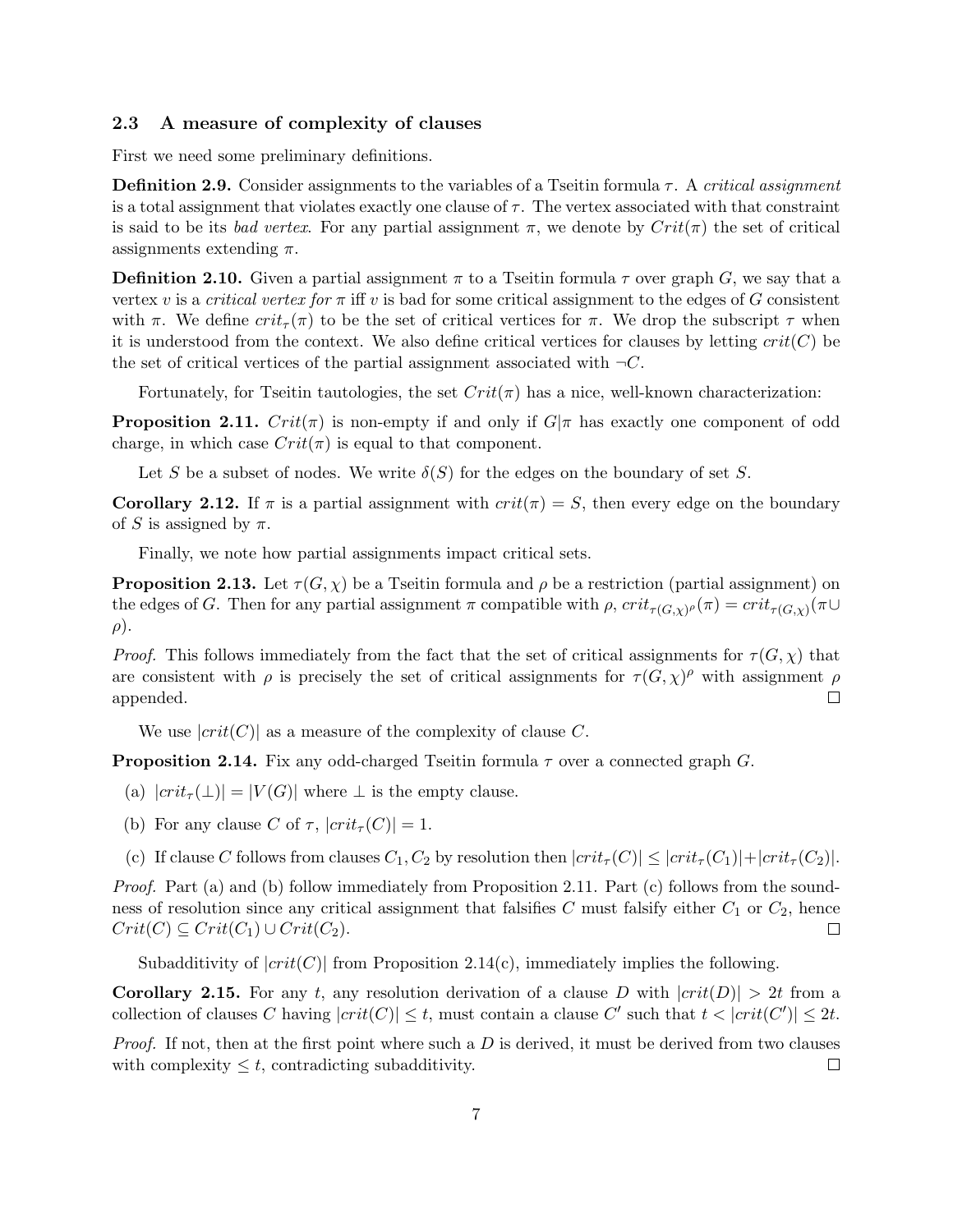### 2.3 A measure of complexity of clauses

First we need some preliminary definitions.

**Definition 2.9.** Consider assignments to the variables of a Tseitin formula $\tau$. A *critical assignment* is a total assignment that violates exactly one clause of $\tau$. The vertex associated with that constraint is said to be its *bad vertex*. For any partial assignment $\pi$, we denote by $Crit(\pi)$ the set of critical assignments extending $\pi$.

**Definition 2.10.** Given a partial assignment $\pi$ to a Tseitin formula $\tau$ over graph $G$, we say that a vertex $v$ is a *critical vertex for* $\pi$ iff $v$ is bad for some critical assignment to the edges of $G$ consistent with $\pi$. We define $crit_\tau(\pi)$ to be the set of critical vertices for $\pi$. We drop the subscript $\tau$ when it is understood from the context. We also define critical vertices for clauses by letting $crit(C)$ be the set of critical vertices of the partial assignment associated with $\neg C$.

Fortunately, for Tseitin tautologies, the set $Crit(\pi)$ has a nice, well-known characterization:

**Proposition 2.11.** $Crit(\pi)$ is non-empty if and only if $G|\pi$ has exactly one component of odd charge, in which case $Crit(\pi)$ is equal to that component.

Let $S$ be a subset of nodes. We write $\delta(S)$ for the edges on the boundary of set $S$.

**Corollary 2.12.** If $\pi$ is a partial assignment with $crit(\pi) = S$, then every edge on the boundary of $S$ is assigned by $\pi$.

Finally, we note how partial assignments impact critical sets.

**Proposition 2.13.** Let $\tau(G, \chi)$ be a Tseitin formula and $\rho$ be a restriction (partial assignment) on the edges of $G$. Then for any partial assignment $\pi$ compatible with $\rho$, $crit_{\tau(G,\chi)^\rho}(\pi) = crit_{\tau(G,\chi)}(\pi \cup \rho)$.

*Proof.* This follows immediately from the fact that the set of critical assignments for $\tau(G, \chi)$ that are consistent with $\rho$ is precisely the set of critical assignments for $\tau(G, \chi)^\rho$ with assignment $\rho$ appended. $\square$

We use $|crit(C)|$ as a measure of the complexity of clause $C$.

**Proposition 2.14.** Fix any odd-charged Tseitin formula $\tau$ over a connected graph $G$.

(a) $|crit_\tau(\bot)| = |V(G)|$ where $\bot$ is the empty clause.

(b) For any clause $C$ of $\tau$, $|crit_\tau(C)| = 1$.

(c) If clause $C$ follows from clauses $C_1, C_2$ by resolution then $|crit_\tau(C)| \leq |crit_\tau(C_1)| + |crit_\tau(C_2)|$.

*Proof.* Part (a) and (b) follow immediately from Proposition 2.11. Part (c) follows from the soundness of resolution since any critical assignment that falsifies $C$ must falsify either $C_1$ or $C_2$, hence $Crit(C) \subseteq Crit(C_1) \cup Crit(C_2)$. $\square$

Subadditivity of $|crit(C)|$ from Proposition 2.14(c), immediately implies the following.

**Corollary 2.15.** For any $t$, any resolution derivation of a clause $D$ with $|crit(D)| > 2t$ from a collection of clauses $C$ having $|crit(C)| \leq t$, must contain a clause $C'$ such that $t < |crit(C')| \leq 2t$.

*Proof.* If not, then at the first point where such a $D$ is derived, it must be derived from two clauses with complexity $\leq t$, contradicting subadditivity. $\square$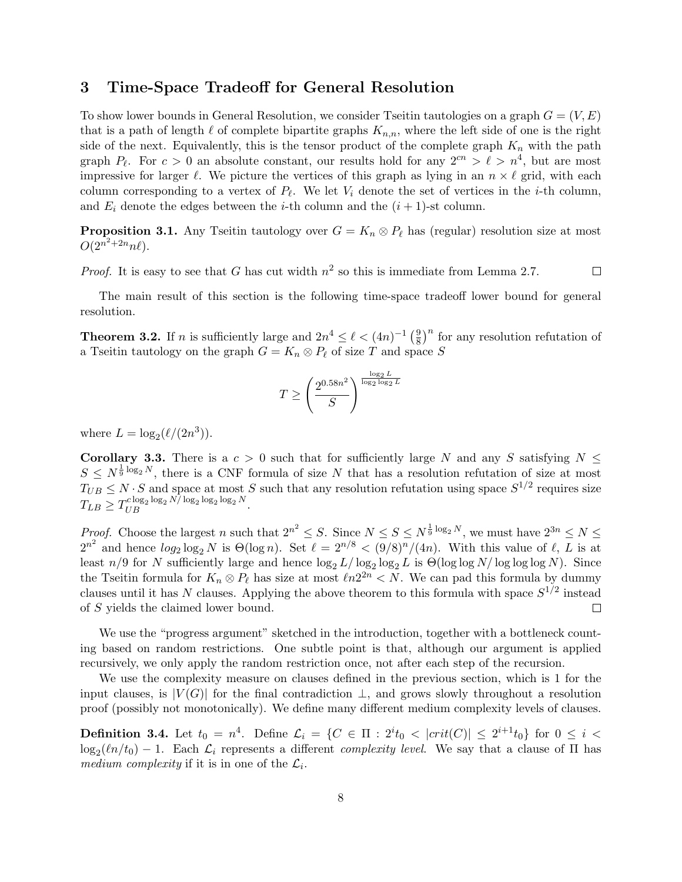## 3 Time-Space Tradeoff for General Resolution

To show lower bounds in General Resolution, we consider Tseitin tautologies on a graph $G = (V, E)$ that is a path of length $\ell$ of complete bipartite graphs $K_{n,n}$, where the left side of one is the right side of the next. Equivalently, this is the tensor product of the complete graph $K_n$ with the path graph $P_\ell$. For $c > 0$ an absolute constant, our results hold for any $2^{cn} > \ell > n^4$, but are most impressive for larger $\ell$. We picture the vertices of this graph as lying in an $n \times \ell$ grid, with each column corresponding to a vertex of $P_\ell$. We let $V_i$ denote the set of vertices in the $i$-th column, and $E_i$ denote the edges between the $i$-th column and the $(i+1)$-st column.

**Proposition 3.1.** Any Tseitin tautology over $G = K_n \otimes P_\ell$ has (regular) resolution size at most $O(2^{n^2+2n} n\ell)$.

*Proof.* It is easy to see that $G$ has cut width $n^2$ so this is immediate from Lemma 2.7. $\square$

The main result of this section is the following time-space tradeoff lower bound for general resolution.

**Theorem 3.2.** If $n$ is sufficiently large and $2n^4 \le \ell < (4n)^{-1} \left(\frac{9}{8}\right)^n$ for any resolution refutation of a Tseitin tautology on the graph $G = K_n \otimes P_\ell$ of size $T$ and space $S$

$$T \ge \left(\frac{2^{0.58n^2}}{S}\right)^{\frac{\log_2 L}{\log_2 \log_2 L}}$$

where $L = \log_2(\ell/(2n^3))$.

**Corollary 3.3.** There is a $c > 0$ such that for sufficiently large $N$ and any $S$ satisfying $N \le S \le N^{\frac{1}{9}\log_2 N}$, there is a CNF formula of size $N$ that has a resolution refutation of size at most $T_{UB} \le N \cdot S$ and space at most $S$ such that any resolution refutation using space $S^{1/2}$ requires size $T_{LB} \ge T_{UB}^{c \log_2 \log_2 N / \log_2 \log_2 \log_2 N}$.

*Proof.* Choose the largest $n$ such that $2^{n^2} \le S$. Since $N \le S \le N^{\frac{1}{9}\log_2 N}$, we must have $2^{3n} \le N \le 2^{n^2}$ and hence $log_2 \log_2 N$ is $\Theta(\log n)$. Set $\ell = 2^{n/8} < (9/8)^n/(4n)$. With this value of $\ell$, $L$ is at least $n/9$ for $N$ sufficiently large and hence $\log_2 L / \log_2 \log_2 L$ is $\Theta(\log \log N / \log \log \log N)$. Since the Tseitin formula for $K_n \otimes P_\ell$ has size at most $\ell n 2^{2n} < N$. We can pad this formula by dummy clauses until it has $N$ clauses. Applying the above theorem to this formula with space $S^{1/2}$ instead of $S$ yields the claimed lower bound. $\square$

We use the "progress argument" sketched in the introduction, together with a bottleneck counting based on random restrictions. One subtle point is that, although our argument is applied recursively, we only apply the random restriction once, not after each step of the recursion.

We use the complexity measure on clauses defined in the previous section, which is 1 for the input clauses, is $|V(G)|$ for the final contradiction $\perp$, and grows slowly throughout a resolution proof (possibly not monotonically). We define many different medium complexity levels of clauses.

**Definition 3.4.** Let $t_0 = n^4$. Define $\mathcal{L}_i = \{C \in \Pi : 2^i t_0 < |crit(C)| \le 2^{i+1} t_0\}$ for $0 \le i < \log_2(\ell n / t_0) - 1$. Each $\mathcal{L}_i$ represents a different *complexity level*. We say that a clause of $\Pi$ has *medium complexity* if it is in one of the $\mathcal{L}_i$.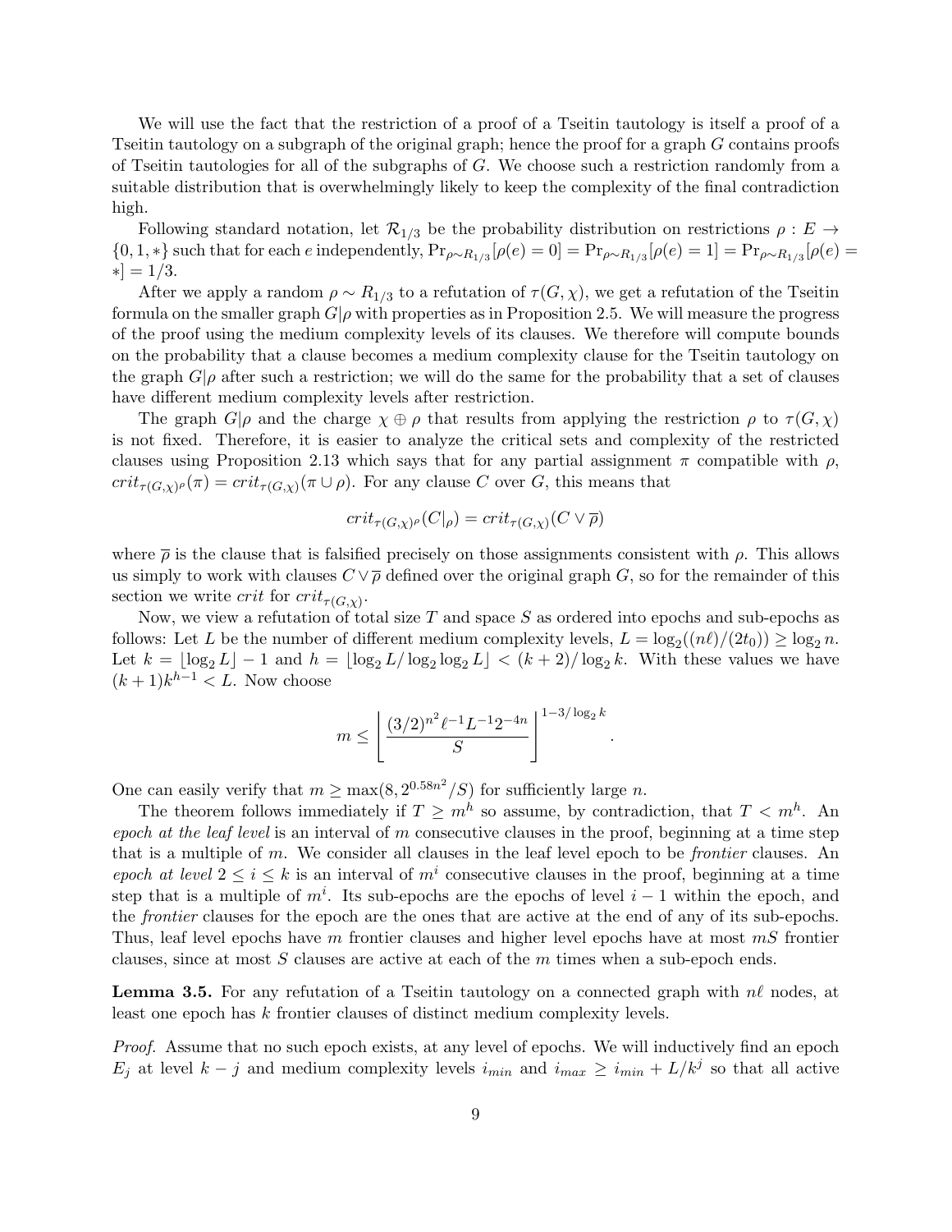We will use the fact that the restriction of a proof of a Tseitin tautology is itself a proof of a Tseitin tautology on a subgraph of the original graph; hence the proof for a graph $G$ contains proofs of Tseitin tautologies for all of the subgraphs of $G$. We choose such a restriction randomly from a suitable distribution that is overwhelmingly likely to keep the complexity of the final contradiction high.

Following standard notation, let $\mathcal{R}_{1/3}$ be the probability distribution on restrictions $\rho : E \to \{0, 1, *\}$ such that for each $e$ independently, $\Pr_{\rho \sim R_{1/3}}[\rho(e) = 0] = \Pr_{\rho \sim R_{1/3}}[\rho(e) = 1] = \Pr_{\rho \sim R_{1/3}}[\rho(e) = *] = 1/3$.

After we apply a random $\rho \sim R_{1/3}$ to a refutation of $\tau(G, \chi)$, we get a refutation of the Tseitin formula on the smaller graph $G|\rho$ with properties as in Proposition 2.5. We will measure the progress of the proof using the medium complexity levels of its clauses. We therefore will compute bounds on the probability that a clause becomes a medium complexity clause for the Tseitin tautology on the graph $G|\rho$ after such a restriction; we will do the same for the probability that a set of clauses have different medium complexity levels after restriction.

The graph $G|\rho$ and the charge $\chi \oplus \rho$ that results from applying the restriction $\rho$ to $\tau(G, \chi)$ is not fixed. Therefore, it is easier to analyze the critical sets and complexity of the restricted clauses using Proposition 2.13 which says that for any partial assignment $\pi$ compatible with $\rho$, $crit_{\tau(G,\chi)^\rho}(\pi) = crit_{\tau(G,\chi)}(\pi \cup \rho)$. For any clause $C$ over $G$, this means that

$$crit_{\tau(G,\chi)^\rho}(C|_\rho) = crit_{\tau(G,\chi)}(C \vee \overline{\rho})$$

where $\overline{\rho}$ is the clause that is falsified precisely on those assignments consistent with $\rho$. This allows us simply to work with clauses $C \vee \overline{\rho}$ defined over the original graph $G$, so for the remainder of this section we write *crit* for $crit_{\tau(G,\chi)}$.

Now, we view a refutation of total size $T$ and space $S$ as ordered into epochs and sub-epochs as follows: Let $L$ be the number of different medium complexity levels, $L = \log_2((n\ell)/(2t_0)) \geq \log_2 n$. Let $k = \lfloor \log_2 L \rfloor - 1$ and $h = \lfloor \log_2 L / \log_2 \log_2 L \rfloor < (k+2)/\log_2 k$. With these values we have $(k+1)k^{h-1} < L$. Now choose

$$m \leq \left\lfloor \frac{(3/2)^{n^2} \ell^{-1} L^{-1} 2^{-4n}}{S} \right\rfloor^{1-3/\log_2 k}.$$

One can easily verify that $m \geq \max(8, 2^{0.58n^2}/S)$ for sufficiently large $n$.

The theorem follows immediately if $T \geq m^h$ so assume, by contradiction, that $T < m^h$. An *epoch at the leaf level* is an interval of $m$ consecutive clauses in the proof, beginning at a time step that is a multiple of $m$. We consider all clauses in the leaf level epoch to be *frontier* clauses. An *epoch at level* $2 \leq i \leq k$ is an interval of $m^i$ consecutive clauses in the proof, beginning at a time step that is a multiple of $m^i$. Its sub-epochs are the epochs of level $i - 1$ within the epoch, and the *frontier* clauses for the epoch are the ones that are active at the end of any of its sub-epochs. Thus, leaf level epochs have $m$ frontier clauses and higher level epochs have at most $mS$ frontier clauses, since at most $S$ clauses are active at each of the $m$ times when a sub-epoch ends.

**Lemma 3.5.** For any refutation of a Tseitin tautology on a connected graph with $n\ell$ nodes, at least one epoch has $k$ frontier clauses of distinct medium complexity levels.

*Proof.* Assume that no such epoch exists, at any level of epochs. We will inductively find an epoch $E_j$ at level $k - j$ and medium complexity levels $i_{min}$ and $i_{max} \geq i_{min} + L/k^j$ so that all active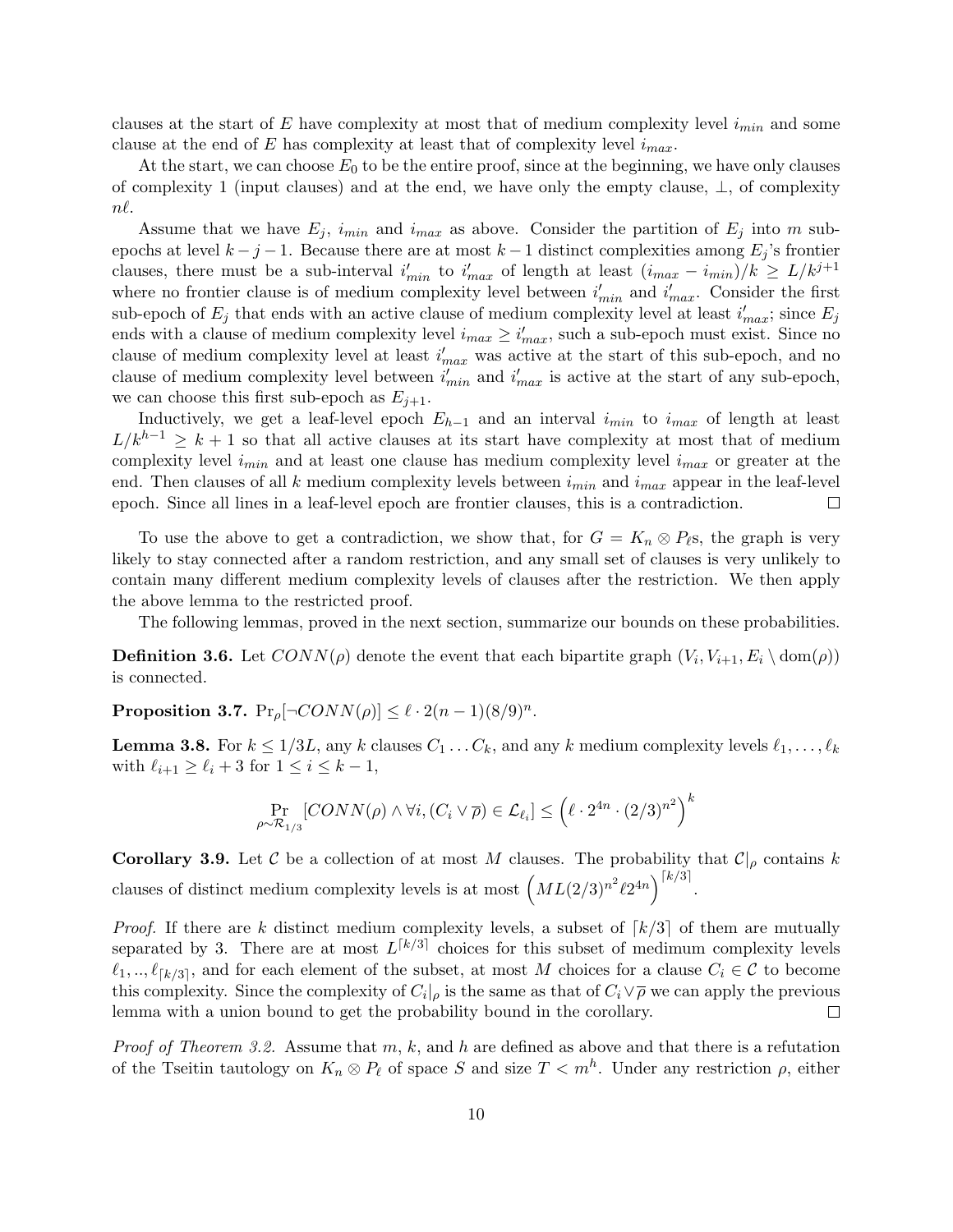clauses at the start of $E$ have complexity at most that of medium complexity level $i_{min}$ and some clause at the end of $E$ has complexity at least that of complexity level $i_{max}$.

At the start, we can choose $E_0$ to be the entire proof, since at the beginning, we have only clauses of complexity 1 (input clauses) and at the end, we have only the empty clause, $\perp$, of complexity $n\ell$.

Assume that we have $E_j$, $i_{min}$ and $i_{max}$ as above. Consider the partition of $E_j$ into $m$ sub-epochs at level $k-j-1$. Because there are at most $k-1$ distinct complexities among $E_j$'s frontier clauses, there must be a sub-interval $i'_{min}$ to $i'_{max}$ of length at least $(i_{max} - i_{min})/k \geq L/k^{j+1}$ where no frontier clause is of medium complexity level between $i'_{min}$ and $i'_{max}$. Consider the first sub-epoch of $E_j$ that ends with an active clause of medium complexity level at least $i'_{max}$; since $E_j$ ends with a clause of medium complexity level $i_{max} \geq i'_{max}$, such a sub-epoch must exist. Since no clause of medium complexity level at least $i'_{max}$ was active at the start of this sub-epoch, and no clause of medium complexity level between $i'_{min}$ and $i'_{max}$ is active at the start of any sub-epoch, we can choose this first sub-epoch as $E_{j+1}$.

Inductively, we get a leaf-level epoch $E_{h-1}$ and an interval $i_{min}$ to $i_{max}$ of length at least $L/k^{h-1} \geq k+1$ so that all active clauses at its start have complexity at most that of medium complexity level $i_{min}$ and at least one clause has medium complexity level $i_{max}$ or greater at the end. Then clauses of all $k$ medium complexity levels between $i_{min}$ and $i_{max}$ appear in the leaf-level epoch. Since all lines in a leaf-level epoch are frontier clauses, this is a contradiction. $\square$

To use the above to get a contradiction, we show that, for $G = K_n \otimes P_\ell$s, the graph is very likely to stay connected after a random restriction, and any small set of clauses is very unlikely to contain many different medium complexity levels of clauses after the restriction. We then apply the above lemma to the restricted proof.

The following lemmas, proved in the next section, summarize our bounds on these probabilities.

**Definition 3.6.** Let $CONN(\rho)$ denote the event that each bipartite graph $(V_i, V_{i+1}, E_i \setminus \mathrm{dom}(\rho))$ is connected.

**Proposition 3.7.** $\Pr_\rho[\neg CONN(\rho)] \leq \ell \cdot 2(n-1)(8/9)^n$.

**Lemma 3.8.** For $k \leq 1/3L$, any $k$ clauses $C_1 \dots C_k$, and any $k$ medium complexity levels $\ell_1, \dots, \ell_k$ with $\ell_{i+1} \geq \ell_i + 3$ for $1 \leq i \leq k-1$,

$$\Pr_{\rho \sim \mathcal{R}_{1/3}}[CONN(\rho) \wedge \forall i, (C_i \vee \overline{\rho}) \in \mathcal{L}_{\ell_i}] \leq \left(\ell \cdot 2^{4n} \cdot (2/3)^{n^2}\right)^k$$

**Corollary 3.9.** Let $\mathcal{C}$ be a collection of at most $M$ clauses. The probability that $\mathcal{C}|_\rho$ contains $k$ clauses of distinct medium complexity levels is at most $\left(ML(2/3)^{n^2}\ell 2^{4n}\right)^{\lceil k/3 \rceil}$.

*Proof.* If there are $k$ distinct medium complexity levels, a subset of $\lceil k/3 \rceil$ of them are mutually separated by 3. There are at most $L^{\lceil k/3 \rceil}$ choices for this subset of medimum complexity levels $\ell_1, .., \ell_{\lceil k/3 \rceil}$, and for each element of the subset, at most $M$ choices for a clause $C_i \in \mathcal{C}$ to become this complexity. Since the complexity of $C_i|_\rho$ is the same as that of $C_i \vee \overline{\rho}$ we can apply the previous lemma with a union bound to get the probability bound in the corollary. $\square$

*Proof of Theorem 3.2.* Assume that $m$, $k$, and $h$ are defined as above and that there is a refutation of the Tseitin tautology on $K_n \otimes P_\ell$ of space $S$ and size $T < m^h$. Under any restriction $\rho$, either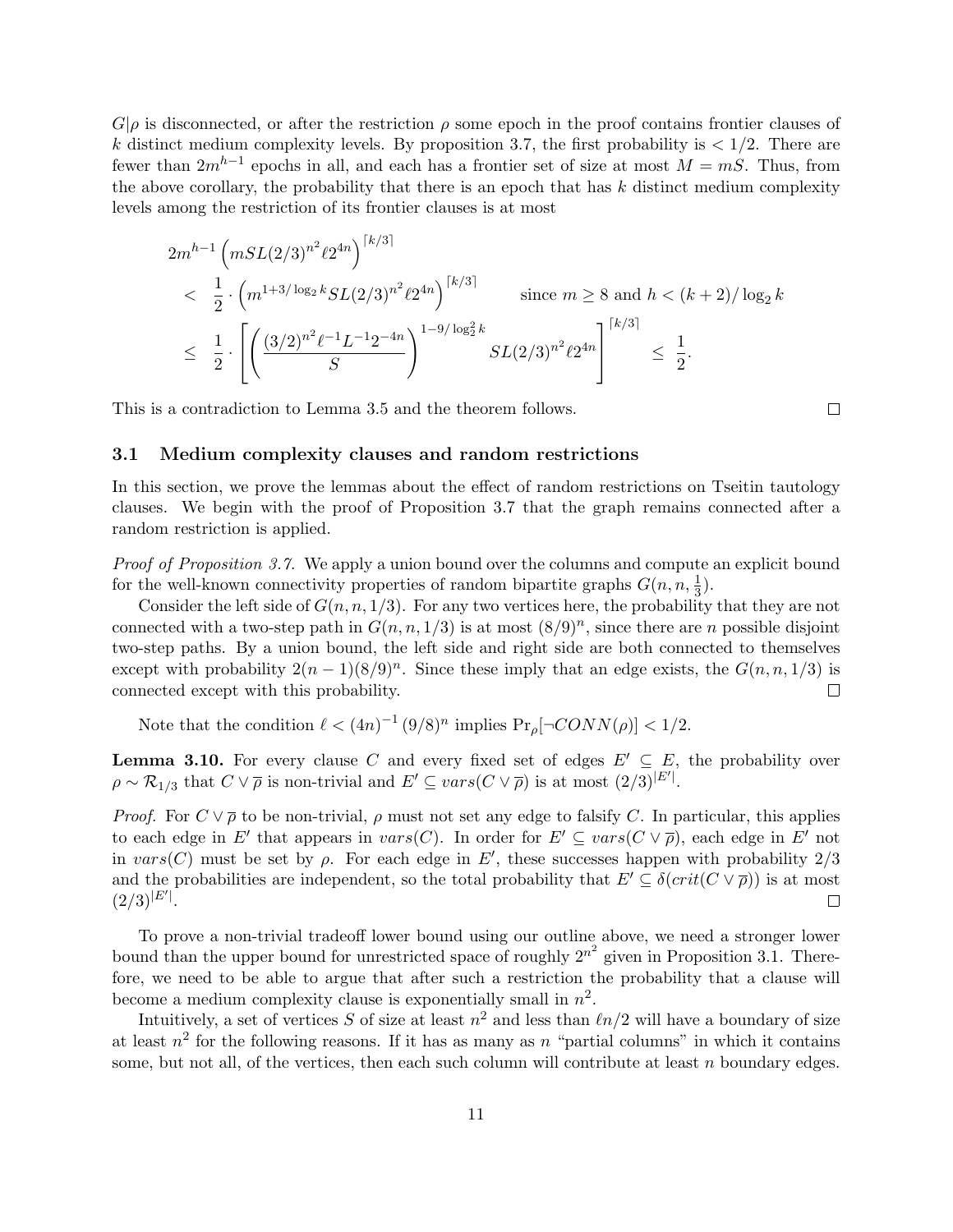$G|\rho$ is disconnected, or after the restriction $\rho$ some epoch in the proof contains frontier clauses of $k$ distinct medium complexity levels. By proposition 3.7, the first probability is $< 1/2$. There are fewer than $2m^{h-1}$ epochs in all, and each has a frontier set of size at most $M = mS$. Thus, from the above corollary, the probability that there is an epoch that has $k$ distinct medium complexity levels among the restriction of its frontier clauses is at most

$$
\begin{aligned}
&2m^{h-1}\left(mSL(2/3)^{n^2}\ell 2^{4n}\right)^{\lceil k/3\rceil} \\
&< \frac{1}{2}\cdot\left(m^{1+3/\log_2 k}SL(2/3)^{n^2}\ell 2^{4n}\right)^{\lceil k/3\rceil} \qquad \text{since } m \geq 8 \text{ and } h < (k+2)/\log_2 k \\
&\leq \frac{1}{2}\cdot\left[\left(\frac{(3/2)^{n^2}\ell^{-1}L^{-1}2^{-4n}}{S}\right)^{1-9/\log_2^2 k} SL(2/3)^{n^2}\ell 2^{4n}\right]^{\lceil k/3\rceil} \leq \frac{1}{2}.
\end{aligned}
$$

This is a contradiction to Lemma 3.5 and the theorem follows. ☐

### 3.1 Medium complexity clauses and random restrictions

In this section, we prove the lemmas about the effect of random restrictions on Tseitin tautology clauses. We begin with the proof of Proposition 3.7 that the graph remains connected after a random restriction is applied.

*Proof of Proposition 3.7.* We apply a union bound over the columns and compute an explicit bound for the well-known connectivity properties of random bipartite graphs $G(n, n, \frac{1}{3})$.

Consider the left side of $G(n, n, 1/3)$. For any two vertices here, the probability that they are not connected with a two-step path in $G(n, n, 1/3)$ is at most $(8/9)^n$, since there are $n$ possible disjoint two-step paths. By a union bound, the left side and right side are both connected to themselves except with probability $2(n-1)(8/9)^n$. Since these imply that an edge exists, the $G(n, n, 1/3)$ is connected except with this probability. ☐

Note that the condition $\ell < (4n)^{-1}(9/8)^n$ implies $\Pr_\rho[\neg CONN(\rho)] < 1/2$.

**Lemma 3.10.** *For every clause $C$ and every fixed set of edges $E' \subseteq E$, the probability over $\rho \sim \mathcal{R}_{1/3}$ that $C \vee \overline{\rho}$ is non-trivial and $E' \subseteq vars(C \vee \overline{\rho})$ is at most $(2/3)^{|E'|}$.*

*Proof.* For $C \vee \overline{\rho}$ to be non-trivial, $\rho$ must not set any edge to falsify $C$. In particular, this applies to each edge in $E'$ that appears in $vars(C)$. In order for $E' \subseteq vars(C \vee \overline{\rho})$, each edge in $E'$ not in $vars(C)$ must be set by $\rho$. For each edge in $E'$, these successes happen with probability $2/3$ and the probabilities are independent, so the total probability that $E' \subseteq \delta(crit(C \vee \overline{\rho}))$ is at most $(2/3)^{|E'|}$. ☐

To prove a non-trivial tradeoff lower bound using our outline above, we need a stronger lower bound than the upper bound for unrestricted space of roughly $2^{n^2}$ given in Proposition 3.1. Therefore, we need to be able to argue that after such a restriction the probability that a clause will become a medium complexity clause is exponentially small in $n^2$.

Intuitively, a set of vertices $S$ of size at least $n^2$ and less than $\ell n/2$ will have a boundary of size at least $n^2$ for the following reasons. If it has as many as $n$ "partial columns" in which it contains some, but not all, of the vertices, then each such column will contribute at least $n$ boundary edges.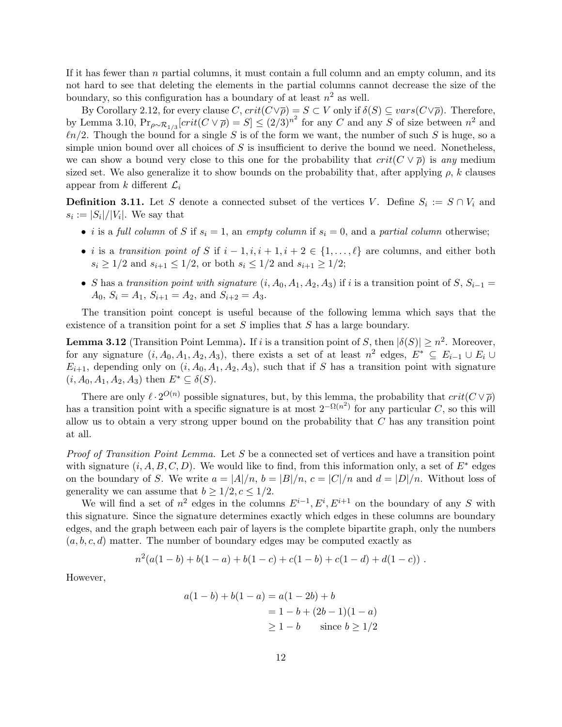If it has fewer than $n$ partial columns, it must contain a full column and an empty column, and its not hard to see that deleting the elements in the partial columns cannot decrease the size of the boundary, so this configuration has a boundary of at least $n^2$ as well.

By Corollary 2.12, for every clause $C$, $crit(C \vee \overline{\rho}) = S \subset V$ only if $\delta(S) \subseteq vars(C \vee \overline{\rho})$. Therefore, by Lemma 3.10, $\Pr_{\rho \sim \mathcal{R}_{1/3}}[crit(C \vee \overline{\rho}) = S] \leq (2/3)^{n^2}$ for any $C$ and any $S$ of size between $n^2$ and $\ell n/2$. Though the bound for a single $S$ is of the form we want, the number of such $S$ is huge, so a simple union bound over all choices of $S$ is insufficient to derive the bound we need. Nonetheless, we can show a bound very close to this one for the probability that $crit(C \vee \overline{\rho})$ is *any* medium sized set. We also generalize it to show bounds on the probability that, after applying $\rho$, $k$ clauses appear from $k$ different $\mathcal{L}_i$

**Definition 3.11.** Let $S$ denote a connected subset of the vertices $V$. Define $S_i := S \cap V_i$ and $s_i := |S_i|/|V_i|$. We say that

- $i$ is a *full column* of $S$ if $s_i = 1$, an *empty column* if $s_i = 0$, and a *partial column* otherwise;
- $i$ is a *transition point of* $S$ if $i-1, i, i+1, i+2 \in \{1, \ldots, \ell\}$ are columns, and either both $s_i \geq 1/2$ and $s_{i+1} \leq 1/2$, or both $s_i \leq 1/2$ and $s_{i+1} \geq 1/2$;
- $S$ has a *transition point with signature* $(i, A_0, A_1, A_2, A_3)$ if $i$ is a transition point of $S$, $S_{i-1} = A_0$, $S_i = A_1$, $S_{i+1} = A_2$, and $S_{i+2} = A_3$.

The transition point concept is useful because of the following lemma which says that the existence of a transition point for a set $S$ implies that $S$ has a large boundary.

**Lemma 3.12** (Transition Point Lemma)**.** If $i$ is a transition point of $S$, then $|\delta(S)| \geq n^2$. Moreover, for any signature $(i, A_0, A_1, A_2, A_3)$, there exists a set of at least $n^2$ edges, $E^* \subseteq E_{i-1} \cup E_i \cup E_{i+1}$, depending only on $(i, A_0, A_1, A_2, A_3)$, such that if $S$ has a transition point with signature $(i, A_0, A_1, A_2, A_3)$ then $E^* \subseteq \delta(S)$.

There are only $\ell \cdot 2^{O(n)}$ possible signatures, but, by this lemma, the probability that $crit(C \vee \overline{\rho})$ has a transition point with a specific signature is at most $2^{-\Omega(n^2)}$ for any particular $C$, so this will allow us to obtain a very strong upper bound on the probability that $C$ has any transition point at all.

*Proof of Transition Point Lemma.* Let $S$ be a connected set of vertices and have a transition point with signature $(i, A, B, C, D)$. We would like to find, from this information only, a set of $E^*$ edges on the boundary of $S$. We write $a = |A|/n$, $b = |B|/n$, $c = |C|/n$ and $d = |D|/n$. Without loss of generality we can assume that $b \geq 1/2, c \leq 1/2$.

We will find a set of $n^2$ edges in the columns $E^{i-1}, E^i, E^{i+1}$ on the boundary of any $S$ with this signature. Since the signature determines exactly which edges in these columns are boundary edges, and the graph between each pair of layers is the complete bipartite graph, only the numbers $(a, b, c, d)$ matter. The number of boundary edges may be computed exactly as

$$n^2(a(1-b) + b(1-a) + b(1-c) + c(1-b) + c(1-d) + d(1-c)) \ .$$

However,

$$\begin{aligned}
a(1-b) + b(1-a) &= a(1-2b) + b \\
&= 1 - b + (2b-1)(1-a) \\
&\geq 1 - b \qquad \text{since } b \geq 1/2
\end{aligned}$$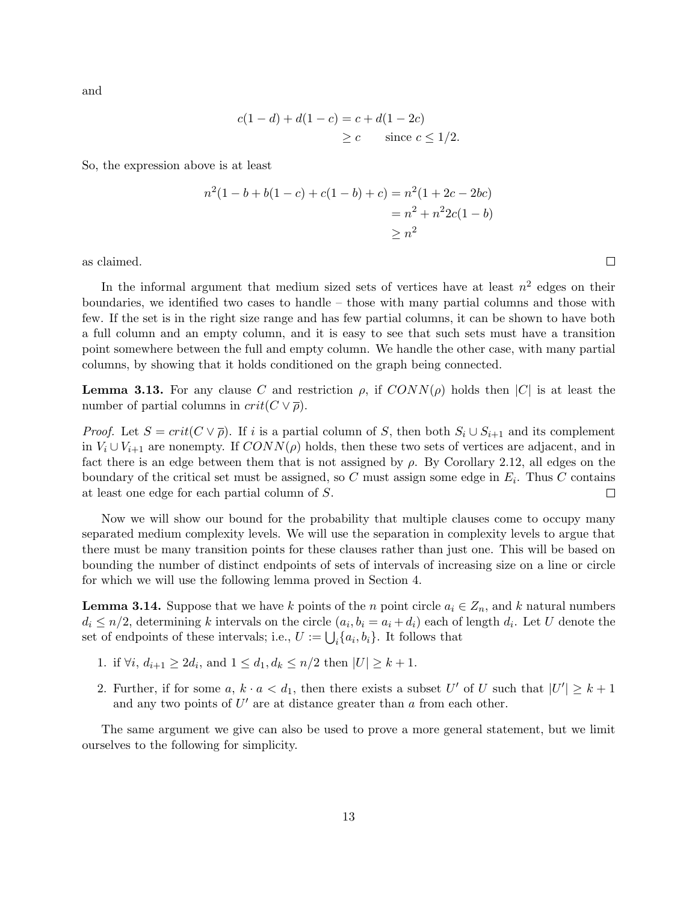and

$$
\begin{aligned}
c(1-d) + d(1-c) &= c + d(1-2c) \\
&\geq c \qquad \text{since } c \leq 1/2.
\end{aligned}
$$

So, the expression above is at least

$$
\begin{aligned}
n^2(1 - b + b(1-c) + c(1-b) + c) &= n^2(1 + 2c - 2bc) \\
&= n^2 + n^2 2c(1-b) \\
&\geq n^2
\end{aligned}
$$

as claimed. $\square$

In the informal argument that medium sized sets of vertices have at least $n^2$ edges on their boundaries, we identified two cases to handle – those with many partial columns and those with few. If the set is in the right size range and has few partial columns, it can be shown to have both a full column and an empty column, and it is easy to see that such sets must have a transition point somewhere between the full and empty column. We handle the other case, with many partial columns, by showing that it holds conditioned on the graph being connected.

**Lemma 3.13.** For any clause $C$ and restriction $\rho$, if $CONN(\rho)$ holds then $|C|$ is at least the number of partial columns in $crit(C \vee \overline{\rho})$.

*Proof.* Let $S = crit(C \vee \overline{\rho})$. If $i$ is a partial column of $S$, then both $S_i \cup S_{i+1}$ and its complement in $V_i \cup V_{i+1}$ are nonempty. If $CONN(\rho)$ holds, then these two sets of vertices are adjacent, and in fact there is an edge between them that is not assigned by $\rho$. By Corollary 2.12, all edges on the boundary of the critical set must be assigned, so $C$ must assign some edge in $E_i$. Thus $C$ contains at least one edge for each partial column of $S$. $\square$

Now we will show our bound for the probability that multiple clauses come to occupy many separated medium complexity levels. We will use the separation in complexity levels to argue that there must be many transition points for these clauses rather than just one. This will be based on bounding the number of distinct endpoints of sets of intervals of increasing size on a line or circle for which we will use the following lemma proved in Section 4.

**Lemma 3.14.** Suppose that we have $k$ points of the $n$ point circle $a_i \in Z_n$, and $k$ natural numbers $d_i \leq n/2$, determining $k$ intervals on the circle $(a_i, b_i = a_i + d_i)$ each of length $d_i$. Let $U$ denote the set of endpoints of these intervals; i.e., $U := \bigcup_i \{a_i, b_i\}$. It follows that

1. if $\forall i,\ d_{i+1} \geq 2d_i$, and $1 \leq d_1, d_k \leq n/2$ then $|U| \geq k+1$.
2. Further, if for some $a$, $k \cdot a < d_1$, then there exists a subset $U'$ of $U$ such that $|U'| \geq k+1$ and any two points of $U'$ are at distance greater than $a$ from each other.

The same argument we give can also be used to prove a more general statement, but we limit ourselves to the following for simplicity.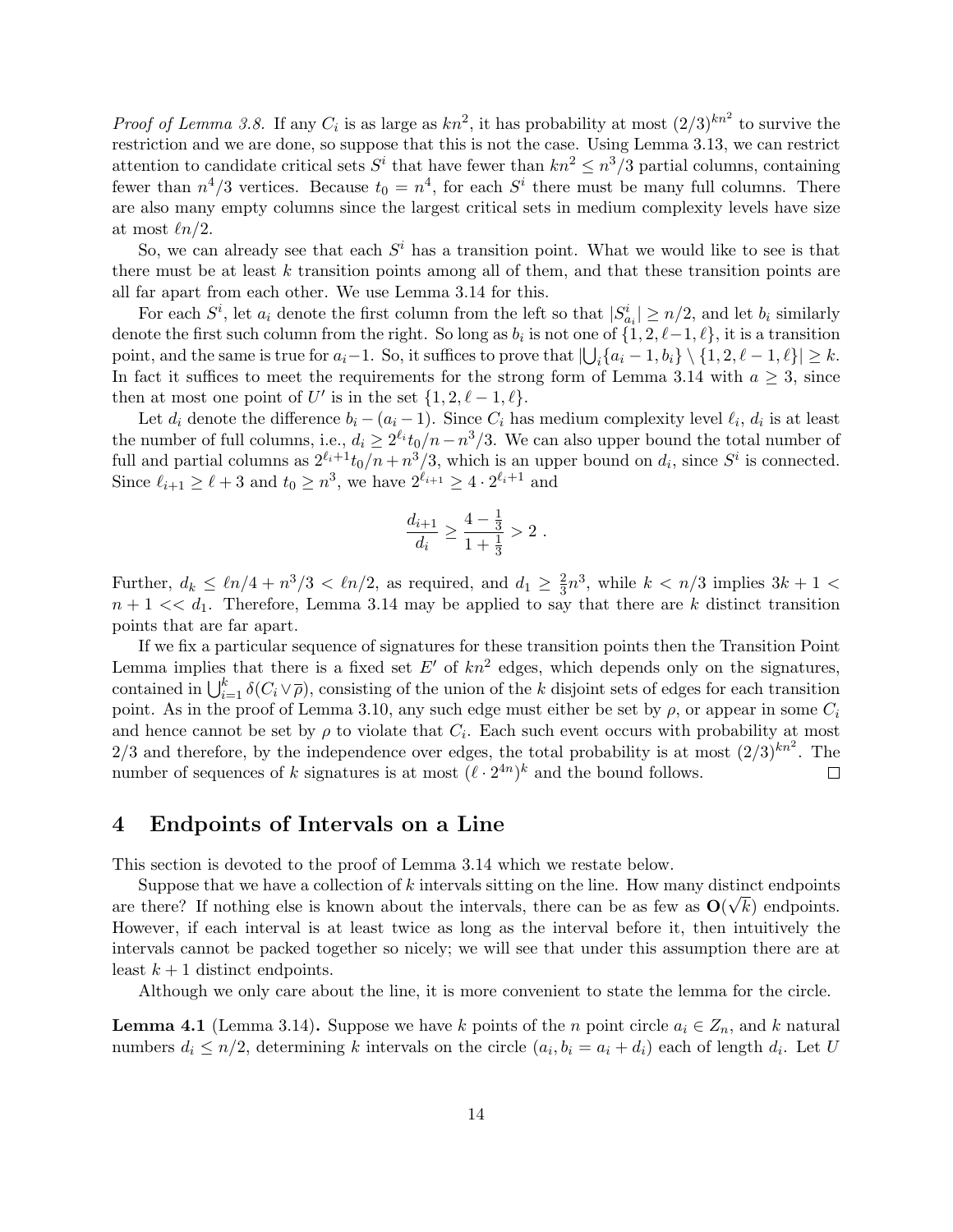*Proof of Lemma 3.8.* If any $C_i$ is as large as $kn^2$, it has probability at most $(2/3)^{kn^2}$ to survive the restriction and we are done, so suppose that this is not the case. Using Lemma 3.13, we can restrict attention to candidate critical sets $S^i$ that have fewer than $kn^2 \leq n^3/3$ partial columns, containing fewer than $n^4/3$ vertices. Because $t_0 = n^4$, for each $S^i$ there must be many full columns. There are also many empty columns since the largest critical sets in medium complexity levels have size at most $\ell n/2$.

So, we can already see that each $S^i$ has a transition point. What we would like to see is that there must be at least $k$ transition points among all of them, and that these transition points are all far apart from each other. We use Lemma 3.14 for this.

For each $S^i$, let $a_i$ denote the first column from the left so that $|S^i_{a_i}| \geq n/2$, and let $b_i$ similarly denote the first such column from the right. So long as $b_i$ is not one of $\{1, 2, \ell-1, \ell\}$, it is a transition point, and the same is true for $a_i - 1$. So, it suffices to prove that $|\bigcup_i \{a_i - 1, b_i\} \setminus \{1, 2, \ell-1, \ell\}| \geq k$. In fact it suffices to meet the requirements for the strong form of Lemma 3.14 with $a \geq 3$, since then at most one point of $U'$ is in the set $\{1, 2, \ell-1, \ell\}$.

Let $d_i$ denote the difference $b_i - (a_i - 1)$. Since $C_i$ has medium complexity level $\ell_i$, $d_i$ is at least the number of full columns, i.e., $d_i \geq 2^{\ell_i} t_0/n - n^3/3$. We can also upper bound the total number of full and partial columns as $2^{\ell_i+1} t_0/n + n^3/3$, which is an upper bound on $d_i$, since $S^i$ is connected. Since $\ell_{i+1} \geq \ell + 3$ and $t_0 \geq n^3$, we have $2^{\ell_{i+1}} \geq 4 \cdot 2^{\ell_i+1}$ and

$$\frac{d_{i+1}}{d_i} \geq \frac{4 - \frac{1}{3}}{1 + \frac{1}{3}} > 2 \ .$$

Further, $d_k \leq \ell n/4 + n^3/3 < \ell n/2$, as required, and $d_1 \geq \frac{2}{3} n^3$, while $k < n/3$ implies $3k + 1 < n + 1 << d_1$. Therefore, Lemma 3.14 may be applied to say that there are $k$ distinct transition points that are far apart.

If we fix a particular sequence of signatures for these transition points then the Transition Point Lemma implies that there is a fixed set $E'$ of $kn^2$ edges, which depends only on the signatures, contained in $\bigcup_{i=1}^k \delta(C_i \vee \overline{\rho})$, consisting of the union of the $k$ disjoint sets of edges for each transition point. As in the proof of Lemma 3.10, any such edge must either be set by $\rho$, or appear in some $C_i$ and hence cannot be set by $\rho$ to violate that $C_i$. Each such event occurs with probability at most $2/3$ and therefore, by the independence over edges, the total probability is at most $(2/3)^{kn^2}$. The number of sequences of $k$ signatures is at most $(\ell \cdot 2^{4n})^k$ and the bound follows. $\square$

# 4 Endpoints of Intervals on a Line

This section is devoted to the proof of Lemma 3.14 which we restate below.

Suppose that we have a collection of $k$ intervals sitting on the line. How many distinct endpoints are there? If nothing else is known about the intervals, there can be as few as $\mathbf{O}(\sqrt{k})$ endpoints. However, if each interval is at least twice as long as the interval before it, then intuitively the intervals cannot be packed together so nicely; we will see that under this assumption there are at least $k + 1$ distinct endpoints.

Although we only care about the line, it is more convenient to state the lemma for the circle.

**Lemma 4.1** (Lemma 3.14)**.** Suppose we have $k$ points of the $n$ point circle $a_i \in Z_n$, and $k$ natural numbers $d_i \leq n/2$, determining $k$ intervals on the circle $(a_i, b_i = a_i + d_i)$ each of length $d_i$. Let $U$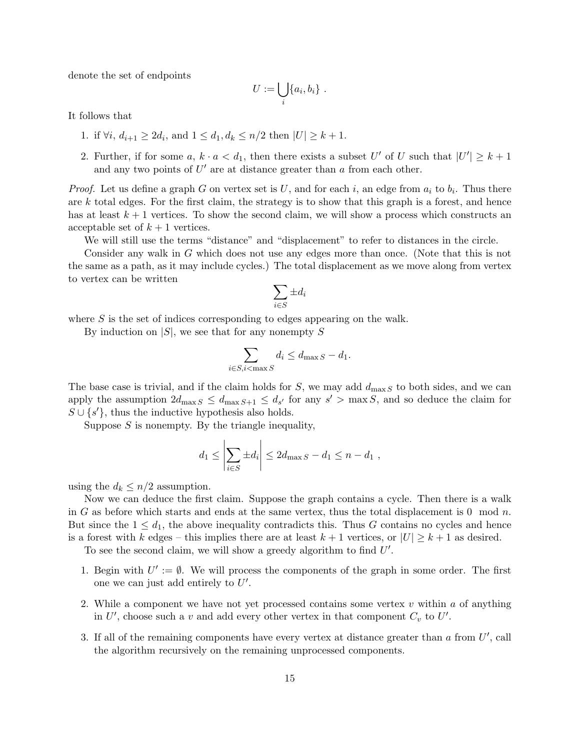denote the set of endpoints

$$U := \bigcup_i \{a_i, b_i\} \ .$$

It follows that

1. if $\forall i,\ d_{i+1} \geq 2d_i$, and $1 \leq d_1, d_k \leq n/2$ then $|U| \geq k+1$.
2. Further, if for some $a$, $k \cdot a < d_1$, then there exists a subset $U'$ of $U$ such that $|U'| \geq k+1$ and any two points of $U'$ are at distance greater than $a$ from each other.

*Proof.* Let us define a graph $G$ on vertex set is $U$, and for each $i$, an edge from $a_i$ to $b_i$. Thus there are $k$ total edges. For the first claim, the strategy is to show that this graph is a forest, and hence has at least $k+1$ vertices. To show the second claim, we will show a process which constructs an acceptable set of $k+1$ vertices.

We will still use the terms "distance" and "displacement" to refer to distances in the circle.

Consider any walk in $G$ which does not use any edges more than once. (Note that this is not the same as a path, as it may include cycles.) The total displacement as we move along from vertex to vertex can be written

$$\sum_{i \in S} \pm d_i$$

where $S$ is the set of indices corresponding to edges appearing on the walk.

By induction on $|S|$, we see that for any nonempty $S$

$$\sum_{i \in S, i < \max S} d_i \leq d_{\max S} - d_1.$$

The base case is trivial, and if the claim holds for $S$, we may add $d_{\max S}$ to both sides, and we can apply the assumption $2d_{\max S} \leq d_{\max S+1} \leq d_{s'}$ for any $s' > \max S$, and so deduce the claim for $S \cup \{s'\}$, thus the inductive hypothesis also holds.

Suppose $S$ is nonempty. By the triangle inequality,

$$d_1 \leq \left| \sum_{i \in S} \pm d_i \right| \leq 2d_{\max S} - d_1 \leq n - d_1 \ ,$$

using the $d_k \leq n/2$ assumption.

Now we can deduce the first claim. Suppose the graph contains a cycle. Then there is a walk in $G$ as before which starts and ends at the same vertex, thus the total displacement is $0 \mod n$. But since the $1 \leq d_1$, the above inequality contradicts this. Thus $G$ contains no cycles and hence is a forest with $k$ edges – this implies there are at least $k+1$ vertices, or $|U| \geq k+1$ as desired.

To see the second claim, we will show a greedy algorithm to find $U'$.

1. Begin with $U' := \emptyset$. We will process the components of the graph in some order. The first one we can just add entirely to $U'$.
2. While a component we have not yet processed contains some vertex $v$ within $a$ of anything in $U'$, choose such a $v$ and add every other vertex in that component $C_v$ to $U'$.
3. If all of the remaining components have every vertex at distance greater than $a$ from $U'$, call the algorithm recursively on the remaining unprocessed components.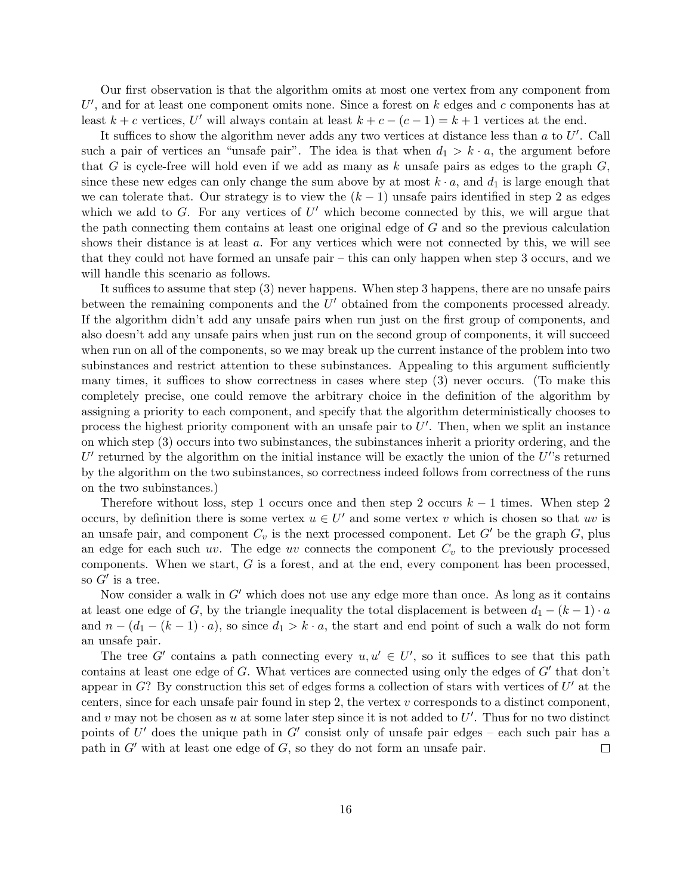Our first observation is that the algorithm omits at most one vertex from any component from $U'$, and for at least one component omits none. Since a forest on $k$ edges and $c$ components has at least $k+c$ vertices, $U'$ will always contain at least $k+c-(c-1) = k+1$ vertices at the end.

It suffices to show the algorithm never adds any two vertices at distance less than $a$ to $U'$. Call such a pair of vertices an "unsafe pair". The idea is that when $d_1 > k \cdot a$, the argument before that $G$ is cycle-free will hold even if we add as many as $k$ unsafe pairs as edges to the graph $G$, since these new edges can only change the sum above by at most $k \cdot a$, and $d_1$ is large enough that we can tolerate that. Our strategy is to view the $(k-1)$ unsafe pairs identified in step 2 as edges which we add to $G$. For any vertices of $U'$ which become connected by this, we will argue that the path connecting them contains at least one original edge of $G$ and so the previous calculation shows their distance is at least $a$. For any vertices which were not connected by this, we will see that they could not have formed an unsafe pair – this can only happen when step 3 occurs, and we will handle this scenario as follows.

It suffices to assume that step (3) never happens. When step 3 happens, there are no unsafe pairs between the remaining components and the $U'$ obtained from the components processed already. If the algorithm didn't add any unsafe pairs when run just on the first group of components, and also doesn't add any unsafe pairs when just run on the second group of components, it will succeed when run on all of the components, so we may break up the current instance of the problem into two subinstances and restrict attention to these subinstances. Appealing to this argument sufficiently many times, it suffices to show correctness in cases where step (3) never occurs. (To make this completely precise, one could remove the arbitrary choice in the definition of the algorithm by assigning a priority to each component, and specify that the algorithm deterministically chooses to process the highest priority component with an unsafe pair to $U'$. Then, when we split an instance on which step (3) occurs into two subinstances, the subinstances inherit a priority ordering, and the $U'$ returned by the algorithm on the initial instance will be exactly the union of the $U'$'s returned by the algorithm on the two subinstances, so correctness indeed follows from correctness of the runs on the two subinstances.)

Therefore without loss, step 1 occurs once and then step 2 occurs $k-1$ times. When step 2 occurs, by definition there is some vertex $u \in U'$ and some vertex $v$ which is chosen so that $uv$ is an unsafe pair, and component $C_v$ is the next processed component. Let $G'$ be the graph $G$, plus an edge for each such $uv$. The edge $uv$ connects the component $C_v$ to the previously processed components. When we start, $G$ is a forest, and at the end, every component has been processed, so $G'$ is a tree.

Now consider a walk in $G'$ which does not use any edge more than once. As long as it contains at least one edge of $G$, by the triangle inequality the total displacement is between $d_1 - (k-1)\cdot a$ and $n - (d_1 - (k-1)\cdot a)$, so since $d_1 > k \cdot a$, the start and end point of such a walk do not form an unsafe pair.

The tree $G'$ contains a path connecting every $u, u' \in U'$, so it suffices to see that this path contains at least one edge of $G$. What vertices are connected using only the edges of $G'$ that don't appear in $G$? By construction this set of edges forms a collection of stars with vertices of $U'$ at the centers, since for each unsafe pair found in step 2, the vertex $v$ corresponds to a distinct component, and $v$ may not be chosen as $u$ at some later step since it is not added to $U'$. Thus for no two distinct points of $U'$ does the unique path in $G'$ consist only of unsafe pair edges – each such pair has a path in $G'$ with at least one edge of $G$, so they do not form an unsafe pair. □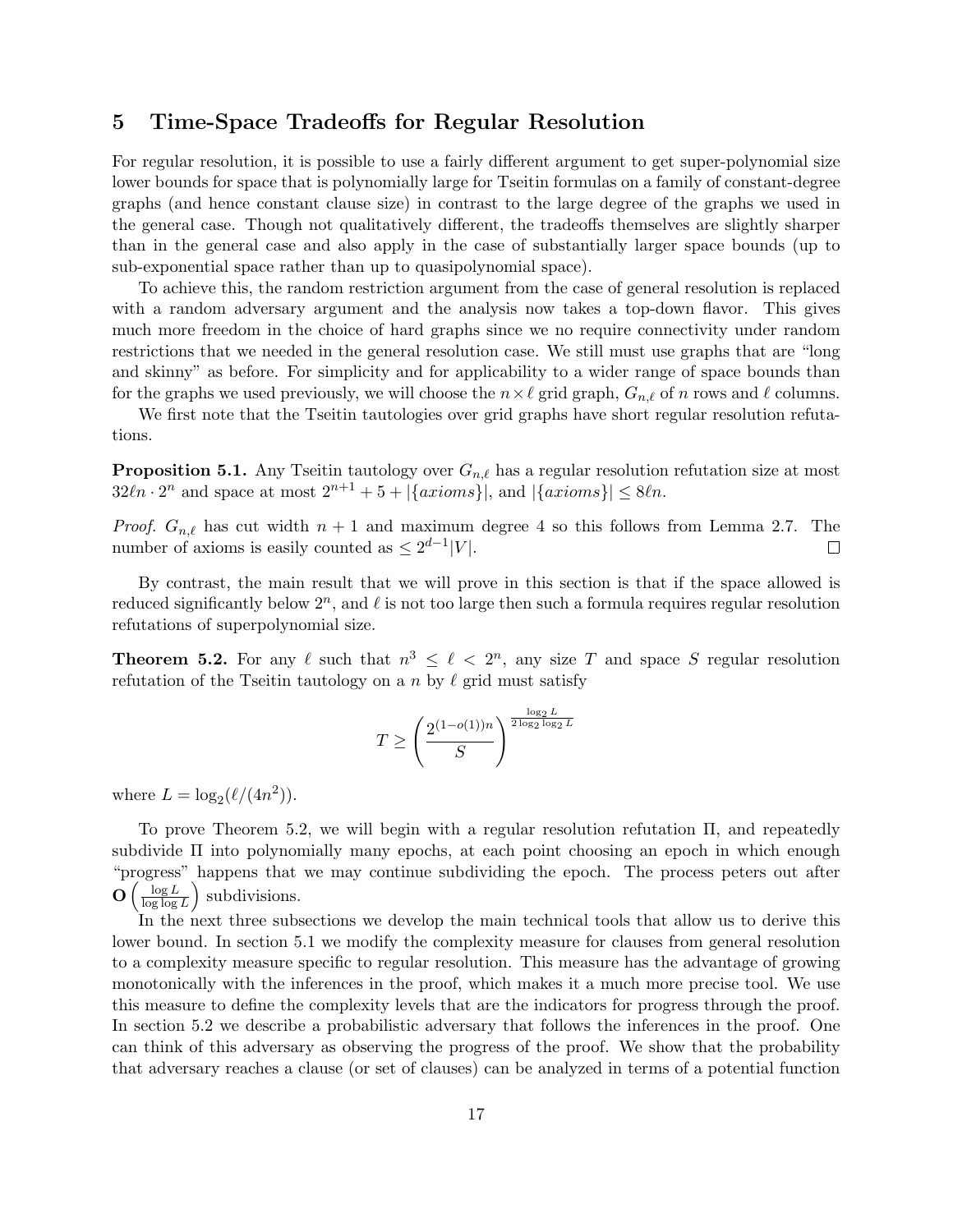# 5 Time-Space Tradeoffs for Regular Resolution

For regular resolution, it is possible to use a fairly different argument to get super-polynomial size lower bounds for space that is polynomially large for Tseitin formulas on a family of constant-degree graphs (and hence constant clause size) in contrast to the large degree of the graphs we used in the general case. Though not qualitatively different, the tradeoffs themselves are slightly sharper than in the general case and also apply in the case of substantially larger space bounds (up to sub-exponential space rather than up to quasipolynomial space).

To achieve this, the random restriction argument from the case of general resolution is replaced with a random adversary argument and the analysis now takes a top-down flavor. This gives much more freedom in the choice of hard graphs since we no require connectivity under random restrictions that we needed in the general resolution case. We still must use graphs that are "long and skinny" as before. For simplicity and for applicability to a wider range of space bounds than for the graphs we used previously, we will choose the $n \times \ell$ grid graph, $G_{n,\ell}$ of $n$ rows and $\ell$ columns.

We first note that the Tseitin tautologies over grid graphs have short regular resolution refutations.

**Proposition 5.1.** Any Tseitin tautology over $G_{n,\ell}$ has a regular resolution refutation size at most $32\ell n \cdot 2^n$ and space at most $2^{n+1} + 5 + |\{axioms\}|$, and $|\{axioms\}| \leq 8\ell n$.

*Proof.* $G_{n,\ell}$ has cut width $n+1$ and maximum degree 4 so this follows from Lemma 2.7. The number of axioms is easily counted as $\leq 2^{d-1}|V|$. □

By contrast, the main result that we will prove in this section is that if the space allowed is reduced significantly below $2^n$, and $\ell$ is not too large then such a formula requires regular resolution refutations of superpolynomial size.

**Theorem 5.2.** For any $\ell$ such that $n^3 \leq \ell < 2^n$, any size $T$ and space $S$ regular resolution refutation of the Tseitin tautology on a $n$ by $\ell$ grid must satisfy

$$T \geq \left( \frac{2^{(1-o(1))n}}{S} \right)^{\frac{\log_2 L}{2 \log_2 \log_2 L}}$$

where $L = \log_2(\ell/(4n^2))$.

To prove Theorem 5.2, we will begin with a regular resolution refutation $\Pi$, and repeatedly subdivide $\Pi$ into polynomially many epochs, at each point choosing an epoch in which enough "progress" happens that we may continue subdividing the epoch. The process peters out after $\mathbf{O}\left(\frac{\log L}{\log \log L}\right)$ subdivisions.

In the next three subsections we develop the main technical tools that allow us to derive this lower bound. In section 5.1 we modify the complexity measure for clauses from general resolution to a complexity measure specific to regular resolution. This measure has the advantage of growing monotonically with the inferences in the proof, which makes it a much more precise tool. We use this measure to define the complexity levels that are the indicators for progress through the proof. In section 5.2 we describe a probabilistic adversary that follows the inferences in the proof. One can think of this adversary as observing the progress of the proof. We show that the probability that adversary reaches a clause (or set of clauses) can be analyzed in terms of a potential function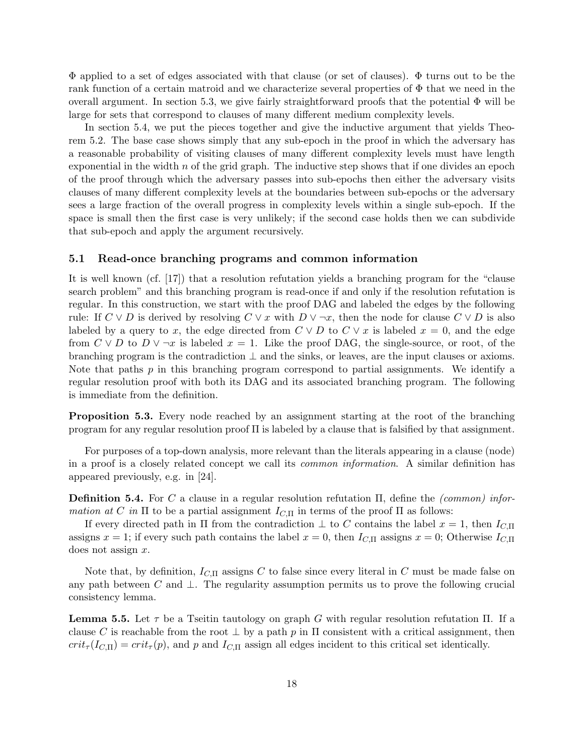$\Phi$ applied to a set of edges associated with that clause (or set of clauses). $\Phi$ turns out to be the rank function of a certain matroid and we characterize several properties of $\Phi$ that we need in the overall argument. In section 5.3, we give fairly straightforward proofs that the potential $\Phi$ will be large for sets that correspond to clauses of many different medium complexity levels.

In section 5.4, we put the pieces together and give the inductive argument that yields Theorem 5.2. The base case shows simply that any sub-epoch in the proof in which the adversary has a reasonable probability of visiting clauses of many different complexity levels must have length exponential in the width $n$ of the grid graph. The inductive step shows that if one divides an epoch of the proof through which the adversary passes into sub-epochs then either the adversary visits clauses of many different complexity levels at the boundaries between sub-epochs or the adversary sees a large fraction of the overall progress in complexity levels within a single sub-epoch. If the space is small then the first case is very unlikely; if the second case holds then we can subdivide that sub-epoch and apply the argument recursively.

### 5.1 Read-once branching programs and common information

It is well known (cf. [17]) that a resolution refutation yields a branching program for the "clause search problem" and this branching program is read-once if and only if the resolution refutation is regular. In this construction, we start with the proof DAG and labeled the edges by the following rule: If $C \vee D$ is derived by resolving $C \vee x$ with $D \vee \neg x$, then the node for clause $C \vee D$ is also labeled by a query to $x$, the edge directed from $C \vee D$ to $C \vee x$ is labeled $x = 0$, and the edge from $C \vee D$ to $D \vee \neg x$ is labeled $x = 1$. Like the proof DAG, the single-source, or root, of the branching program is the contradiction $\perp$ and the sinks, or leaves, are the input clauses or axioms. Note that paths $p$ in this branching program correspond to partial assignments. We identify a regular resolution proof with both its DAG and its associated branching program. The following is immediate from the definition.

**Proposition 5.3.** Every node reached by an assignment starting at the root of the branching program for any regular resolution proof $\Pi$ is labeled by a clause that is falsified by that assignment.

For purposes of a top-down analysis, more relevant than the literals appearing in a clause (node) in a proof is a closely related concept we call its *common information*. A similar definition has appeared previously, e.g. in [24].

**Definition 5.4.** For $C$ a clause in a regular resolution refutation $\Pi$, define the *(common) information at $C$ in $\Pi$* to be a partial assignment $I_{C,\Pi}$ in terms of the proof $\Pi$ as follows:

If every directed path in $\Pi$ from the contradiction $\perp$ to $C$ contains the label $x = 1$, then $I_{C,\Pi}$ assigns $x = 1$; if every such path contains the label $x = 0$, then $I_{C,\Pi}$ assigns $x = 0$; Otherwise $I_{C,\Pi}$ does not assign $x$.

Note that, by definition, $I_{C,\Pi}$ assigns $C$ to false since every literal in $C$ must be made false on any path between $C$ and $\perp$. The regularity assumption permits us to prove the following crucial consistency lemma.

**Lemma 5.5.** Let $\tau$ be a Tseitin tautology on graph $G$ with regular resolution refutation $\Pi$. If a clause $C$ is reachable from the root $\perp$ by a path $p$ in $\Pi$ consistent with a critical assignment, then $crit_\tau(I_{C,\Pi}) = crit_\tau(p)$, and $p$ and $I_{C,\Pi}$ assign all edges incident to this critical set identically.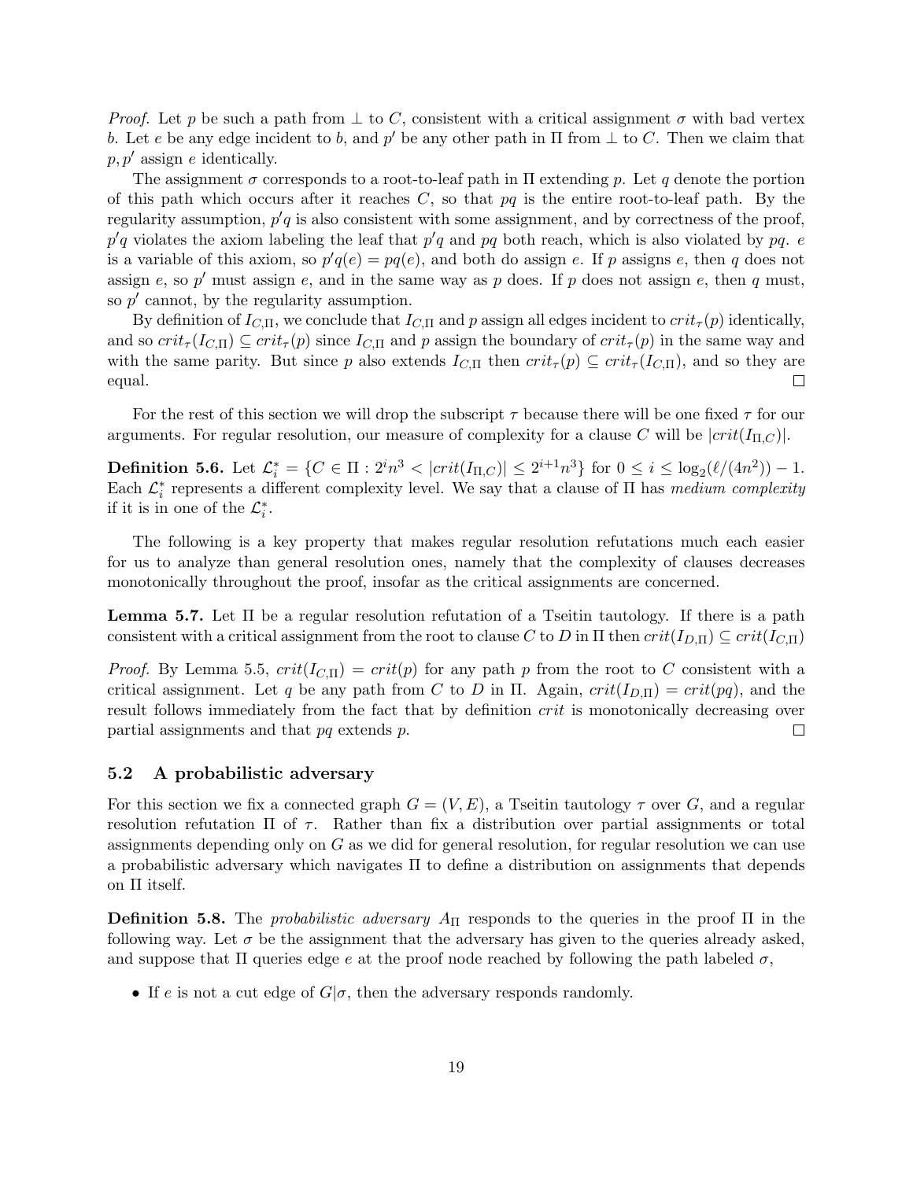*Proof.* Let $p$ be such a path from $\perp$ to $C$, consistent with a critical assignment $\sigma$ with bad vertex $b$. Let $e$ be any edge incident to $b$, and $p'$ be any other path in $\Pi$ from $\perp$ to $C$. Then we claim that $p, p'$ assign $e$ identically.

The assignment $\sigma$ corresponds to a root-to-leaf path in $\Pi$ extending $p$. Let $q$ denote the portion of this path which occurs after it reaches $C$, so that $pq$ is the entire root-to-leaf path. By the regularity assumption, $p'q$ is also consistent with some assignment, and by correctness of the proof, $p'q$ violates the axiom labeling the leaf that $p'q$ and $pq$ both reach, which is also violated by $pq$. $e$ is a variable of this axiom, so $p'q(e) = pq(e)$, and both do assign $e$. If $p$ assigns $e$, then $q$ does not assign $e$, so $p'$ must assign $e$, and in the same way as $p$ does. If $p$ does not assign $e$, then $q$ must, so $p'$ cannot, by the regularity assumption.

By definition of $I_{C,\Pi}$, we conclude that $I_{C,\Pi}$ and $p$ assign all edges incident to $crit_\tau(p)$ identically, and so $crit_\tau(I_{C,\Pi}) \subseteq crit_\tau(p)$ since $I_{C,\Pi}$ and $p$ assign the boundary of $crit_\tau(p)$ in the same way and with the same parity. But since $p$ also extends $I_{C,\Pi}$ then $crit_\tau(p) \subseteq crit_\tau(I_{C,\Pi})$, and so they are equal. $\square$

For the rest of this section we will drop the subscript $\tau$ because there will be one fixed $\tau$ for our arguments. For regular resolution, our measure of complexity for a clause $C$ will be $|crit(I_{\Pi,C})|$.

**Definition 5.6.** Let $\mathcal{L}_i^* = \{C \in \Pi : 2^i n^3 < |crit(I_{\Pi,C})| \leq 2^{i+1} n^3\}$ for $0 \leq i \leq \log_2(\ell/(4n^2)) - 1$. Each $\mathcal{L}_i^*$ represents a different complexity level. We say that a clause of $\Pi$ has *medium complexity* if it is in one of the $\mathcal{L}_i^*$.

The following is a key property that makes regular resolution refutations much each easier for us to analyze than general resolution ones, namely that the complexity of clauses decreases monotonically throughout the proof, insofar as the critical assignments are concerned.

**Lemma 5.7.** Let $\Pi$ be a regular resolution refutation of a Tseitin tautology. If there is a path consistent with a critical assignment from the root to clause $C$ to $D$ in $\Pi$ then $crit(I_{D,\Pi}) \subseteq crit(I_{C,\Pi})$

*Proof.* By Lemma 5.5, $crit(I_{C,\Pi}) = crit(p)$ for any path $p$ from the root to $C$ consistent with a critical assignment. Let $q$ be any path from $C$ to $D$ in $\Pi$. Again, $crit(I_{D,\Pi}) = crit(pq)$, and the result follows immediately from the fact that by definition $crit$ is monotonically decreasing over partial assignments and that $pq$ extends $p$. $\square$

## 5.2 A probabilistic adversary

For this section we fix a connected graph $G = (V, E)$, a Tseitin tautology $\tau$ over $G$, and a regular resolution refutation $\Pi$ of $\tau$. Rather than fix a distribution over partial assignments or total assignments depending only on $G$ as we did for general resolution, for regular resolution we can use a probabilistic adversary which navigates $\Pi$ to define a distribution on assignments that depends on $\Pi$ itself.

**Definition 5.8.** The *probabilistic adversary* $A_\Pi$ responds to the queries in the proof $\Pi$ in the following way. Let $\sigma$ be the assignment that the adversary has given to the queries already asked, and suppose that $\Pi$ queries edge $e$ at the proof node reached by following the path labeled $\sigma$,

- If $e$ is not a cut edge of $G|\sigma$, then the adversary responds randomly.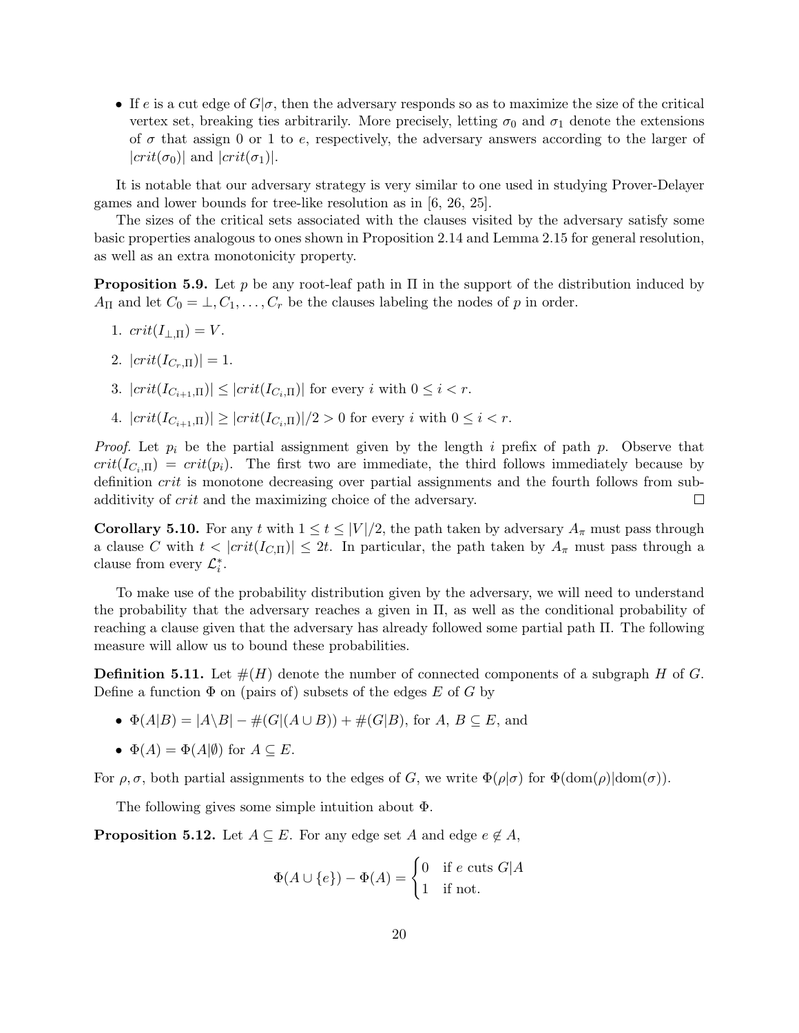- If $e$ is a cut edge of $G|\sigma$, then the adversary responds so as to maximize the size of the critical vertex set, breaking ties arbitrarily. More precisely, letting $\sigma_0$ and $\sigma_1$ denote the extensions of $\sigma$ that assign 0 or 1 to $e$, respectively, the adversary answers according to the larger of $|crit(\sigma_0)|$ and $|crit(\sigma_1)|$.

It is notable that our adversary strategy is very similar to one used in studying Prover-Delayer games and lower bounds for tree-like resolution as in [6, 26, 25].

The sizes of the critical sets associated with the clauses visited by the adversary satisfy some basic properties analogous to ones shown in Proposition 2.14 and Lemma 2.15 for general resolution, as well as an extra monotonicity property.

**Proposition 5.9.** Let $p$ be any root-leaf path in $\Pi$ in the support of the distribution induced by $A_\Pi$ and let $C_0 = \bot, C_1, \ldots, C_r$ be the clauses labeling the nodes of $p$ in order.

1. $crit(I_{\bot,\Pi}) = V$.
2. $|crit(I_{C_r,\Pi})| = 1$.
3. $|crit(I_{C_{i+1},\Pi})| \leq |crit(I_{C_i,\Pi})|$ for every $i$ with $0 \leq i < r$.
4. $|crit(I_{C_{i+1},\Pi})| \geq |crit(I_{C_i,\Pi})|/2 > 0$ for every $i$ with $0 \leq i < r$.

*Proof.* Let $p_i$ be the partial assignment given by the length $i$ prefix of path $p$. Observe that $crit(I_{C_i,\Pi}) = crit(p_i)$. The first two are immediate, the third follows immediately because by definition $crit$ is monotone decreasing over partial assignments and the fourth follows from sub-additivity of $crit$ and the maximizing choice of the adversary. $\square$

**Corollary 5.10.** For any $t$ with $1 \leq t \leq |V|/2$, the path taken by adversary $A_\pi$ must pass through a clause $C$ with $t < |crit(I_{C,\Pi})| \leq 2t$. In particular, the path taken by $A_\pi$ must pass through a clause from every $\mathcal{L}_i^*$.

To make use of the probability distribution given by the adversary, we will need to understand the probability that the adversary reaches a given in $\Pi$, as well as the conditional probability of reaching a clause given that the adversary has already followed some partial path $\Pi$. The following measure will allow us to bound these probabilities.

**Definition 5.11.** Let $\#(H)$ denote the number of connected components of a subgraph $H$ of $G$. Define a function $\Phi$ on (pairs of) subsets of the edges $E$ of $G$ by

- $\Phi(A|B) = |A \backslash B| - \#(G|(A \cup B)) + \#(G|B)$, for $A$, $B \subseteq E$, and
- $\Phi(A) = \Phi(A|\emptyset)$ for $A \subseteq E$.

For $\rho, \sigma$, both partial assignments to the edges of $G$, we write $\Phi(\rho|\sigma)$ for $\Phi(\text{dom}(\rho)|\text{dom}(\sigma))$.

The following gives some simple intuition about $\Phi$.

**Proposition 5.12.** Let $A \subseteq E$. For any edge set $A$ and edge $e \notin A$,

$$\Phi(A \cup \{e\}) - \Phi(A) = \begin{cases} 0 & \text{if } e \text{ cuts } G|A \\ 1 & \text{if not.} \end{cases}$$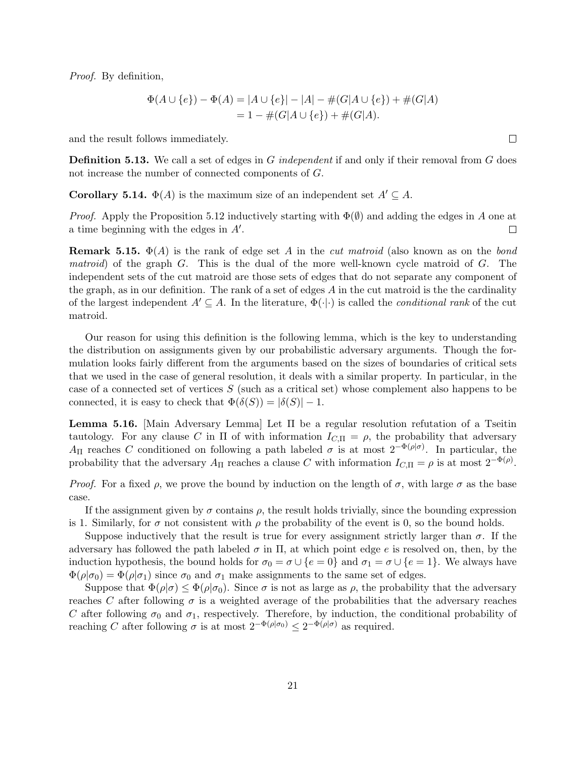*Proof.* By definition,

$$\begin{aligned}\Phi(A \cup \{e\}) - \Phi(A) &= |A \cup \{e\}| - |A| - \#(G|A \cup \{e\}) + \#(G|A) \\ &= 1 - \#(G|A \cup \{e\}) + \#(G|A).\end{aligned}$$

and the result follows immediately. □

**Definition 5.13.** We call a set of edges in $G$ *independent* if and only if their removal from $G$ does not increase the number of connected components of $G$.

**Corollary 5.14.** $\Phi(A)$ is the maximum size of an independent set $A' \subseteq A$.

*Proof.* Apply the Proposition 5.12 inductively starting with $\Phi(\emptyset)$ and adding the edges in $A$ one at a time beginning with the edges in $A'$. □

**Remark 5.15.** $\Phi(A)$ is the rank of edge set $A$ in the *cut matroid* (also known as on the *bond matroid*) of the graph $G$. This is the dual of the more well-known cycle matroid of $G$. The independent sets of the cut matroid are those sets of edges that do not separate any component of the graph, as in our definition. The rank of a set of edges $A$ in the cut matroid is the the cardinality of the largest independent $A' \subseteq A$. In the literature, $\Phi(\cdot|\cdot)$ is called the *conditional rank* of the cut matroid.

Our reason for using this definition is the following lemma, which is the key to understanding the distribution on assignments given by our probabilistic adversary arguments. Though the formulation looks fairly different from the arguments based on the sizes of boundaries of critical sets that we used in the case of general resolution, it deals with a similar property. In particular, in the case of a connected set of vertices $S$ (such as a critical set) whose complement also happens to be connected, it is easy to check that $\Phi(\delta(S)) = |\delta(S)| - 1$.

**Lemma 5.16.** [Main Adversary Lemma] Let $\Pi$ be a regular resolution refutation of a Tseitin tautology. For any clause $C$ in $\Pi$ of with information $I_{C,\Pi} = \rho$, the probability that adversary $A_\Pi$ reaches $C$ conditioned on following a path labeled $\sigma$ is at most $2^{-\Phi(\rho|\sigma)}$. In particular, the probability that the adversary $A_\Pi$ reaches a clause $C$ with information $I_{C,\Pi} = \rho$ is at most $2^{-\Phi(\rho)}$.

*Proof.* For a fixed $\rho$, we prove the bound by induction on the length of $\sigma$, with large $\sigma$ as the base case.

If the assignment given by $\sigma$ contains $\rho$, the result holds trivially, since the bounding expression is 1. Similarly, for $\sigma$ not consistent with $\rho$ the probability of the event is 0, so the bound holds.

Suppose inductively that the result is true for every assignment strictly larger than $\sigma$. If the adversary has followed the path labeled $\sigma$ in $\Pi$, at which point edge $e$ is resolved on, then, by the induction hypothesis, the bound holds for $\sigma_0 = \sigma \cup \{e = 0\}$ and $\sigma_1 = \sigma \cup \{e = 1\}$. We always have $\Phi(\rho|\sigma_0) = \Phi(\rho|\sigma_1)$ since $\sigma_0$ and $\sigma_1$ make assignments to the same set of edges.

Suppose that $\Phi(\rho|\sigma) \leq \Phi(\rho|\sigma_0)$. Since $\sigma$ is not as large as $\rho$, the probability that the adversary reaches $C$ after following $\sigma$ is a weighted average of the probabilities that the adversary reaches $C$ after following $\sigma_0$ and $\sigma_1$, respectively. Therefore, by induction, the conditional probability of reaching $C$ after following $\sigma$ is at most $2^{-\Phi(\rho|\sigma_0)} \leq 2^{-\Phi(\rho|\sigma)}$ as required.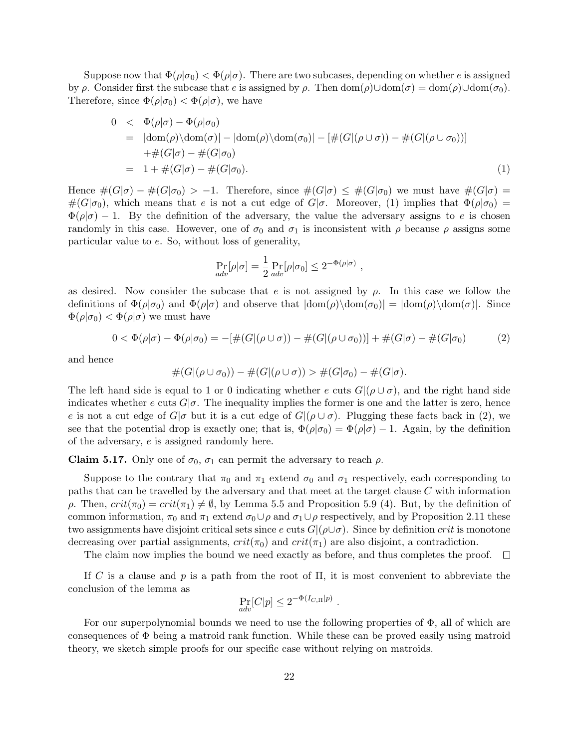Suppose now that $\Phi(\rho|\sigma_0) < \Phi(\rho|\sigma)$. There are two subcases, depending on whether $e$ is assigned by $\rho$. Consider first the subcase that $e$ is assigned by $\rho$. Then $\text{dom}(\rho)\cup\text{dom}(\sigma) = \text{dom}(\rho)\cup\text{dom}(\sigma_0)$. Therefore, since $\Phi(\rho|\sigma_0) < \Phi(\rho|\sigma)$, we have

$$
\begin{aligned}
0 &< \Phi(\rho|\sigma) - \Phi(\rho|\sigma_0) \\
&= |\text{dom}(\rho)\backslash\text{dom}(\sigma)| - |\text{dom}(\rho)\backslash\text{dom}(\sigma_0)| - [\#(G|(\rho\cup\sigma)) - \#(G|(\rho\cup\sigma_0))] \\
&\quad + \#(G|\sigma) - \#(G|\sigma_0) \\
&= 1 + \#(G|\sigma) - \#(G|\sigma_0). \qquad (1)
\end{aligned}
$$

Hence $\#(G|\sigma) - \#(G|\sigma_0) > -1$. Therefore, since $\#(G|\sigma) \leq \#(G|\sigma_0)$ we must have $\#(G|\sigma) = \#(G|\sigma_0)$, which means that $e$ is not a cut edge of $G|\sigma$. Moreover, (1) implies that $\Phi(\rho|\sigma_0) = \Phi(\rho|\sigma) - 1$. By the definition of the adversary, the value the adversary assigns to $e$ is chosen randomly in this case. However, one of $\sigma_0$ and $\sigma_1$ is inconsistent with $\rho$ because $\rho$ assigns some particular value to $e$. So, without loss of generality,

$$\Pr_{adv}[\rho|\sigma] = \frac{1}{2}\Pr_{adv}[\rho|\sigma_0] \leq 2^{-\Phi(\rho|\sigma)} ,$$

as desired. Now consider the subcase that $e$ is not assigned by $\rho$. In this case we follow the definitions of $\Phi(\rho|\sigma_0)$ and $\Phi(\rho|\sigma)$ and observe that $|\text{dom}(\rho)\backslash\text{dom}(\sigma_0)| = |\text{dom}(\rho)\backslash\text{dom}(\sigma)|$. Since $\Phi(\rho|\sigma_0) < \Phi(\rho|\sigma)$ we must have

$$0 < \Phi(\rho|\sigma) - \Phi(\rho|\sigma_0) = -[\#(G|(\rho\cup\sigma)) - \#(G|(\rho\cup\sigma_0))] + \#(G|\sigma) - \#(G|\sigma_0) \qquad (2)$$

and hence

$$\#(G|(\rho\cup\sigma_0)) - \#(G|(\rho\cup\sigma)) > \#(G|\sigma_0) - \#(G|\sigma).$$

The left hand side is equal to 1 or 0 indicating whether $e$ cuts $G|(\rho\cup\sigma)$, and the right hand side indicates whether $e$ cuts $G|\sigma$. The inequality implies the former is one and the latter is zero, hence $e$ is not a cut edge of $G|\sigma$ but it is a cut edge of $G|(\rho\cup\sigma)$. Plugging these facts back in (2), we see that the potential drop is exactly one; that is, $\Phi(\rho|\sigma_0) = \Phi(\rho|\sigma) - 1$. Again, by the definition of the adversary, $e$ is assigned randomly here.

**Claim 5.17.** Only one of $\sigma_0$, $\sigma_1$ can permit the adversary to reach $\rho$.

Suppose to the contrary that $\pi_0$ and $\pi_1$ extend $\sigma_0$ and $\sigma_1$ respectively, each corresponding to paths that can be travelled by the adversary and that meet at the target clause $C$ with information $\rho$. Then, $crit(\pi_0) = crit(\pi_1) \neq \emptyset$, by Lemma 5.5 and Proposition 5.9 (4). But, by the definition of common information, $\pi_0$ and $\pi_1$ extend $\sigma_0\cup\rho$ and $\sigma_1\cup\rho$ respectively, and by Proposition 2.11 these two assignments have disjoint critical sets since $e$ cuts $G|(\rho\cup\sigma)$. Since by definition $crit$ is monotone decreasing over partial assignments, $crit(\pi_0)$ and $crit(\pi_1)$ are also disjoint, a contradiction.

The claim now implies the bound we need exactly as before, and thus completes the proof. □

If $C$ is a clause and $p$ is a path from the root of $\Pi$, it is most convenient to abbreviate the conclusion of the lemma as

$$\Pr_{adv}[C|p] \leq 2^{-\Phi(I_{C,\Pi}|p)} .$$

For our superpolynomial bounds we need to use the following properties of $\Phi$, all of which are consequences of $\Phi$ being a matroid rank function. While these can be proved easily using matroid theory, we sketch simple proofs for our specific case without relying on matroids.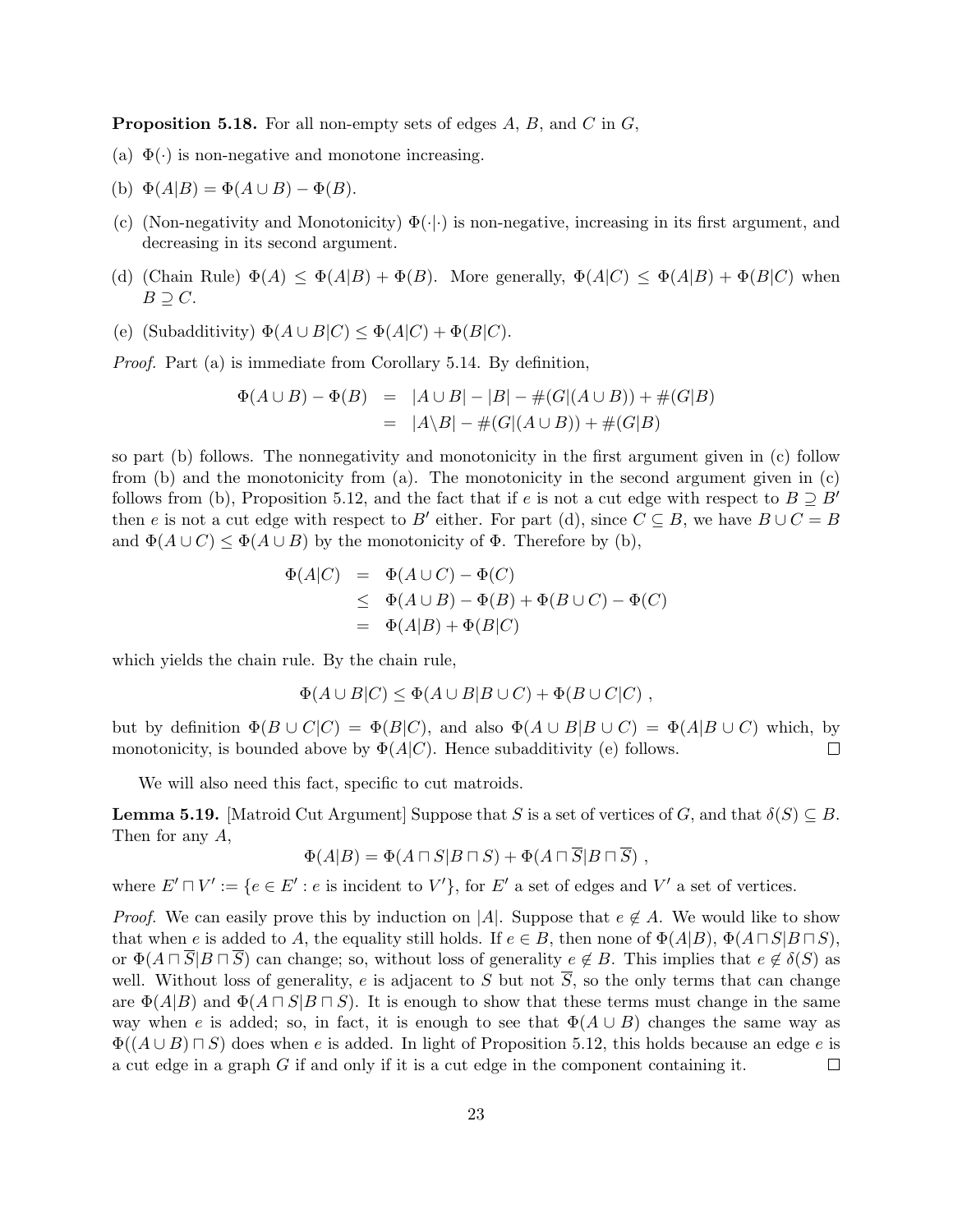**Proposition 5.18.** For all non-empty sets of edges $A$, $B$, and $C$ in $G$,

(a) $\Phi(\cdot)$ is non-negative and monotone increasing.

(b) $\Phi(A|B) = \Phi(A \cup B) - \Phi(B)$.

(c) (Non-negativity and Monotonicity) $\Phi(\cdot|\cdot)$ is non-negative, increasing in its first argument, and decreasing in its second argument.

(d) (Chain Rule) $\Phi(A) \leq \Phi(A|B) + \Phi(B)$. More generally, $\Phi(A|C) \leq \Phi(A|B) + \Phi(B|C)$ when $B \supseteq C$.

(e) (Subadditivity) $\Phi(A \cup B|C) \leq \Phi(A|C) + \Phi(B|C)$.

*Proof.* Part (a) is immediate from Corollary 5.14. By definition,

$$
\begin{aligned}
\Phi(A \cup B) - \Phi(B) &= |A \cup B| - |B| - \#(G|(A \cup B)) + \#(G|B) \\
&= |A \backslash B| - \#(G|(A \cup B)) + \#(G|B)
\end{aligned}
$$

so part (b) follows. The nonnegativity and monotonicity in the first argument given in (c) follow from (b) and the monotonicity from (a). The monotonicity in the second argument given in (c) follows from (b), Proposition 5.12, and the fact that if $e$ is not a cut edge with respect to $B \supseteq B'$ then $e$ is not a cut edge with respect to $B'$ either. For part (d), since $C \subseteq B$, we have $B \cup C = B$ and $\Phi(A \cup C) \leq \Phi(A \cup B)$ by the monotonicity of $\Phi$. Therefore by (b),

$$
\begin{aligned}
\Phi(A|C) &= \Phi(A \cup C) - \Phi(C) \\
&\leq \Phi(A \cup B) - \Phi(B) + \Phi(B \cup C) - \Phi(C) \\
&= \Phi(A|B) + \Phi(B|C)
\end{aligned}
$$

which yields the chain rule. By the chain rule,

$$
\Phi(A \cup B|C) \leq \Phi(A \cup B|B \cup C) + \Phi(B \cup C|C) \ ,
$$

but by definition $\Phi(B \cup C|C) = \Phi(B|C)$, and also $\Phi(A \cup B|B \cup C) = \Phi(A|B \cup C)$ which, by monotonicity, is bounded above by $\Phi(A|C)$. Hence subadditivity (e) follows. ☐

We will also need this fact, specific to cut matroids.

**Lemma 5.19.** [Matroid Cut Argument] Suppose that $S$ is a set of vertices of $G$, and that $\delta(S) \subseteq B$. Then for any $A$,

$$
\Phi(A|B) = \Phi(A \sqcap S|B \sqcap S) + \Phi(A \sqcap \overline{S}|B \sqcap \overline{S}) \ ,
$$

where $E' \sqcap V' := \{e \in E' : e \text{ is incident to } V'\}$, for $E'$ a set of edges and $V'$ a set of vertices.

*Proof.* We can easily prove this by induction on $|A|$. Suppose that $e \notin A$. We would like to show that when $e$ is added to $A$, the equality still holds. If $e \in B$, then none of $\Phi(A|B)$, $\Phi(A \sqcap S|B \sqcap S)$, or $\Phi(A \sqcap \overline{S}|B \sqcap \overline{S})$ can change; so, without loss of generality $e \notin B$. This implies that $e \notin \delta(S)$ as well. Without loss of generality, $e$ is adjacent to $S$ but not $\overline{S}$, so the only terms that can change are $\Phi(A|B)$ and $\Phi(A \sqcap S|B \sqcap S)$. It is enough to show that these terms must change in the same way when $e$ is added; so, in fact, it is enough to see that $\Phi(A \cup B)$ changes the same way as $\Phi((A \cup B) \sqcap S)$ does when $e$ is added. In light of Proposition 5.12, this holds because an edge $e$ is a cut edge in a graph $G$ if and only if it is a cut edge in the component containing it. ☐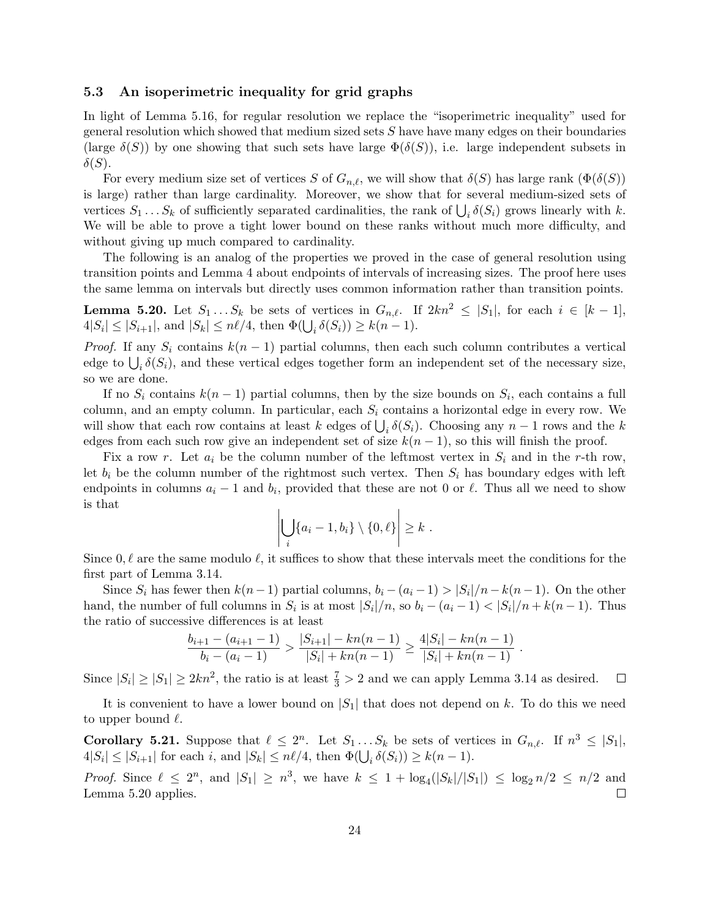### 5.3 An isoperimetric inequality for grid graphs

In light of Lemma 5.16, for regular resolution we replace the "isoperimetric inequality" used for general resolution which showed that medium sized sets $S$ have have many edges on their boundaries (large $\delta(S)$) by one showing that such sets have large $\Phi(\delta(S))$, i.e. large independent subsets in $\delta(S)$.

For every medium size set of vertices $S$ of $G_{n,\ell}$, we will show that $\delta(S)$ has large rank ($\Phi(\delta(S))$ is large) rather than large cardinality. Moreover, we show that for several medium-sized sets of vertices $S_1 \dots S_k$ of sufficiently separated cardinalities, the rank of $\bigcup_i \delta(S_i)$ grows linearly with $k$. We will be able to prove a tight lower bound on these ranks without much more difficulty, and without giving up much compared to cardinality.

The following is an analog of the properties we proved in the case of general resolution using transition points and Lemma 4 about endpoints of intervals of increasing sizes. The proof here uses the same lemma on intervals but directly uses common information rather than transition points.

**Lemma 5.20.** *Let $S_1 \dots S_k$ be sets of vertices in $G_{n,\ell}$. If $2kn^2 \leq |S_1|$, for each $i \in [k-1]$, $4|S_i| \leq |S_{i+1}|$, and $|S_k| \leq n\ell/4$, then $\Phi(\bigcup_i \delta(S_i)) \geq k(n-1)$.*

*Proof.* If any $S_i$ contains $k(n-1)$ partial columns, then each such column contributes a vertical edge to $\bigcup_i \delta(S_i)$, and these vertical edges together form an independent set of the necessary size, so we are done.

If no $S_i$ contains $k(n-1)$ partial columns, then by the size bounds on $S_i$, each contains a full column, and an empty column. In particular, each $S_i$ contains a horizontal edge in every row. We will show that each row contains at least $k$ edges of $\bigcup_i \delta(S_i)$. Choosing any $n-1$ rows and the $k$ edges from each such row give an independent set of size $k(n-1)$, so this will finish the proof.

Fix a row $r$. Let $a_i$ be the column number of the leftmost vertex in $S_i$ and in the $r$-th row, let $b_i$ be the column number of the rightmost such vertex. Then $S_i$ has boundary edges with left endpoints in columns $a_i - 1$ and $b_i$, provided that these are not 0 or $\ell$. Thus all we need to show is that

$$\left| \bigcup_i \{a_i - 1, b_i\} \setminus \{0, \ell\} \right| \geq k \ .$$

Since $0, \ell$ are the same modulo $\ell$, it suffices to show that these intervals meet the conditions for the first part of Lemma 3.14.

Since $S_i$ has fewer then $k(n-1)$ partial columns, $b_i - (a_i - 1) > |S_i|/n - k(n-1)$. On the other hand, the number of full columns in $S_i$ is at most $|S_i|/n$, so $b_i - (a_i - 1) < |S_i|/n + k(n-1)$. Thus the ratio of successive differences is at least

$$\frac{b_{i+1} - (a_{i+1} - 1)}{b_i - (a_i - 1)} > \frac{|S_{i+1}| - kn(n-1)}{|S_i| + kn(n-1)} \geq \frac{4|S_i| - kn(n-1)}{|S_i| + kn(n-1)} \ .$$

Since $|S_i| \geq |S_1| \geq 2kn^2$, the ratio is at least $\frac{7}{3} > 2$ and we can apply Lemma 3.14 as desired. $\square$

It is convenient to have a lower bound on $|S_1|$ that does not depend on $k$. To do this we need to upper bound $\ell$.

**Corollary 5.21.** *Suppose that $\ell \leq 2^n$. Let $S_1 \dots S_k$ be sets of vertices in $G_{n,\ell}$. If $n^3 \leq |S_1|$, $4|S_i| \leq |S_{i+1}|$ for each $i$, and $|S_k| \leq n\ell/4$, then $\Phi(\bigcup_i \delta(S_i)) \geq k(n-1)$.*

*Proof.* Since $\ell \leq 2^n$, and $|S_1| \geq n^3$, we have $k \leq 1 + \log_4(|S_k|/|S_1|) \leq \log_2 n/2 \leq n/2$ and Lemma 5.20 applies. $\square$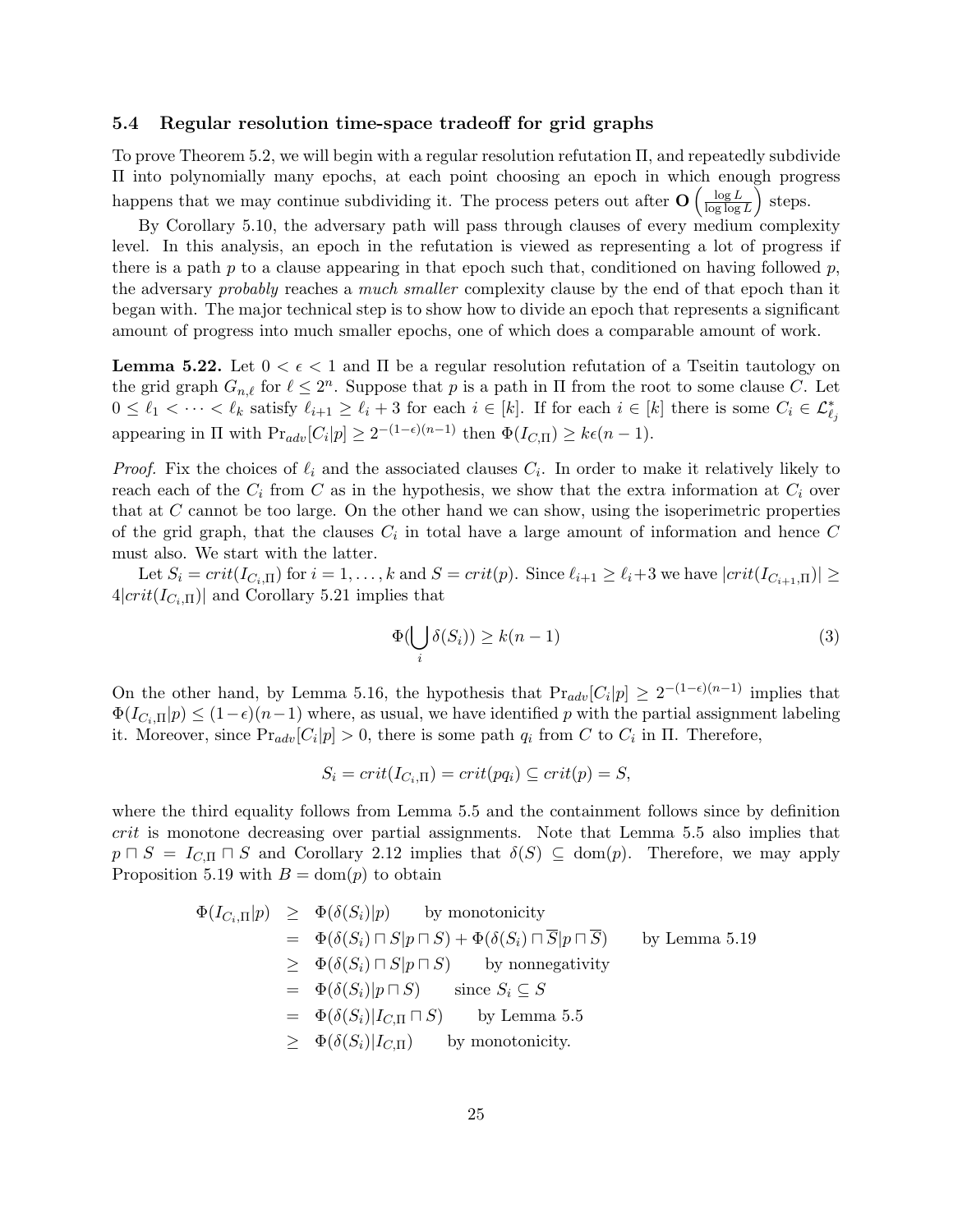### 5.4 Regular resolution time-space tradeoff for grid graphs

To prove Theorem 5.2, we will begin with a regular resolution refutation $\Pi$, and repeatedly subdivide $\Pi$ into polynomially many epochs, at each point choosing an epoch in which enough progress happens that we may continue subdividing it. The process peters out after $\mathbf{O}\left(\frac{\log L}{\log \log L}\right)$ steps.

By Corollary 5.10, the adversary path will pass through clauses of every medium complexity level. In this analysis, an epoch in the refutation is viewed as representing a lot of progress if there is a path $p$ to a clause appearing in that epoch such that, conditioned on having followed $p$, the adversary *probably* reaches a *much smaller* complexity clause by the end of that epoch than it began with. The major technical step is to show how to divide an epoch that represents a significant amount of progress into much smaller epochs, one of which does a comparable amount of work.

**Lemma 5.22.** Let $0 < \epsilon < 1$ and $\Pi$ be a regular resolution refutation of a Tseitin tautology on the grid graph $G_{n,\ell}$ for $\ell \leq 2^n$. Suppose that $p$ is a path in $\Pi$ from the root to some clause $C$. Let $0 \leq \ell_1 < \cdots < \ell_k$ satisfy $\ell_{i+1} \geq \ell_i + 3$ for each $i \in [k]$. If for each $i \in [k]$ there is some $C_i \in \mathcal{L}^*_{\ell_j}$ appearing in $\Pi$ with $\Pr_{adv}[C_i|p] \geq 2^{-(1-\epsilon)(n-1)}$ then $\Phi(I_{C,\Pi}) \geq k\epsilon(n-1)$.

*Proof.* Fix the choices of $\ell_i$ and the associated clauses $C_i$. In order to make it relatively likely to reach each of the $C_i$ from $C$ as in the hypothesis, we show that the extra information at $C_i$ over that at $C$ cannot be too large. On the other hand we can show, using the isoperimetric properties of the grid graph, that the clauses $C_i$ in total have a large amount of information and hence $C$ must also. We start with the latter.

Let $S_i = crit(I_{C_i,\Pi})$ for $i = 1, \ldots, k$ and $S = crit(p)$. Since $\ell_{i+1} \geq \ell_i + 3$ we have $|crit(I_{C_{i+1},\Pi})| \geq 4|crit(I_{C_i,\Pi})|$ and Corollary 5.21 implies that

$$\Phi(\bigcup_i \delta(S_i)) \geq k(n-1) \tag{3}$$

On the other hand, by Lemma 5.16, the hypothesis that $\Pr_{adv}[C_i|p] \geq 2^{-(1-\epsilon)(n-1)}$ implies that $\Phi(I_{C_i,\Pi}|p) \leq (1-\epsilon)(n-1)$ where, as usual, we have identified $p$ with the partial assignment labeling it. Moreover, since $\Pr_{adv}[C_i|p] > 0$, there is some path $q_i$ from $C$ to $C_i$ in $\Pi$. Therefore,

$$S_i = crit(I_{C_i,\Pi}) = crit(pq_i) \subseteq crit(p) = S,$$

where the third equality follows from Lemma 5.5 and the containment follows since by definition *crit* is monotone decreasing over partial assignments. Note that Lemma 5.5 also implies that $p \sqcap S = I_{C,\Pi} \sqcap S$ and Corollary 2.12 implies that $\delta(S) \subseteq \text{dom}(p)$. Therefore, we may apply Proposition 5.19 with $B = \text{dom}(p)$ to obtain

$$\begin{aligned}
\Phi(I_{C_i,\Pi}|p) &\geq \Phi(\delta(S_i)|p) && \text{by monotonicity} \\
&= \Phi(\delta(S_i) \sqcap S|p \sqcap S) + \Phi(\delta(S_i) \sqcap \overline{S}|p \sqcap \overline{S}) && \text{by Lemma 5.19} \\
&\geq \Phi(\delta(S_i) \sqcap S|p \sqcap S) && \text{by nonnegativity} \\
&= \Phi(\delta(S_i)|p \sqcap S) && \text{since } S_i \subseteq S \\
&= \Phi(\delta(S_i)|I_{C,\Pi} \sqcap S) && \text{by Lemma 5.5} \\
&\geq \Phi(\delta(S_i)|I_{C,\Pi}) && \text{by monotonicity.}
\end{aligned}$$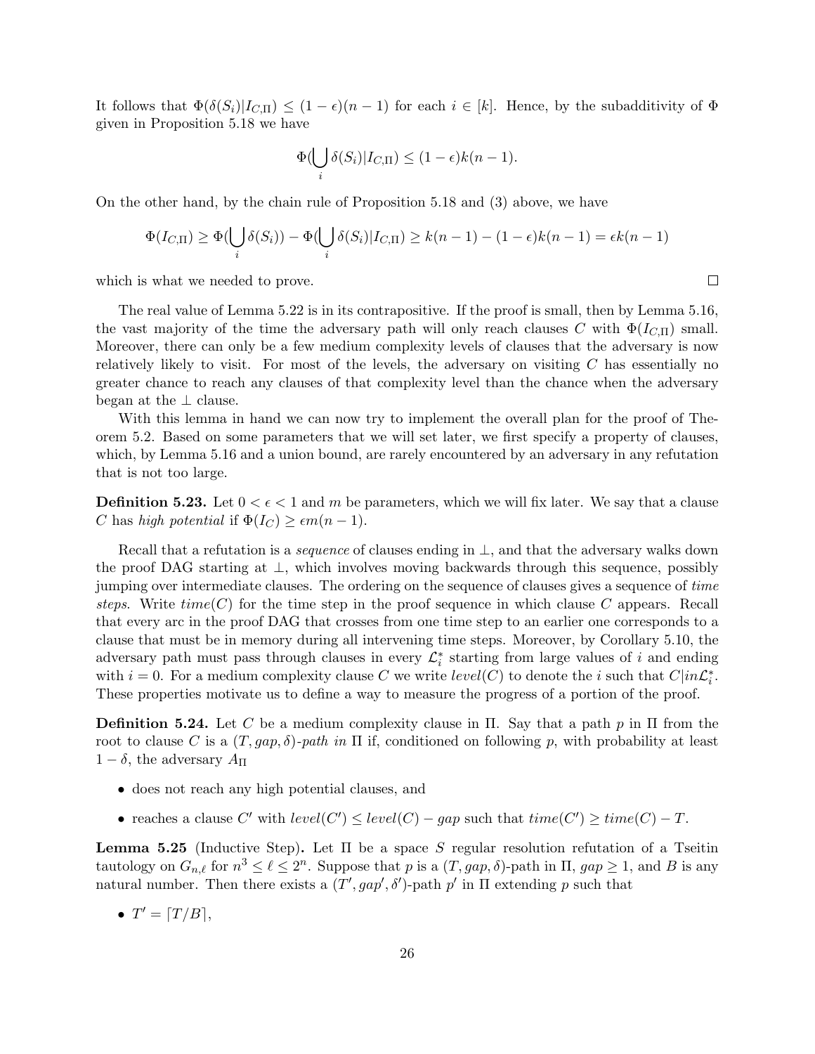It follows that $\Phi(\delta(S_i)|I_{C,\Pi}) \leq (1-\epsilon)(n-1)$ for each $i \in [k]$. Hence, by the subadditivity of $\Phi$ given in Proposition 5.18 we have

$$\Phi(\bigcup_i \delta(S_i)|I_{C,\Pi}) \leq (1-\epsilon)k(n-1).$$

On the other hand, by the chain rule of Proposition 5.18 and (3) above, we have

$$\Phi(I_{C,\Pi}) \geq \Phi(\bigcup_i \delta(S_i)) - \Phi(\bigcup_i \delta(S_i)|I_{C,\Pi}) \geq k(n-1) - (1-\epsilon)k(n-1) = \epsilon k(n-1)$$

which is what we needed to prove. ∎

The real value of Lemma 5.22 is in its contrapositive. If the proof is small, then by Lemma 5.16, the vast majority of the time the adversary path will only reach clauses $C$ with $\Phi(I_{C,\Pi})$ small. Moreover, there can only be a few medium complexity levels of clauses that the adversary is now relatively likely to visit. For most of the levels, the adversary on visiting $C$ has essentially no greater chance to reach any clauses of that complexity level than the chance when the adversary began at the $\perp$ clause.

With this lemma in hand we can now try to implement the overall plan for the proof of Theorem 5.2. Based on some parameters that we will set later, we first specify a property of clauses, which, by Lemma 5.16 and a union bound, are rarely encountered by an adversary in any refutation that is not too large.

**Definition 5.23.** Let $0 < \epsilon < 1$ and $m$ be parameters, which we will fix later. We say that a clause $C$ has *high potential* if $\Phi(I_C) \geq \epsilon m(n-1)$.

Recall that a refutation is a *sequence* of clauses ending in $\perp$, and that the adversary walks down the proof DAG starting at $\perp$, which involves moving backwards through this sequence, possibly jumping over intermediate clauses. The ordering on the sequence of clauses gives a sequence of *time steps*. Write $time(C)$ for the time step in the proof sequence in which clause $C$ appears. Recall that every arc in the proof DAG that crosses from one time step to an earlier one corresponds to a clause that must be in memory during all intervening time steps. Moreover, by Corollary 5.10, the adversary path must pass through clauses in every $\mathcal{L}_i^*$ starting from large values of $i$ and ending with $i = 0$. For a medium complexity clause $C$ we write $level(C)$ to denote the $i$ such that $C|in\mathcal{L}_i^*$. These properties motivate us to define a way to measure the progress of a portion of the proof.

**Definition 5.24.** Let $C$ be a medium complexity clause in $\Pi$. Say that a path $p$ in $\Pi$ from the root to clause $C$ is a *$(T, gap, \delta)$-path in* $\Pi$ if, conditioned on following $p$, with probability at least $1-\delta$, the adversary $A_\Pi$

- does not reach any high potential clauses, and
- reaches a clause $C'$ with $level(C') \leq level(C) - gap$ such that $time(C') \geq time(C) - T$.

**Lemma 5.25** (Inductive Step)**.** Let $\Pi$ be a space $S$ regular resolution refutation of a Tseitin tautology on $G_{n,\ell}$ for $n^3 \leq \ell \leq 2^n$. Suppose that $p$ is a $(T, gap, \delta)$-path in $\Pi$, $gap \geq 1$, and $B$ is any natural number. Then there exists a $(T', gap', \delta')$-path $p'$ in $\Pi$ extending $p$ such that

- $T' = \lceil T/B \rceil$,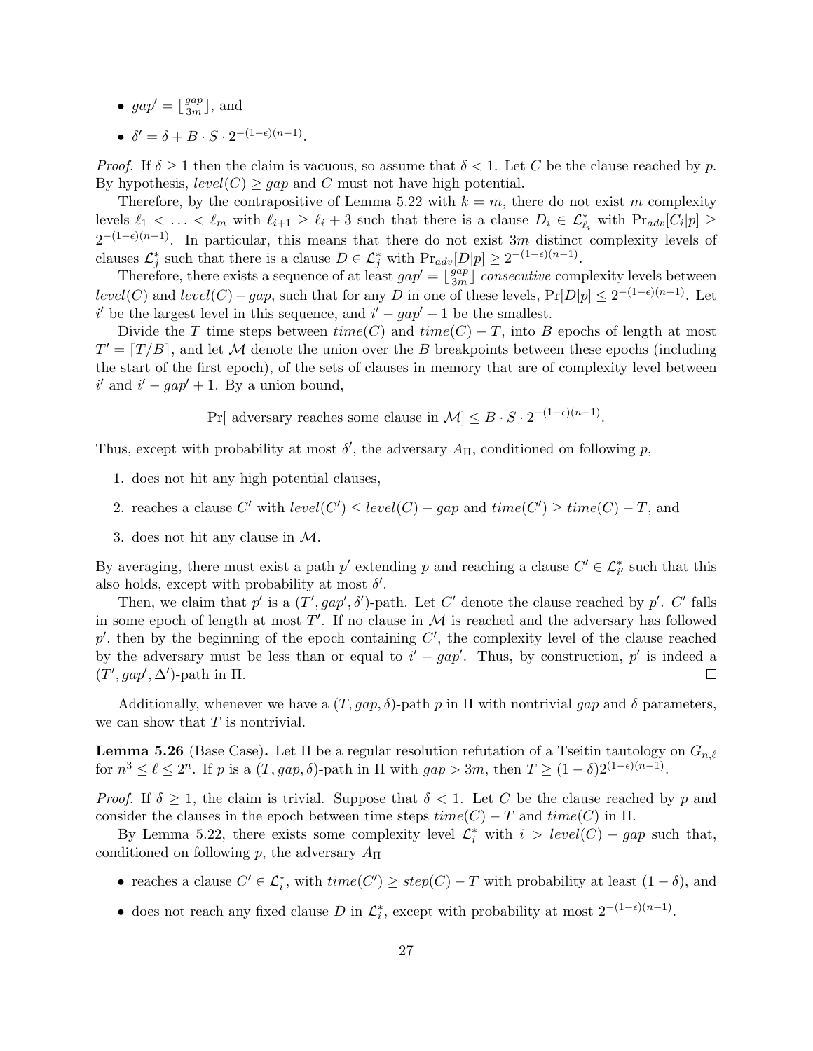- $gap' = \lfloor \frac{gap}{3m} \rfloor$, and
- $\delta' = \delta + B \cdot S \cdot 2^{-(1-\epsilon)(n-1)}$.

*Proof.* If $\delta \geq 1$ then the claim is vacuous, so assume that $\delta < 1$. Let $C$ be the clause reached by $p$. By hypothesis, $level(C) \geq gap$ and $C$ must not have high potential.

Therefore, by the contrapositive of Lemma 5.22 with $k = m$, there do not exist $m$ complexity levels $\ell_1 < \ldots < \ell_m$ with $\ell_{i+1} \geq \ell_i + 3$ such that there is a clause $D_i \in \mathcal{L}^*_{\ell_i}$ with $\Pr_{adv}[C_i|p] \geq 2^{-(1-\epsilon)(n-1)}$. In particular, this means that there do not exist $3m$ distinct complexity levels of clauses $\mathcal{L}^*_j$ such that there is a clause $D \in \mathcal{L}^*_j$ with $\Pr_{adv}[D|p] \geq 2^{-(1-\epsilon)(n-1)}$.

Therefore, there exists a sequence of at least $gap' = \lfloor \frac{gap}{3m} \rfloor$ *consecutive* complexity levels between $level(C)$ and $level(C) - gap$, such that for any $D$ in one of these levels, $\Pr[D|p] \leq 2^{-(1-\epsilon)(n-1)}$. Let $i'$ be the largest level in this sequence, and $i' - gap' + 1$ be the smallest.

Divide the $T$ time steps between $time(C)$ and $time(C) - T$, into $B$ epochs of length at most $T' = \lceil T/B \rceil$, and let $\mathcal{M}$ denote the union over the $B$ breakpoints between these epochs (including the start of the first epoch), of the sets of clauses in memory that are of complexity level between $i'$ and $i' - gap' + 1$. By a union bound,

$$\Pr[\text{ adversary reaches some clause in } \mathcal{M}] \leq B \cdot S \cdot 2^{-(1-\epsilon)(n-1)}.$$

Thus, except with probability at most $\delta'$, the adversary $A_\Pi$, conditioned on following $p$,

1. does not hit any high potential clauses,
2. reaches a clause $C'$ with $level(C') \leq level(C) - gap$ and $time(C') \geq time(C) - T$, and
3. does not hit any clause in $\mathcal{M}$.

By averaging, there must exist a path $p'$ extending $p$ and reaching a clause $C' \in \mathcal{L}^*_{i'}$ such that this also holds, except with probability at most $\delta'$.

Then, we claim that $p'$ is a $(T', gap', \delta')$-path. Let $C'$ denote the clause reached by $p'$. $C'$ falls in some epoch of length at most $T'$. If no clause in $\mathcal{M}$ is reached and the adversary has followed $p'$, then by the beginning of the epoch containing $C'$, the complexity level of the clause reached by the adversary must be less than or equal to $i' - gap'$. Thus, by construction, $p'$ is indeed a $(T', gap', \Delta')$-path in $\Pi$. $\square$

Additionally, whenever we have a $(T, gap, \delta)$-path $p$ in $\Pi$ with nontrivial $gap$ and $\delta$ parameters, we can show that $T$ is nontrivial.

**Lemma 5.26** (Base Case)**.** Let $\Pi$ be a regular resolution refutation of a Tseitin tautology on $G_{n,\ell}$ for $n^3 \leq \ell \leq 2^n$. If $p$ is a $(T, gap, \delta)$-path in $\Pi$ with $gap > 3m$, then $T \geq (1-\delta)2^{(1-\epsilon)(n-1)}$.

*Proof.* If $\delta \geq 1$, the claim is trivial. Suppose that $\delta < 1$. Let $C$ be the clause reached by $p$ and consider the clauses in the epoch between time steps $time(C) - T$ and $time(C)$ in $\Pi$.

By Lemma 5.22, there exists some complexity level $\mathcal{L}^*_i$ with $i > level(C) - gap$ such that, conditioned on following $p$, the adversary $A_\Pi$

- reaches a clause $C' \in \mathcal{L}^*_i$, with $time(C') \geq step(C) - T$ with probability at least $(1-\delta)$, and
- does not reach any fixed clause $D$ in $\mathcal{L}^*_i$, except with probability at most $2^{-(1-\epsilon)(n-1)}$.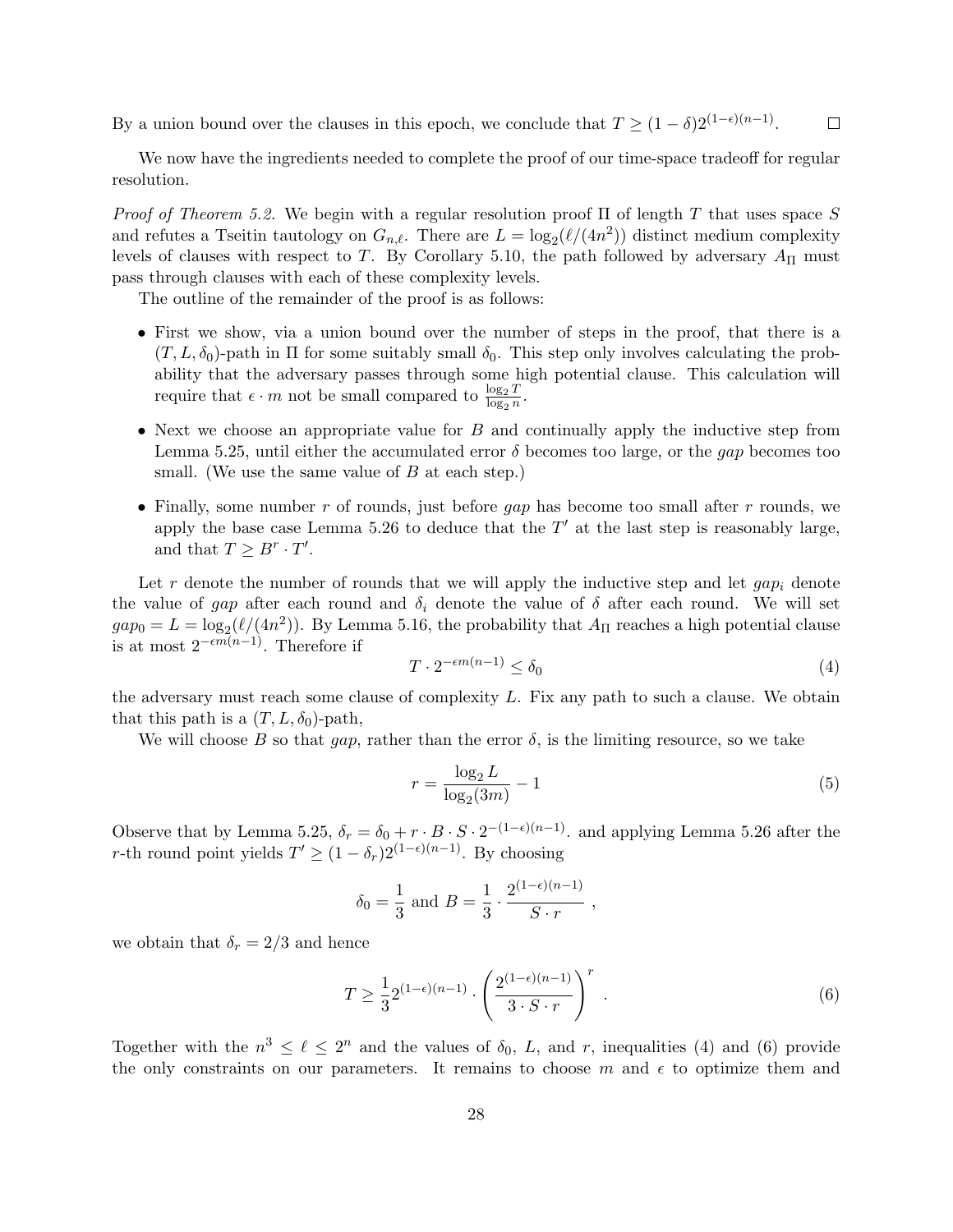By a union bound over the clauses in this epoch, we conclude that $T \geq (1-\delta)2^{(1-\epsilon)(n-1)}$. $\square$

We now have the ingredients needed to complete the proof of our time-space tradeoff for regular resolution.

*Proof of Theorem 5.2.* We begin with a regular resolution proof $\Pi$ of length $T$ that uses space $S$ and refutes a Tseitin tautology on $G_{n,\ell}$. There are $L = \log_2(\ell/(4n^2))$ distinct medium complexity levels of clauses with respect to $T$. By Corollary 5.10, the path followed by adversary $A_\Pi$ must pass through clauses with each of these complexity levels.

The outline of the remainder of the proof is as follows:

- First we show, via a union bound over the number of steps in the proof, that there is a $(T, L, \delta_0)$-path in $\Pi$ for some suitably small $\delta_0$. This step only involves calculating the probability that the adversary passes through some high potential clause. This calculation will require that $\epsilon \cdot m$ not be small compared to $\frac{\log_2 T}{\log_2 n}$.
- Next we choose an appropriate value for $B$ and continually apply the inductive step from Lemma 5.25, until either the accumulated error $\delta$ becomes too large, or the *gap* becomes too small. (We use the same value of $B$ at each step.)
- Finally, some number $r$ of rounds, just before *gap* has become too small after $r$ rounds, we apply the base case Lemma 5.26 to deduce that the $T'$ at the last step is reasonably large, and that $T \geq B^r \cdot T'$.

Let $r$ denote the number of rounds that we will apply the inductive step and let $gap_i$ denote the value of *gap* after each round and $\delta_i$ denote the value of $\delta$ after each round. We will set $gap_0 = L = \log_2(\ell/(4n^2))$. By Lemma 5.16, the probability that $A_\Pi$ reaches a high potential clause is at most $2^{-\epsilon m(n-1)}$. Therefore if

$$T \cdot 2^{-\epsilon m(n-1)} \leq \delta_0 \tag{4}$$

the adversary must reach some clause of complexity $L$. Fix any path to such a clause. We obtain that this path is a $(T, L, \delta_0)$-path,

We will choose $B$ so that *gap*, rather than the error $\delta$, is the limiting resource, so we take

$$r = \frac{\log_2 L}{\log_2(3m)} - 1 \tag{5}$$

Observe that by Lemma 5.25, $\delta_r = \delta_0 + r \cdot B \cdot S \cdot 2^{-(1-\epsilon)(n-1)}$. and applying Lemma 5.26 after the $r$-th round point yields $T' \geq (1-\delta_r)2^{(1-\epsilon)(n-1)}$. By choosing

$$\delta_0 = \frac{1}{3} \text{ and } B = \frac{1}{3} \cdot \frac{2^{(1-\epsilon)(n-1)}}{S \cdot r}\ ,$$

we obtain that $\delta_r = 2/3$ and hence

$$T \geq \frac{1}{3} 2^{(1-\epsilon)(n-1)} \cdot \left(\frac{2^{(1-\epsilon)(n-1)}}{3 \cdot S \cdot r}\right)^r\ . \tag{6}$$

Together with the $n^3 \leq \ell \leq 2^n$ and the values of $\delta_0$, $L$, and $r$, inequalities (4) and (6) provide the only constraints on our parameters. It remains to choose $m$ and $\epsilon$ to optimize them and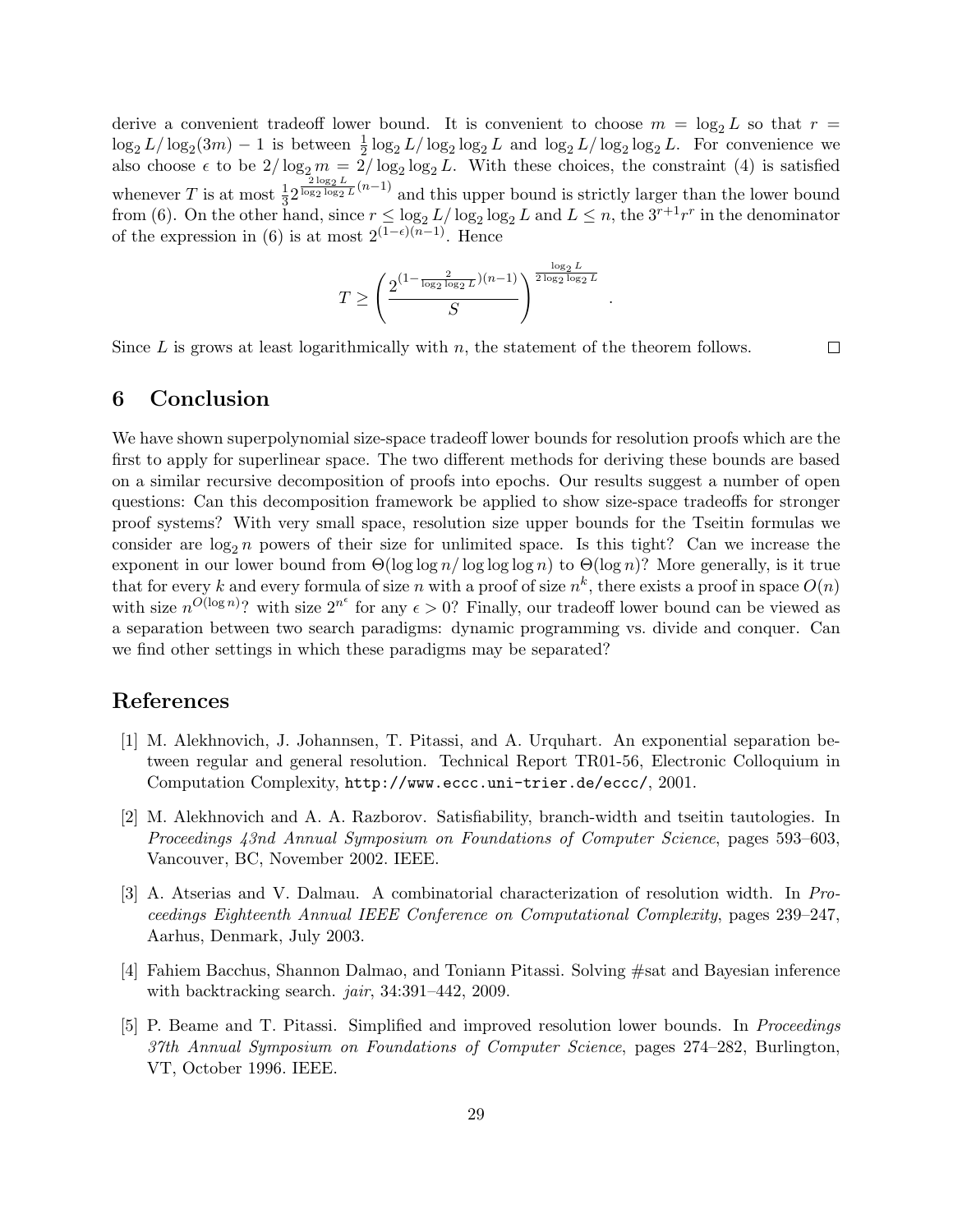derive a convenient tradeoff lower bound. It is convenient to choose $m = \log_2 L$ so that $r = \log_2 L/\log_2(3m) - 1$ is between $\frac{1}{2}\log_2 L/\log_2\log_2 L$ and $\log_2 L/\log_2\log_2 L$. For convenience we also choose $\epsilon$ to be $2/\log_2 m = 2/\log_2\log_2 L$. With these choices, the constraint (4) is satisfied whenever $T$ is at most $\frac{1}{3}2^{\frac{2\log_2 L}{\log_2\log_2 L}(n-1)}$ and this upper bound is strictly larger than the lower bound from (6). On the other hand, since $r \le \log_2 L/\log_2\log_2 L$ and $L \le n$, the $3^{r+1}r^r$ in the denominator of the expression in (6) is at most $2^{(1-\epsilon)(n-1)}$. Hence

$$T \ge \left(\frac{2^{(1-\frac{2}{\log_2\log_2 L})(n-1)}}{S}\right)^{\frac{\log_2 L}{2\log_2\log_2 L}}.$$

Since $L$ is grows at least logarithmically with $n$, the statement of the theorem follows. $\square$

## 6 Conclusion

We have shown superpolynomial size-space tradeoff lower bounds for resolution proofs which are the first to apply for superlinear space. The two different methods for deriving these bounds are based on a similar recursive decomposition of proofs into epochs. Our results suggest a number of open questions: Can this decomposition framework be applied to show size-space tradeoffs for stronger proof systems? With very small space, resolution size upper bounds for the Tseitin formulas we consider are $\log_2 n$ powers of their size for unlimited space. Is this tight? Can we increase the exponent in our lower bound from $\Theta(\log\log n/\log\log\log n)$ to $\Theta(\log n)$? More generally, is it true that for every $k$ and every formula of size $n$ with a proof of size $n^k$, there exists a proof in space $O(n)$ with size $n^{O(\log n)}$? with size $2^{n^\epsilon}$ for any $\epsilon > 0$? Finally, our tradeoff lower bound can be viewed as a separation between two search paradigms: dynamic programming vs. divide and conquer. Can we find other settings in which these paradigms may be separated?

## References

[1] M. Alekhnovich, J. Johannsen, T. Pitassi, and A. Urquhart. An exponential separation between regular and general resolution. Technical Report TR01-56, Electronic Colloquium in Computation Complexity, http://www.eccc.uni-trier.de/eccc/, 2001.

[2] M. Alekhnovich and A. A. Razborov. Satisfiability, branch-width and tseitin tautologies. In *Proceedings 43nd Annual Symposium on Foundations of Computer Science*, pages 593–603, Vancouver, BC, November 2002. IEEE.

[3] A. Atserias and V. Dalmau. A combinatorial characterization of resolution width. In *Proceedings Eighteenth Annual IEEE Conference on Computational Complexity*, pages 239–247, Aarhus, Denmark, July 2003.

[4] Fahiem Bacchus, Shannon Dalmao, and Toniann Pitassi. Solving #sat and Bayesian inference with backtracking search. *jair*, 34:391–442, 2009.

[5] P. Beame and T. Pitassi. Simplified and improved resolution lower bounds. In *Proceedings 37th Annual Symposium on Foundations of Computer Science*, pages 274–282, Burlington, VT, October 1996. IEEE.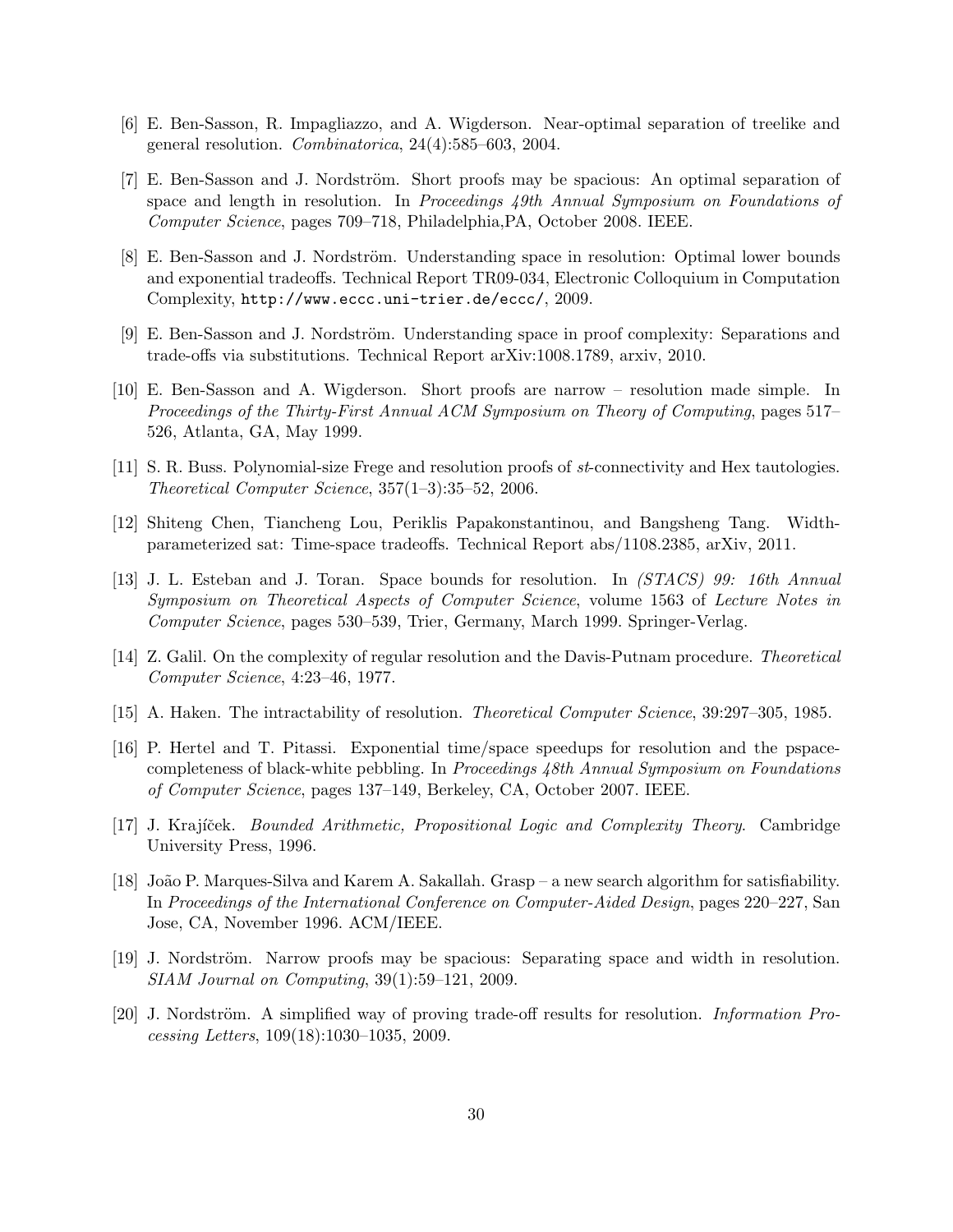[6] E. Ben-Sasson, R. Impagliazzo, and A. Wigderson. Near-optimal separation of treelike and general resolution. *Combinatorica*, 24(4):585–603, 2004.

[7] E. Ben-Sasson and J. Nordström. Short proofs may be spacious: An optimal separation of space and length in resolution. In *Proceedings 49th Annual Symposium on Foundations of Computer Science*, pages 709–718, Philadelphia,PA, October 2008. IEEE.

[8] E. Ben-Sasson and J. Nordström. Understanding space in resolution: Optimal lower bounds and exponential tradeoffs. Technical Report TR09-034, Electronic Colloquium in Computation Complexity, `http://www.eccc.uni-trier.de/eccc/`, 2009.

[9] E. Ben-Sasson and J. Nordström. Understanding space in proof complexity: Separations and trade-offs via substitutions. Technical Report arXiv:1008.1789, arxiv, 2010.

[10] E. Ben-Sasson and A. Wigderson. Short proofs are narrow – resolution made simple. In *Proceedings of the Thirty-First Annual ACM Symposium on Theory of Computing*, pages 517–526, Atlanta, GA, May 1999.

[11] S. R. Buss. Polynomial-size Frege and resolution proofs of *st*-connectivity and Hex tautologies. *Theoretical Computer Science*, 357(1–3):35–52, 2006.

[12] Shiteng Chen, Tiancheng Lou, Periklis Papakonstantinou, and Bangsheng Tang. Width-parameterized sat: Time-space tradeoffs. Technical Report abs/1108.2385, arXiv, 2011.

[13] J. L. Esteban and J. Toran. Space bounds for resolution. In *(STACS) 99: 16th Annual Symposium on Theoretical Aspects of Computer Science*, volume 1563 of *Lecture Notes in Computer Science*, pages 530–539, Trier, Germany, March 1999. Springer-Verlag.

[14] Z. Galil. On the complexity of regular resolution and the Davis-Putnam procedure. *Theoretical Computer Science*, 4:23–46, 1977.

[15] A. Haken. The intractability of resolution. *Theoretical Computer Science*, 39:297–305, 1985.

[16] P. Hertel and T. Pitassi. Exponential time/space speedups for resolution and the pspace-completeness of black-white pebbling. In *Proceedings 48th Annual Symposium on Foundations of Computer Science*, pages 137–149, Berkeley, CA, October 2007. IEEE.

[17] J. Krajíček. *Bounded Arithmetic, Propositional Logic and Complexity Theory*. Cambridge University Press, 1996.

[18] João P. Marques-Silva and Karem A. Sakallah. Grasp – a new search algorithm for satisfiability. In *Proceedings of the International Conference on Computer-Aided Design*, pages 220–227, San Jose, CA, November 1996. ACM/IEEE.

[19] J. Nordström. Narrow proofs may be spacious: Separating space and width in resolution. *SIAM Journal on Computing*, 39(1):59–121, 2009.

[20] J. Nordström. A simplified way of proving trade-off results for resolution. *Information Processing Letters*, 109(18):1030–1035, 2009.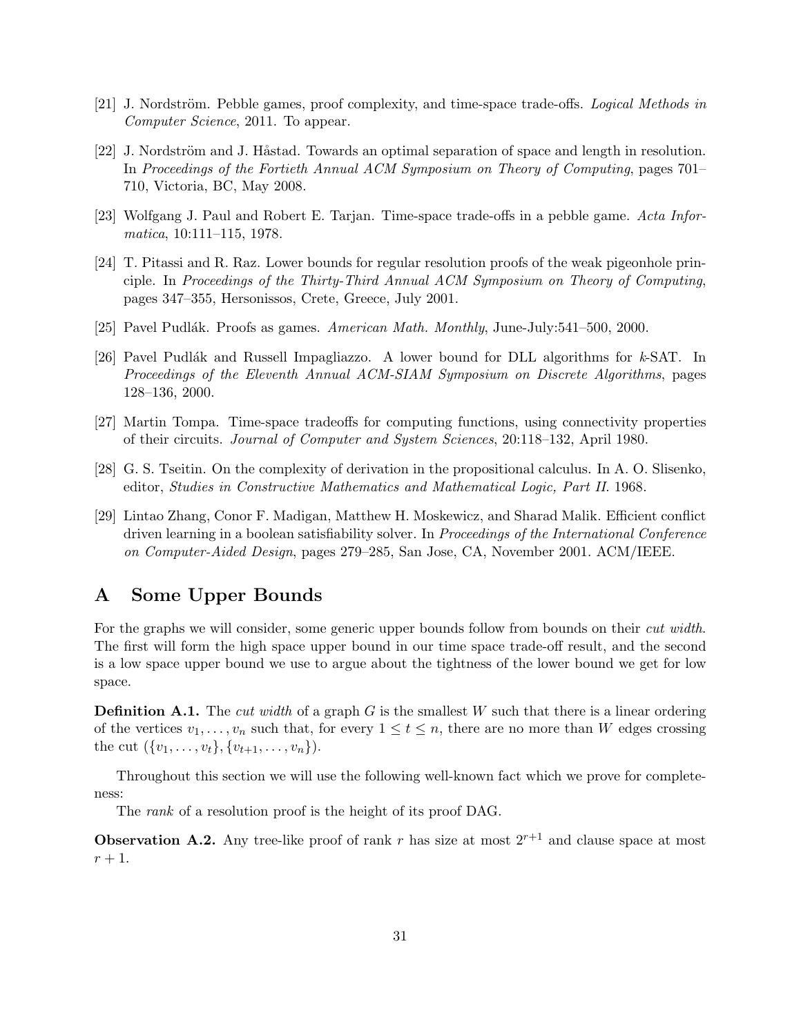[21] J. Nordström. Pebble games, proof complexity, and time-space trade-offs. *Logical Methods in Computer Science*, 2011. To appear.

[22] J. Nordström and J. Håstad. Towards an optimal separation of space and length in resolution. In *Proceedings of the Fortieth Annual ACM Symposium on Theory of Computing*, pages 701–710, Victoria, BC, May 2008.

[23] Wolfgang J. Paul and Robert E. Tarjan. Time-space trade-offs in a pebble game. *Acta Informatica*, 10:111–115, 1978.

[24] T. Pitassi and R. Raz. Lower bounds for regular resolution proofs of the weak pigeonhole principle. In *Proceedings of the Thirty-Third Annual ACM Symposium on Theory of Computing*, pages 347–355, Hersonissos, Crete, Greece, July 2001.

[25] Pavel Pudlák. Proofs as games. *American Math. Monthly*, June-July:541–500, 2000.

[26] Pavel Pudlák and Russell Impagliazzo. A lower bound for DLL algorithms for $k$-SAT. In *Proceedings of the Eleventh Annual ACM-SIAM Symposium on Discrete Algorithms*, pages 128–136, 2000.

[27] Martin Tompa. Time-space tradeoffs for computing functions, using connectivity properties of their circuits. *Journal of Computer and System Sciences*, 20:118–132, April 1980.

[28] G. S. Tseitin. On the complexity of derivation in the propositional calculus. In A. O. Slisenko, editor, *Studies in Constructive Mathematics and Mathematical Logic, Part II*. 1968.

[29] Lintao Zhang, Conor F. Madigan, Matthew H. Moskewicz, and Sharad Malik. Efficient conflict driven learning in a boolean satisfiability solver. In *Proceedings of the International Conference on Computer-Aided Design*, pages 279–285, San Jose, CA, November 2001. ACM/IEEE.

# A Some Upper Bounds

For the graphs we will consider, some generic upper bounds follow from bounds on their *cut width*. The first will form the high space upper bound in our time space trade-off result, and the second is a low space upper bound we use to argue about the tightness of the lower bound we get for low space.

**Definition A.1.** The *cut width* of a graph $G$ is the smallest $W$ such that there is a linear ordering of the vertices $v_1, \ldots, v_n$ such that, for every $1 \leq t \leq n$, there are no more than $W$ edges crossing the cut $(\{v_1, \ldots, v_t\}, \{v_{t+1}, \ldots, v_n\})$.

Throughout this section we will use the following well-known fact which we prove for completeness:

The *rank* of a resolution proof is the height of its proof DAG.

**Observation A.2.** Any tree-like proof of rank $r$ has size at most $2^{r+1}$ and clause space at most $r + 1$.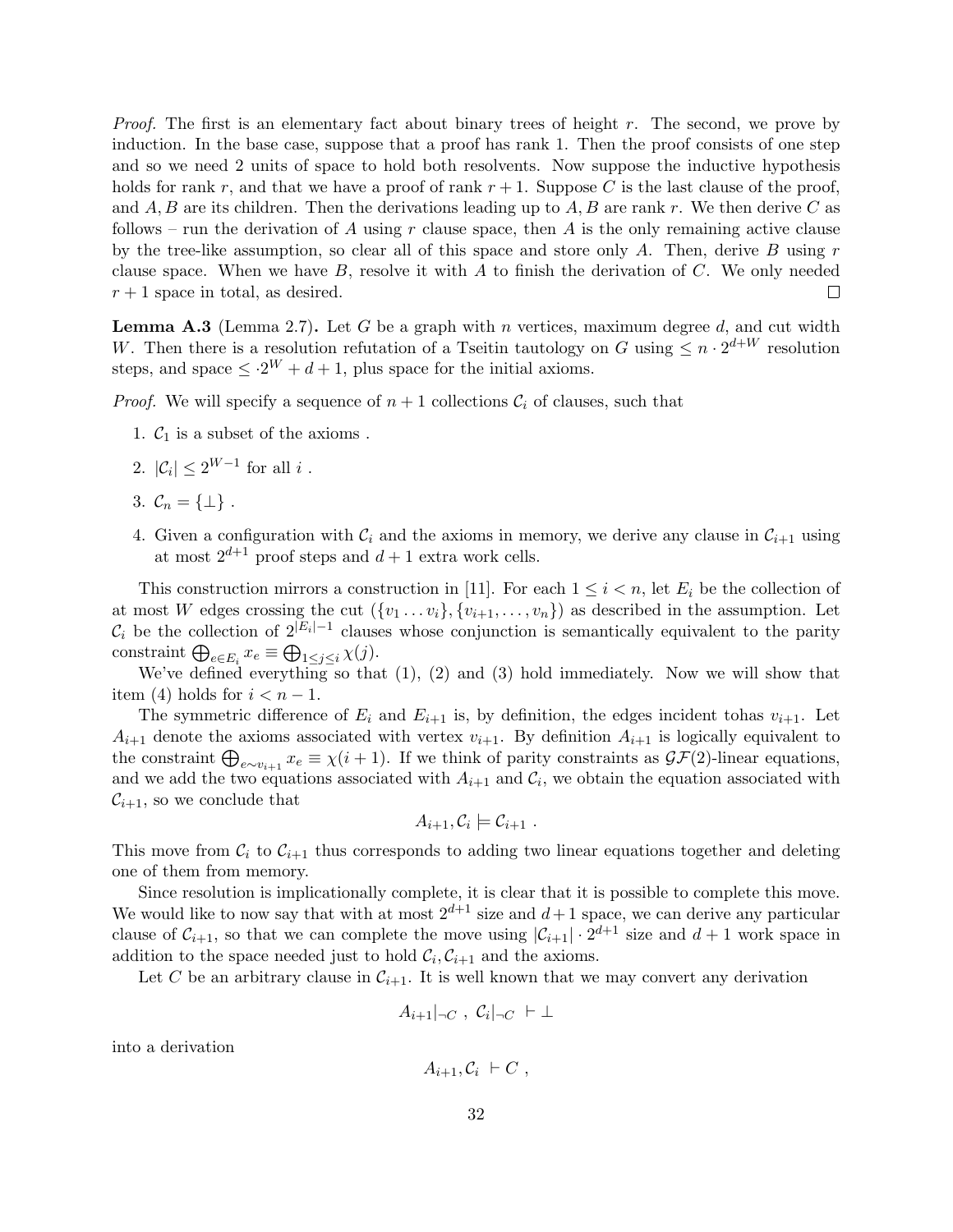*Proof.* The first is an elementary fact about binary trees of height $r$. The second, we prove by induction. In the base case, suppose that a proof has rank 1. Then the proof consists of one step and so we need 2 units of space to hold both resolvents. Now suppose the inductive hypothesis holds for rank $r$, and that we have a proof of rank $r+1$. Suppose $C$ is the last clause of the proof, and $A, B$ are its children. Then the derivations leading up to $A, B$ are rank $r$. We then derive $C$ as follows – run the derivation of $A$ using $r$ clause space, then $A$ is the only remaining active clause by the tree-like assumption, so clear all of this space and store only $A$. Then, derive $B$ using $r$ clause space. When we have $B$, resolve it with $A$ to finish the derivation of $C$. We only needed $r+1$ space in total, as desired. $\square$

**Lemma A.3** (Lemma 2.7)**.** Let $G$ be a graph with $n$ vertices, maximum degree $d$, and cut width $W$. Then there is a resolution refutation of a Tseitin tautology on $G$ using $\leq n \cdot 2^{d+W}$ resolution steps, and space $\leq \cdot 2^W + d + 1$, plus space for the initial axioms.

*Proof.* We will specify a sequence of $n+1$ collections $\mathcal{C}_i$ of clauses, such that

1. $\mathcal{C}_1$ is a subset of the axioms .
2. $|\mathcal{C}_i| \leq 2^{W-1}$ for all $i$ .
3. $\mathcal{C}_n = \{\bot\}$ .
4. Given a configuration with $\mathcal{C}_i$ and the axioms in memory, we derive any clause in $\mathcal{C}_{i+1}$ using at most $2^{d+1}$ proof steps and $d+1$ extra work cells.

This construction mirrors a construction in [11]. For each $1 \leq i < n$, let $E_i$ be the collection of at most $W$ edges crossing the cut $(\{v_1 \dots v_i\}, \{v_{i+1}, \dots, v_n\})$ as described in the assumption. Let $\mathcal{C}_i$ be the collection of $2^{|E_i|-1}$ clauses whose conjunction is semantically equivalent to the parity constraint $\bigoplus_{e \in E_i} x_e \equiv \bigoplus_{1 \leq j \leq i} \chi(j)$.

We've defined everything so that (1), (2) and (3) hold immediately. Now we will show that item (4) holds for $i < n-1$.

The symmetric difference of $E_i$ and $E_{i+1}$ is, by definition, the edges incident tohas $v_{i+1}$. Let $A_{i+1}$ denote the axioms associated with vertex $v_{i+1}$. By definition $A_{i+1}$ is logically equivalent to the constraint $\bigoplus_{e \sim v_{i+1}} x_e \equiv \chi(i+1)$. If we think of parity constraints as $\mathcal{GF}(2)$-linear equations, and we add the two equations associated with $A_{i+1}$ and $\mathcal{C}_i$, we obtain the equation associated with $\mathcal{C}_{i+1}$, so we conclude that

$$A_{i+1}, \mathcal{C}_i \models \mathcal{C}_{i+1} \ .$$

This move from $\mathcal{C}_i$ to $\mathcal{C}_{i+1}$ thus corresponds to adding two linear equations together and deleting one of them from memory.

Since resolution is implicationally complete, it is clear that it is possible to complete this move. We would like to now say that with at most $2^{d+1}$ size and $d+1$ space, we can derive any particular clause of $\mathcal{C}_{i+1}$, so that we can complete the move using $|\mathcal{C}_{i+1}| \cdot 2^{d+1}$ size and $d+1$ work space in addition to the space needed just to hold $\mathcal{C}_i, \mathcal{C}_{i+1}$ and the axioms.

Let $C$ be an arbitrary clause in $\mathcal{C}_{i+1}$. It is well known that we may convert any derivation

$$A_{i+1}|_{\neg C} \ , \ \mathcal{C}_i|_{\neg C} \ \vdash \bot$$

into a derivation

$$A_{i+1}, \mathcal{C}_i \ \vdash C \ ,$$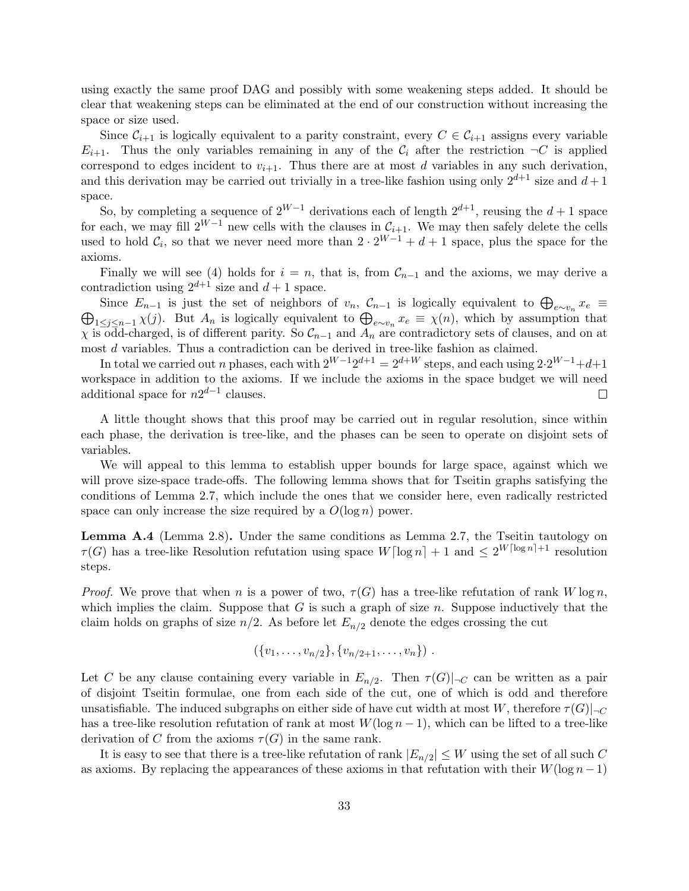using exactly the same proof DAG and possibly with some weakening steps added. It should be clear that weakening steps can be eliminated at the end of our construction without increasing the space or size used.

Since $\mathcal{C}_{i+1}$ is logically equivalent to a parity constraint, every $C \in \mathcal{C}_{i+1}$ assigns every variable $E_{i+1}$. Thus the only variables remaining in any of the $\mathcal{C}_i$ after the restriction $\neg C$ is applied correspond to edges incident to $v_{i+1}$. Thus there are at most $d$ variables in any such derivation, and this derivation may be carried out trivially in a tree-like fashion using only $2^{d+1}$ size and $d+1$ space.

So, by completing a sequence of $2^{W-1}$ derivations each of length $2^{d+1}$, reusing the $d+1$ space for each, we may fill $2^{W-1}$ new cells with the clauses in $\mathcal{C}_{i+1}$. We may then safely delete the cells used to hold $\mathcal{C}_i$, so that we never need more than $2 \cdot 2^{W-1} + d + 1$ space, plus the space for the axioms.

Finally we will see (4) holds for $i = n$, that is, from $\mathcal{C}_{n-1}$ and the axioms, we may derive a contradiction using $2^{d+1}$ size and $d+1$ space.

Since $E_{n-1}$ is just the set of neighbors of $v_n$, $\mathcal{C}_{n-1}$ is logically equivalent to $\bigoplus_{e \sim v_n} x_e \equiv \bigoplus_{1 \leq j \leq n-1} \chi(j)$. But $A_n$ is logically equivalent to $\bigoplus_{e \sim v_n} x_e \equiv \chi(n)$, which by assumption that $\chi$ is odd-charged, is of different parity. So $\mathcal{C}_{n-1}$ and $A_n$ are contradictory sets of clauses, and on at most $d$ variables. Thus a contradiction can be derived in tree-like fashion as claimed.

In total we carried out $n$ phases, each with $2^{W-1}2^{d+1} = 2^{d+W}$ steps, and each using $2 \cdot 2^{W-1} + d + 1$ workspace in addition to the axioms. If we include the axioms in the space budget we will need additional space for $n2^{d-1}$ clauses. □

A little thought shows that this proof may be carried out in regular resolution, since within each phase, the derivation is tree-like, and the phases can be seen to operate on disjoint sets of variables.

We will appeal to this lemma to establish upper bounds for large space, against which we will prove size-space trade-offs. The following lemma shows that for Tseitin graphs satisfying the conditions of Lemma 2.7, which include the ones that we consider here, even radically restricted space can only increase the size required by a $O(\log n)$ power.

**Lemma A.4** (Lemma 2.8)**.** Under the same conditions as Lemma 2.7, the Tseitin tautology on $\tau(G)$ has a tree-like Resolution refutation using space $W\lceil \log n \rceil + 1$ and $\leq 2^{W\lceil \log n \rceil + 1}$ resolution steps.

*Proof.* We prove that when $n$ is a power of two, $\tau(G)$ has a tree-like refutation of rank $W \log n$, which implies the claim. Suppose that $G$ is such a graph of size $n$. Suppose inductively that the claim holds on graphs of size $n/2$. As before let $E_{n/2}$ denote the edges crossing the cut

$$(\{v_1, \ldots, v_{n/2}\}, \{v_{n/2+1}, \ldots, v_n\}) \ .$$

Let $C$ be any clause containing every variable in $E_{n/2}$. Then $\tau(G)|_{\neg C}$ can be written as a pair of disjoint Tseitin formulae, one from each side of the cut, one of which is odd and therefore unsatisfiable. The induced subgraphs on either side of have cut width at most $W$, therefore $\tau(G)|_{\neg C}$ has a tree-like resolution refutation of rank at most $W(\log n - 1)$, which can be lifted to a tree-like derivation of $C$ from the axioms $\tau(G)$ in the same rank.

It is easy to see that there is a tree-like refutation of rank $|E_{n/2}| \leq W$ using the set of all such $C$ as axioms. By replacing the appearances of these axioms in that refutation with their $W(\log n - 1)$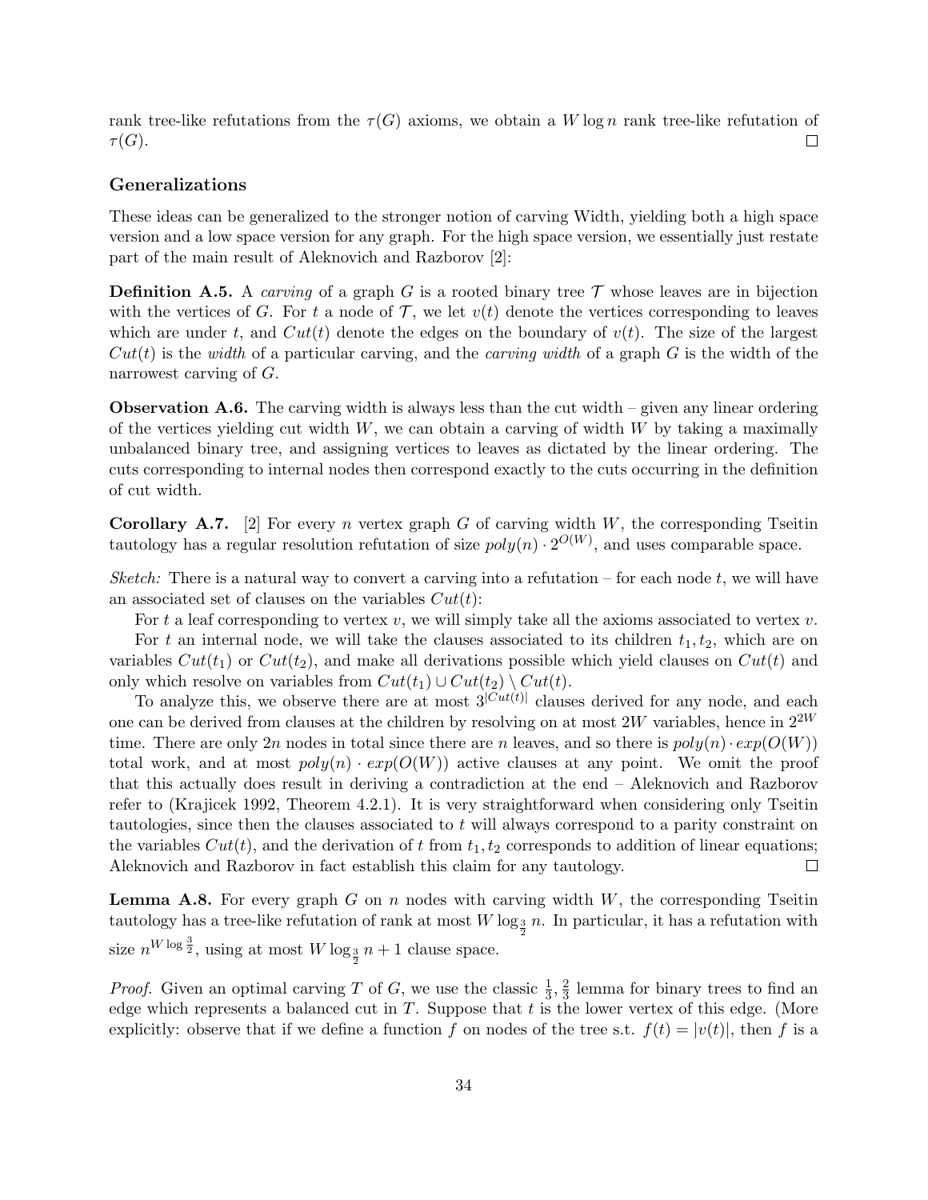rank tree-like refutations from the $\tau(G)$ axioms, we obtain a $W \log n$ rank tree-like refutation of $\tau(G)$. □

### Generalizations

These ideas can be generalized to the stronger notion of carving Width, yielding both a high space version and a low space version for any graph. For the high space version, we essentially just restate part of the main result of Aleknovich and Razborov [2]:

**Definition A.5.** A *carving* of a graph $G$ is a rooted binary tree $\mathcal{T}$ whose leaves are in bijection with the vertices of $G$. For $t$ a node of $\mathcal{T}$, we let $v(t)$ denote the vertices corresponding to leaves which are under $t$, and $Cut(t)$ denote the edges on the boundary of $v(t)$. The size of the largest $Cut(t)$ is the *width* of a particular carving, and the *carving width* of a graph $G$ is the width of the narrowest carving of $G$.

**Observation A.6.** The carving width is always less than the cut width – given any linear ordering of the vertices yielding cut width $W$, we can obtain a carving of width $W$ by taking a maximally unbalanced binary tree, and assigning vertices to leaves as dictated by the linear ordering. The cuts corresponding to internal nodes then correspond exactly to the cuts occurring in the definition of cut width.

**Corollary A.7.** [2] For every $n$ vertex graph $G$ of carving width $W$, the corresponding Tseitin tautology has a regular resolution refutation of size $poly(n) \cdot 2^{O(W)}$, and uses comparable space.

*Sketch:* There is a natural way to convert a carving into a refutation – for each node $t$, we will have an associated set of clauses on the variables $Cut(t)$:

For $t$ a leaf corresponding to vertex $v$, we will simply take all the axioms associated to vertex $v$.

For $t$ an internal node, we will take the clauses associated to its children $t_1, t_2$, which are on variables $Cut(t_1)$ or $Cut(t_2)$, and make all derivations possible which yield clauses on $Cut(t)$ and only which resolve on variables from $Cut(t_1) \cup Cut(t_2) \setminus Cut(t)$.

To analyze this, we observe there are at most $3^{|Cut(t)|}$ clauses derived for any node, and each one can be derived from clauses at the children by resolving on at most $2W$ variables, hence in $2^{2W}$ time. There are only $2n$ nodes in total since there are $n$ leaves, and so there is $poly(n) \cdot exp(O(W))$ total work, and at most $poly(n) \cdot exp(O(W))$ active clauses at any point. We omit the proof that this actually does result in deriving a contradiction at the end – Aleknovich and Razborov refer to (Krajicek 1992, Theorem 4.2.1). It is very straightforward when considering only Tseitin tautologies, since then the clauses associated to $t$ will always correspond to a parity constraint on the variables $Cut(t)$, and the derivation of $t$ from $t_1, t_2$ corresponds to addition of linear equations; Aleknovich and Razborov in fact establish this claim for any tautology. □

**Lemma A.8.** For every graph $G$ on $n$ nodes with carving width $W$, the corresponding Tseitin tautology has a tree-like refutation of rank at most $W \log_{\frac{3}{2}} n$. In particular, it has a refutation with size $n^{W \log \frac{3}{2}}$, using at most $W \log_{\frac{3}{2}} n + 1$ clause space.

*Proof.* Given an optimal carving $T$ of $G$, we use the classic $\frac{1}{3}, \frac{2}{3}$ lemma for binary trees to find an edge which represents a balanced cut in $T$. Suppose that $t$ is the lower vertex of this edge. (More explicitly: observe that if we define a function $f$ on nodes of the tree s.t. $f(t) = |v(t)|$, then $f$ is a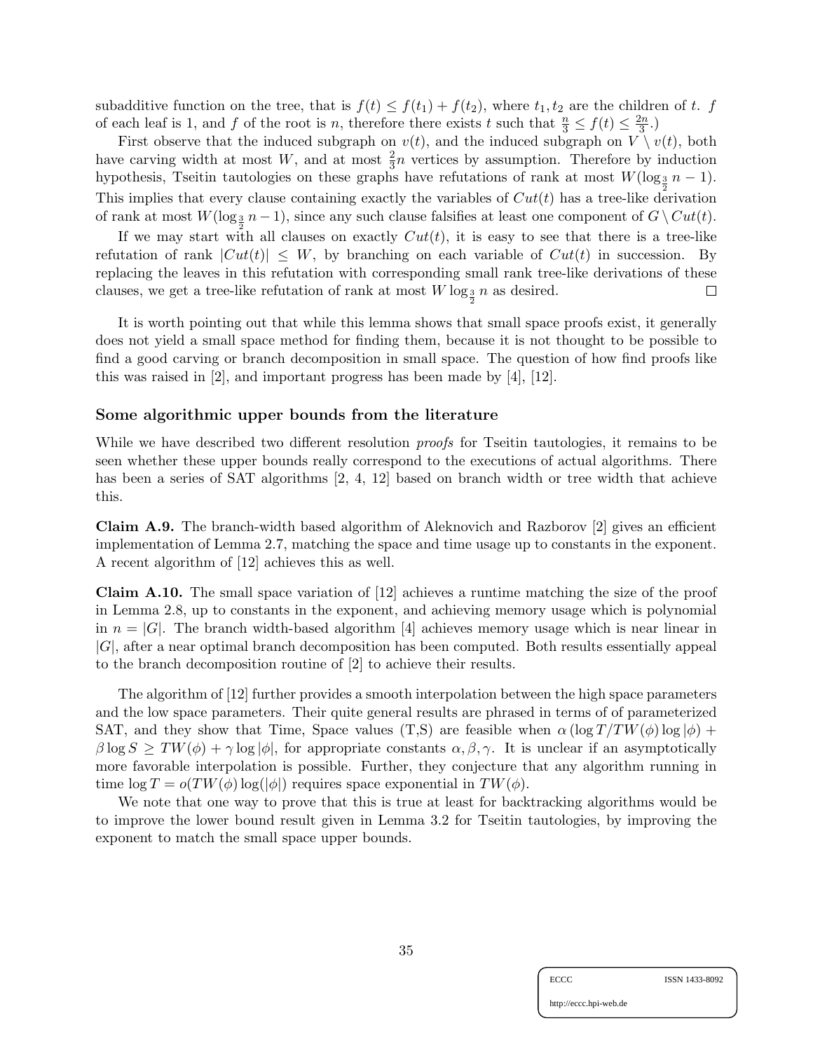subadditive function on the tree, that is $f(t) \leq f(t_1) + f(t_2)$, where $t_1, t_2$ are the children of $t$. $f$ of each leaf is 1, and $f$ of the root is $n$, therefore there exists $t$ such that $\frac{n}{3} \leq f(t) \leq \frac{2n}{3}$.)

First observe that the induced subgraph on $v(t)$, and the induced subgraph on $V \setminus v(t)$, both have carving width at most $W$, and at most $\frac{2}{3}n$ vertices by assumption. Therefore by induction hypothesis, Tseitin tautologies on these graphs have refutations of rank at most $W(\log_{\frac{3}{2}} n - 1)$. This implies that every clause containing exactly the variables of $Cut(t)$ has a tree-like derivation of rank at most $W(\log_{\frac{3}{2}} n - 1)$, since any such clause falsifies at least one component of $G \setminus Cut(t)$.

If we may start with all clauses on exactly $Cut(t)$, it is easy to see that there is a tree-like refutation of rank $|Cut(t)| \leq W$, by branching on each variable of $Cut(t)$ in succession. By replacing the leaves in this refutation with corresponding small rank tree-like derivations of these clauses, we get a tree-like refutation of rank at most $W \log_{\frac{3}{2}} n$ as desired. □

It is worth pointing out that while this lemma shows that small space proofs exist, it generally does not yield a small space method for finding them, because it is not thought to be possible to find a good carving or branch decomposition in small space. The question of how find proofs like this was raised in [2], and important progress has been made by [4], [12].

### Some algorithmic upper bounds from the literature

While we have described two different resolution *proofs* for Tseitin tautologies, it remains to be seen whether these upper bounds really correspond to the executions of actual algorithms. There has been a series of SAT algorithms [2, 4, 12] based on branch width or tree width that achieve this.

**Claim A.9.** The branch-width based algorithm of Aleknovich and Razborov [2] gives an efficient implementation of Lemma 2.7, matching the space and time usage up to constants in the exponent. A recent algorithm of [12] achieves this as well.

**Claim A.10.** The small space variation of [12] achieves a runtime matching the size of the proof in Lemma 2.8, up to constants in the exponent, and achieving memory usage which is polynomial in $n = |G|$. The branch width-based algorithm [4] achieves memory usage which is near linear in $|G|$, after a near optimal branch decomposition has been computed. Both results essentially appeal to the branch decomposition routine of [2] to achieve their results.

The algorithm of [12] further provides a smooth interpolation between the high space parameters and the low space parameters. Their quite general results are phrased in terms of of parameterized SAT, and they show that Time, Space values (T,S) are feasible when $\alpha (\log T / TW(\phi) \log |\phi) + \beta \log S \geq TW(\phi) + \gamma \log |\phi|$, for appropriate constants $\alpha, \beta, \gamma$. It is unclear if an asymptotically more favorable interpolation is possible. Further, they conjecture that any algorithm running in time $\log T = o(TW(\phi) \log(|\phi|)$ requires space exponential in $TW(\phi)$.

We note that one way to prove that this is true at least for backtracking algorithms would be to improve the lower bound result given in Lemma 3.2 for Tseitin tautologies, by improving the exponent to match the small space upper bounds.